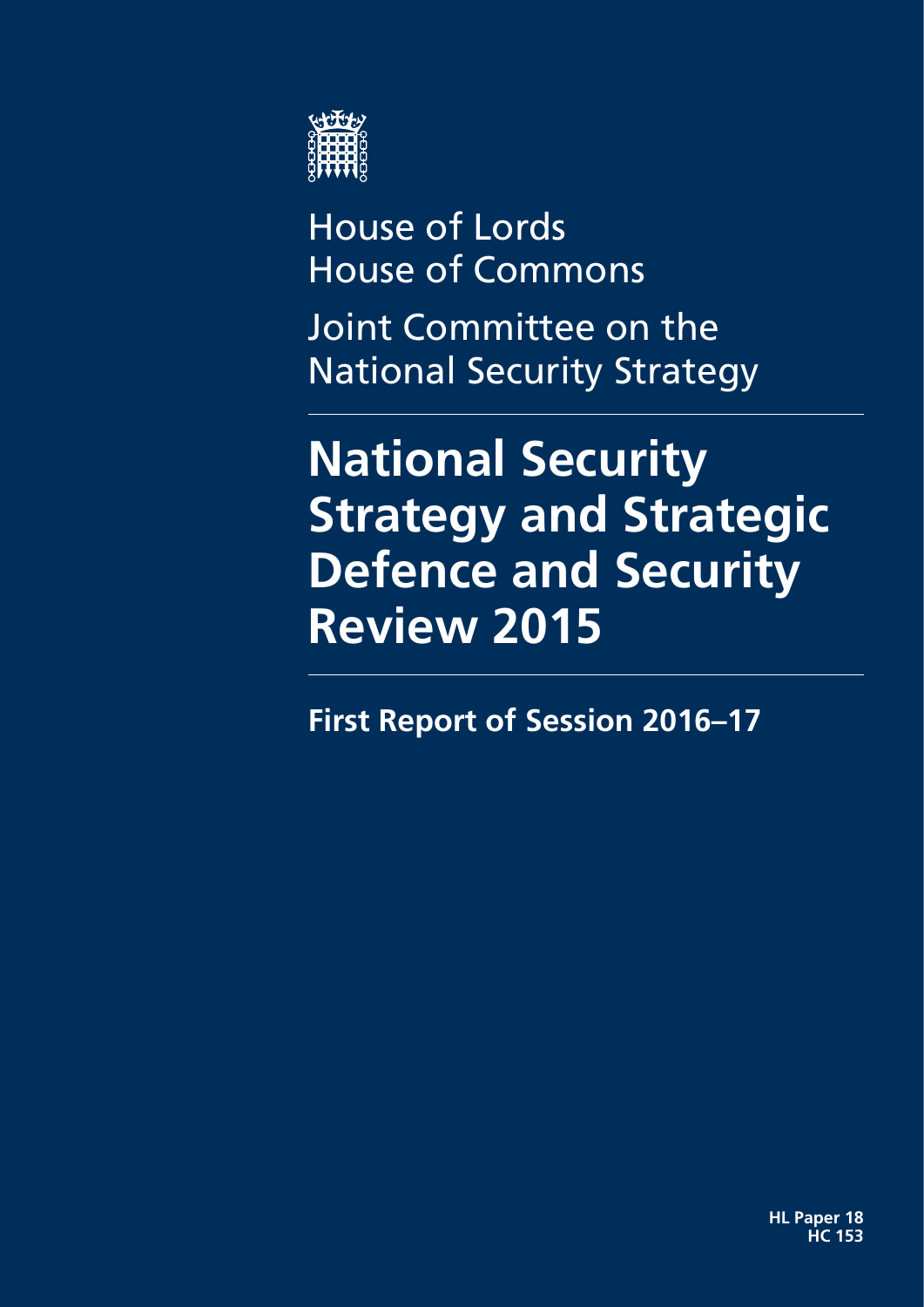House of Lords
House of Commons

Joint Committee on the National Security Strategy

# National Security Strategy and Strategic Defence and Security Review 2015

**First Report of Session 2016–17**

**HL Paper 18**
**HC 153**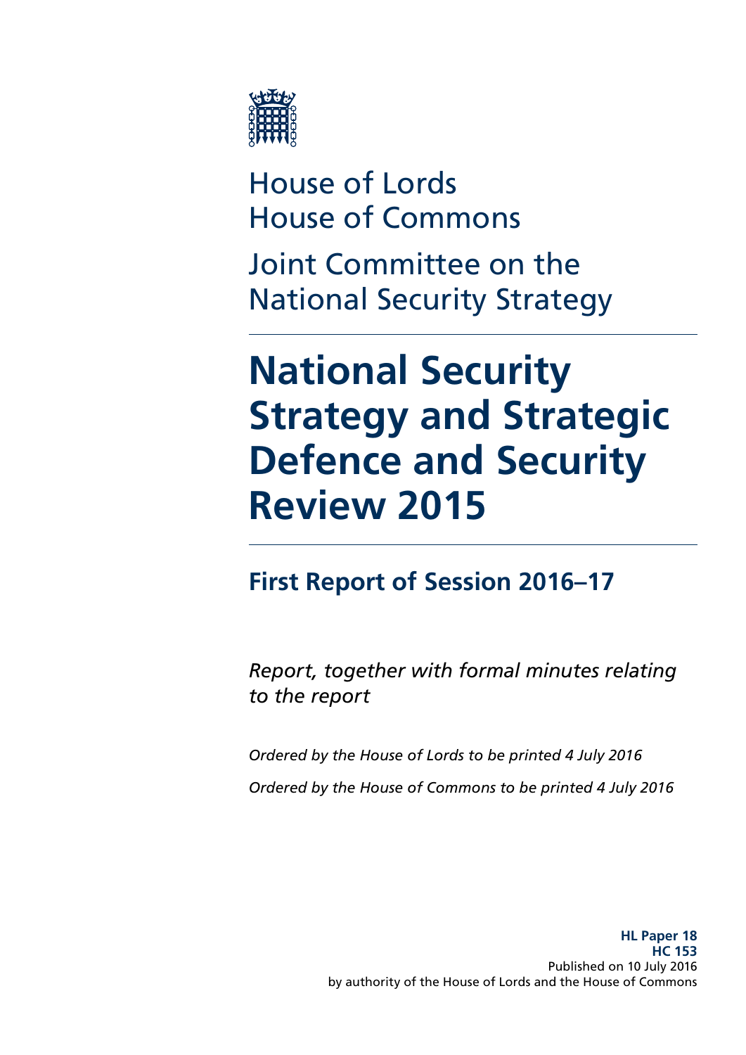House of Lords
House of Commons

Joint Committee on the National Security Strategy

# National Security Strategy and Strategic Defence and Security Review 2015

## First Report of Session 2016–17

*Report, together with formal minutes relating to the report*

*Ordered by the House of Lords to be printed 4 July 2016*

*Ordered by the House of Commons to be printed 4 July 2016*

**HL Paper 18**
**HC 153**
Published on 10 July 2016
by authority of the House of Lords and the House of Commons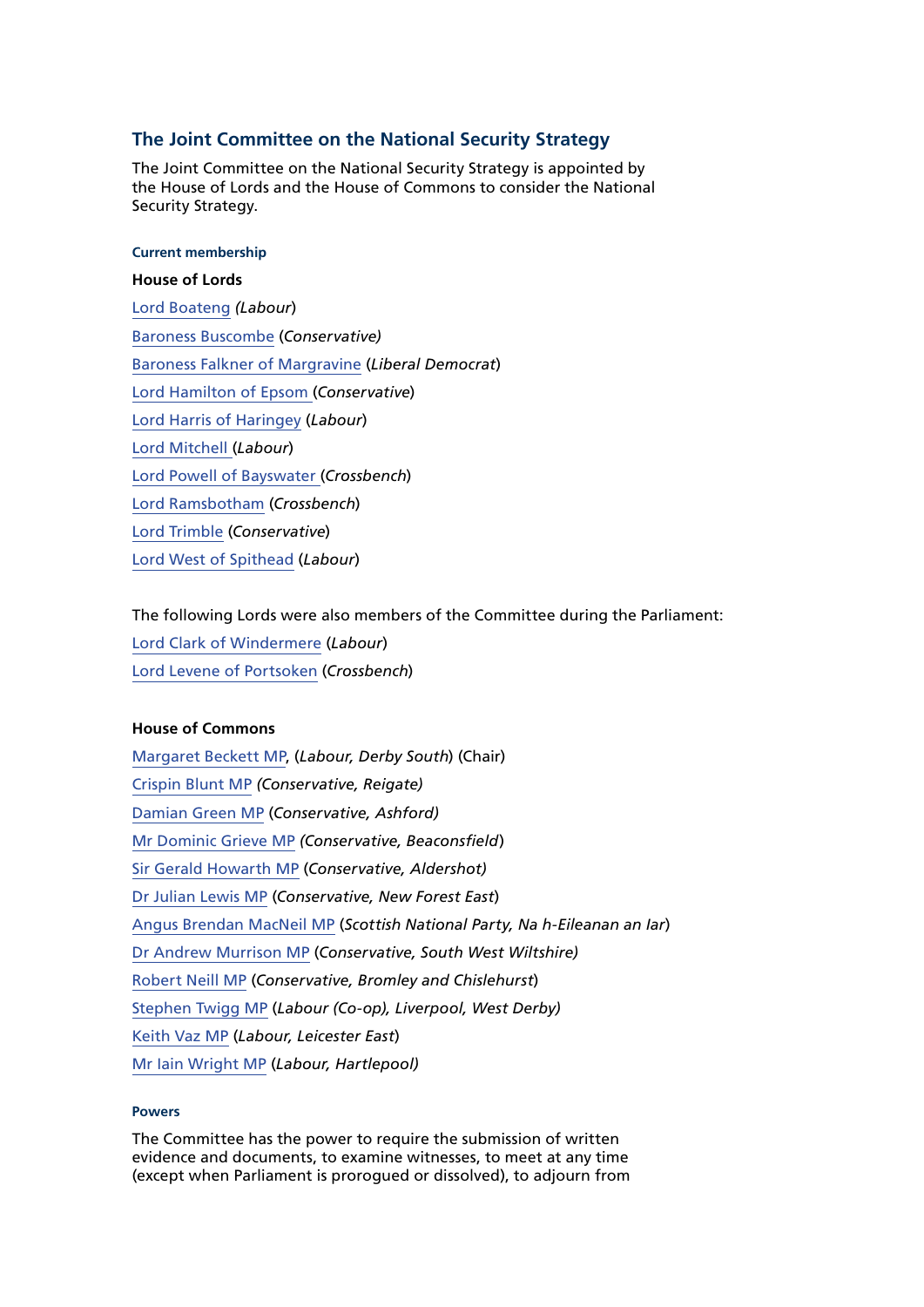## The Joint Committee on the National Security Strategy

The Joint Committee on the National Security Strategy is appointed by the House of Lords and the House of Commons to consider the National Security Strategy.

#### Current membership

**House of Lords**

Lord Boateng *(Labour*)

Baroness Buscombe (*Conservative)*

Baroness Falkner of Margravine (*Liberal Democrat*)

Lord Hamilton of Epsom (*Conservative*)

Lord Harris of Haringey (*Labour*)

Lord Mitchell (*Labour*)

Lord Powell of Bayswater (*Crossbench*)

Lord Ramsbotham (*Crossbench*)

Lord Trimble (*Conservative*)

Lord West of Spithead (*Labour*)

The following Lords were also members of the Committee during the Parliament:

Lord Clark of Windermere (*Labour*)

Lord Levene of Portsoken (*Crossbench*)

**House of Commons**

Margaret Beckett MP, (*Labour, Derby South*) (Chair)

Crispin Blunt MP *(Conservative, Reigate)*

Damian Green MP (*Conservative, Ashford)*

Mr Dominic Grieve MP *(Conservative, Beaconsfield*)

Sir Gerald Howarth MP (*Conservative, Aldershot)*

Dr Julian Lewis MP (*Conservative, New Forest East*)

Angus Brendan MacNeil MP (*Scottish National Party, Na h-Eileanan an Iar*)

Dr Andrew Murrison MP (*Conservative, South West Wiltshire)*

Robert Neill MP (*Conservative, Bromley and Chislehurst*)

Stephen Twigg MP (*Labour (Co-op), Liverpool, West Derby)*

Keith Vaz MP (*Labour, Leicester East*)

Mr Iain Wright MP (*Labour, Hartlepool)*

#### Powers

The Committee has the power to require the submission of written evidence and documents, to examine witnesses, to meet at any time (except when Parliament is prorogued or dissolved), to adjourn from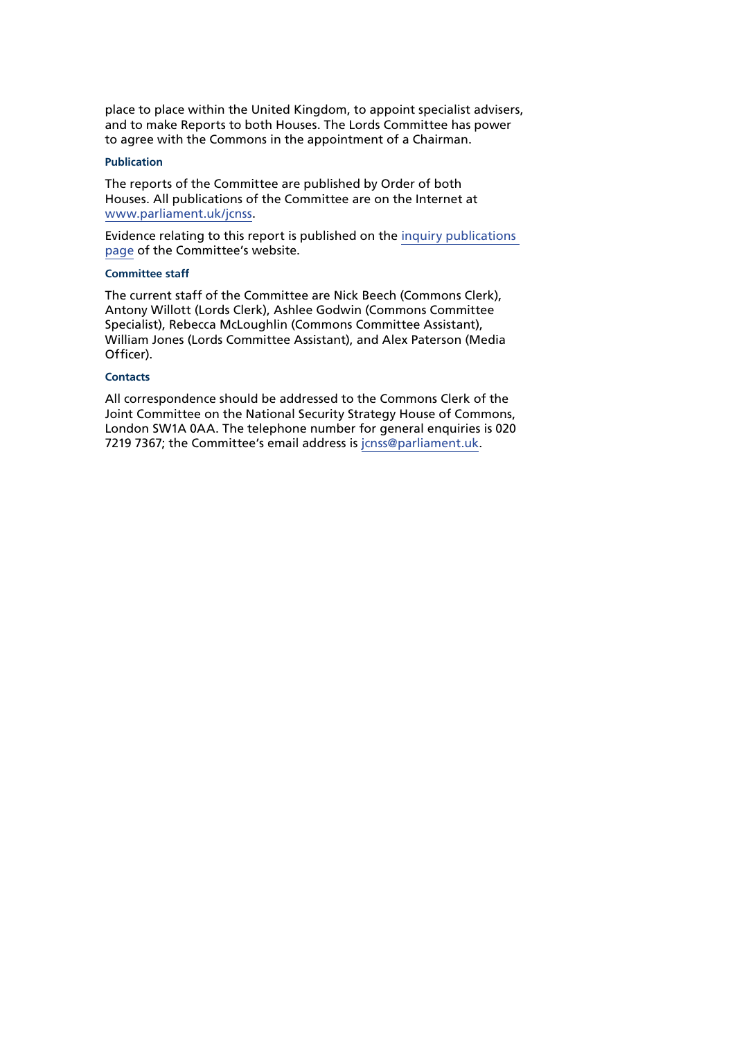place to place within the United Kingdom, to appoint specialist advisers, and to make Reports to both Houses. The Lords Committee has power to agree with the Commons in the appointment of a Chairman.

### Publication

The reports of the Committee are published by Order of both Houses. All publications of the Committee are on the Internet at www.parliament.uk/jcnss.

Evidence relating to this report is published on the inquiry publications page of the Committee's website.

### Committee staff

The current staff of the Committee are Nick Beech (Commons Clerk), Antony Willott (Lords Clerk), Ashlee Godwin (Commons Committee Specialist), Rebecca McLoughlin (Commons Committee Assistant), William Jones (Lords Committee Assistant), and Alex Paterson (Media Officer).

### Contacts

All correspondence should be addressed to the Commons Clerk of the Joint Committee on the National Security Strategy House of Commons, London SW1A 0AA. The telephone number for general enquiries is 020 7219 7367; the Committee's email address is jcnss@parliament.uk.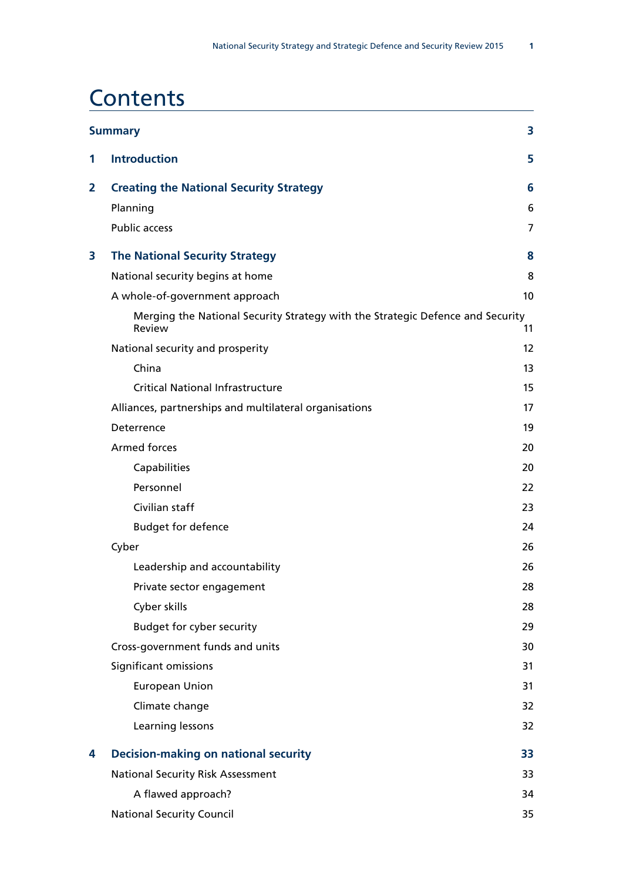# Contents

| | | |
|---|---|---|
| **Summary** | | **3** |
| **1** | **Introduction** | **5** |
| **2** | **Creating the National Security Strategy** | **6** |
| | Planning | 6 |
| | Public access | 7 |
| **3** | **The National Security Strategy** | **8** |
| | National security begins at home | 8 |
| | A whole-of-government approach | 10 |
| | Merging the National Security Strategy with the Strategic Defence and Security Review | 11 |
| | National security and prosperity | 12 |
| | China | 13 |
| | Critical National Infrastructure | 15 |
| | Alliances, partnerships and multilateral organisations | 17 |
| | Deterrence | 19 |
| | Armed forces | 20 |
| | Capabilities | 20 |
| | Personnel | 22 |
| | Civilian staff | 23 |
| | Budget for defence | 24 |
| | Cyber | 26 |
| | Leadership and accountability | 26 |
| | Private sector engagement | 28 |
| | Cyber skills | 28 |
| | Budget for cyber security | 29 |
| | Cross-government funds and units | 30 |
| | Significant omissions | 31 |
| | European Union | 31 |
| | Climate change | 32 |
| | Learning lessons | 32 |
| **4** | **Decision-making on national security** | **33** |
| | National Security Risk Assessment | 33 |
| | A flawed approach? | 34 |
| | National Security Council | 35 |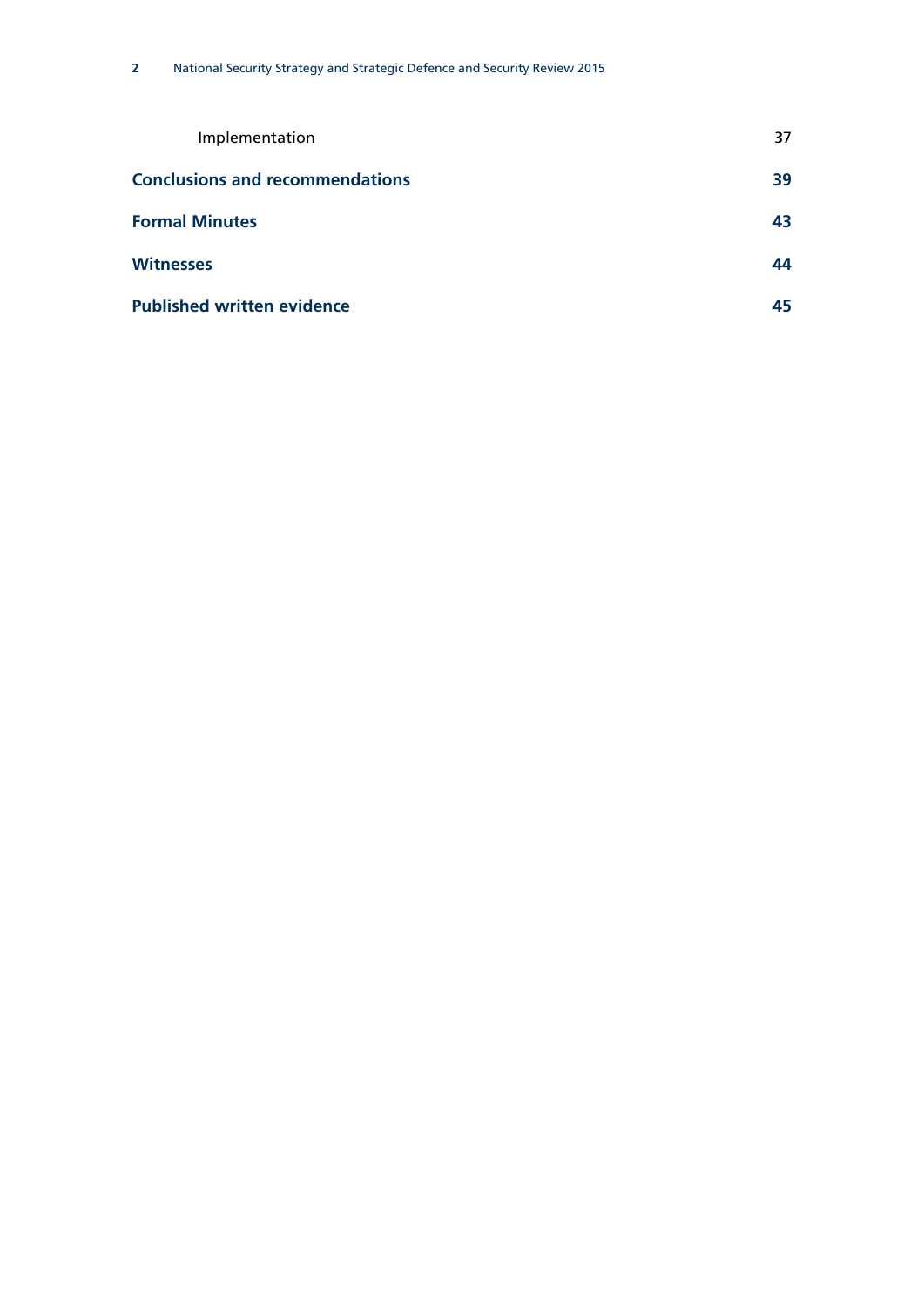Implementation 37

**Conclusions and recommendations** **39**

**Formal Minutes** **43**

**Witnesses** **44**

**Published written evidence** **45**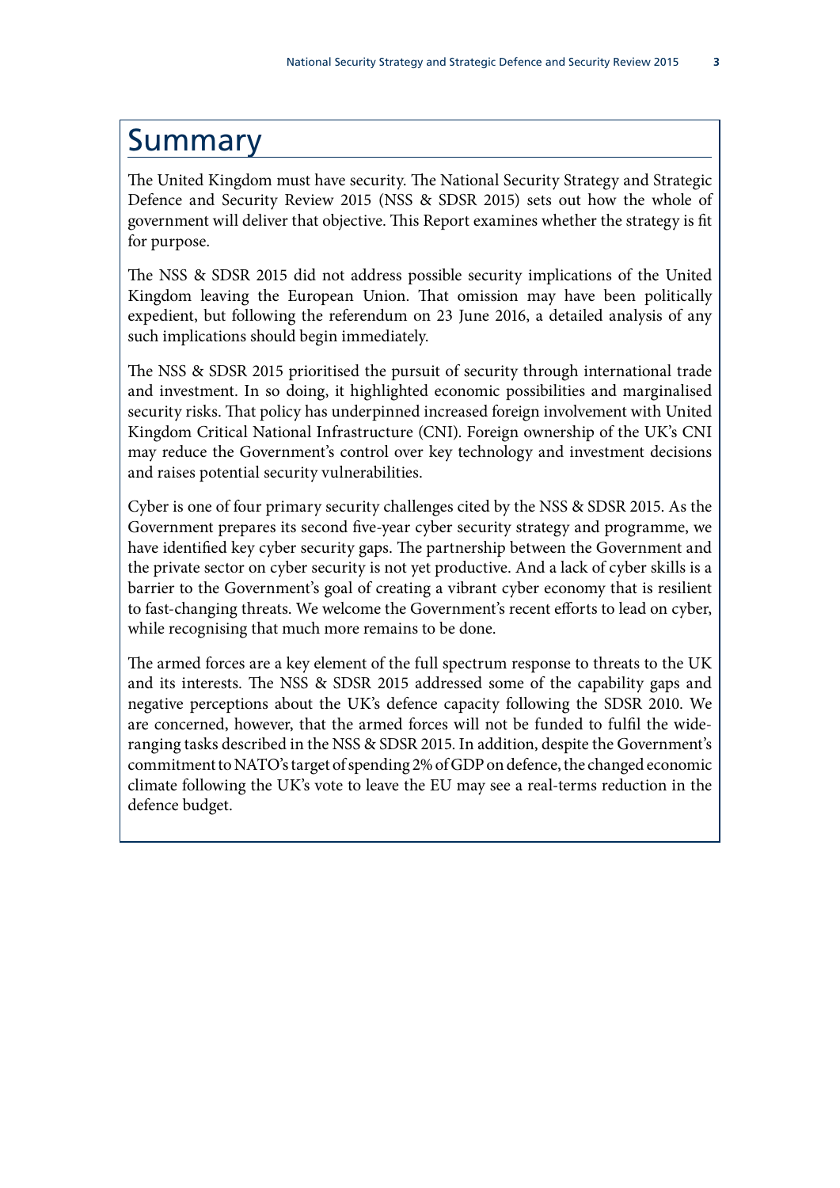# Summary

The United Kingdom must have security. The National Security Strategy and Strategic Defence and Security Review 2015 (NSS & SDSR 2015) sets out how the whole of government will deliver that objective. This Report examines whether the strategy is fit for purpose.

The NSS & SDSR 2015 did not address possible security implications of the United Kingdom leaving the European Union. That omission may have been politically expedient, but following the referendum on 23 June 2016, a detailed analysis of any such implications should begin immediately.

The NSS & SDSR 2015 prioritised the pursuit of security through international trade and investment. In so doing, it highlighted economic possibilities and marginalised security risks. That policy has underpinned increased foreign involvement with United Kingdom Critical National Infrastructure (CNI). Foreign ownership of the UK's CNI may reduce the Government's control over key technology and investment decisions and raises potential security vulnerabilities.

Cyber is one of four primary security challenges cited by the NSS & SDSR 2015. As the Government prepares its second five-year cyber security strategy and programme, we have identified key cyber security gaps. The partnership between the Government and the private sector on cyber security is not yet productive. And a lack of cyber skills is a barrier to the Government's goal of creating a vibrant cyber economy that is resilient to fast-changing threats. We welcome the Government's recent efforts to lead on cyber, while recognising that much more remains to be done.

The armed forces are a key element of the full spectrum response to threats to the UK and its interests. The NSS & SDSR 2015 addressed some of the capability gaps and negative perceptions about the UK's defence capacity following the SDSR 2010. We are concerned, however, that the armed forces will not be funded to fulfil the wide-ranging tasks described in the NSS & SDSR 2015. In addition, despite the Government's commitment to NATO's target of spending 2% of GDP on defence, the changed economic climate following the UK's vote to leave the EU may see a real-terms reduction in the defence budget.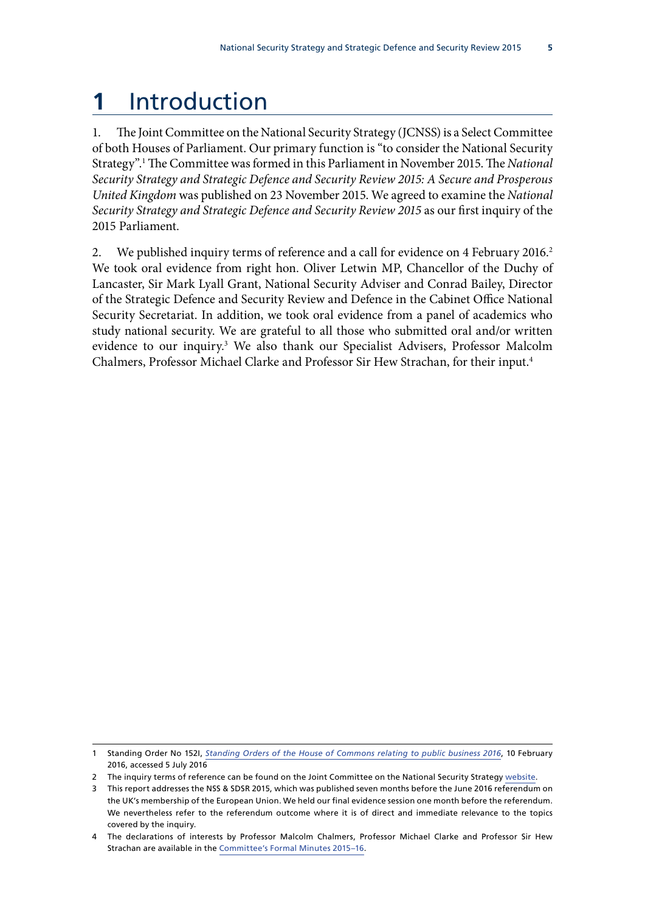# 1 Introduction

1. The Joint Committee on the National Security Strategy (JCNSS) is a Select Committee of both Houses of Parliament. Our primary function is "to consider the National Security Strategy".[1] The Committee was formed in this Parliament in November 2015. The *National Security Strategy and Strategic Defence and Security Review 2015: A Secure and Prosperous United Kingdom* was published on 23 November 2015. We agreed to examine the *National Security Strategy and Strategic Defence and Security Review 2015* as our first inquiry of the 2015 Parliament.

2. We published inquiry terms of reference and a call for evidence on 4 February 2016.[2] We took oral evidence from right hon. Oliver Letwin MP, Chancellor of the Duchy of Lancaster, Sir Mark Lyall Grant, National Security Adviser and Conrad Bailey, Director of the Strategic Defence and Security Review and Defence in the Cabinet Office National Security Secretariat. In addition, we took oral evidence from a panel of academics who study national security. We are grateful to all those who submitted oral and/or written evidence to our inquiry.[3] We also thank our Specialist Advisers, Professor Malcolm Chalmers, Professor Michael Clarke and Professor Sir Hew Strachan, for their input.[4]

---

1 Standing Order No 152I, *Standing Orders of the House of Commons relating to public business 2016*, 10 February 2016, accessed 5 July 2016

2 The inquiry terms of reference can be found on the Joint Committee on the National Security Strategy website.

3 This report addresses the NSS & SDSR 2015, which was published seven months before the June 2016 referendum on the UK's membership of the European Union. We held our final evidence session one month before the referendum. We nevertheless refer to the referendum outcome where it is of direct and immediate relevance to the topics covered by the inquiry.

4 The declarations of interests by Professor Malcolm Chalmers, Professor Michael Clarke and Professor Sir Hew Strachan are available in the Committee's Formal Minutes 2015–16.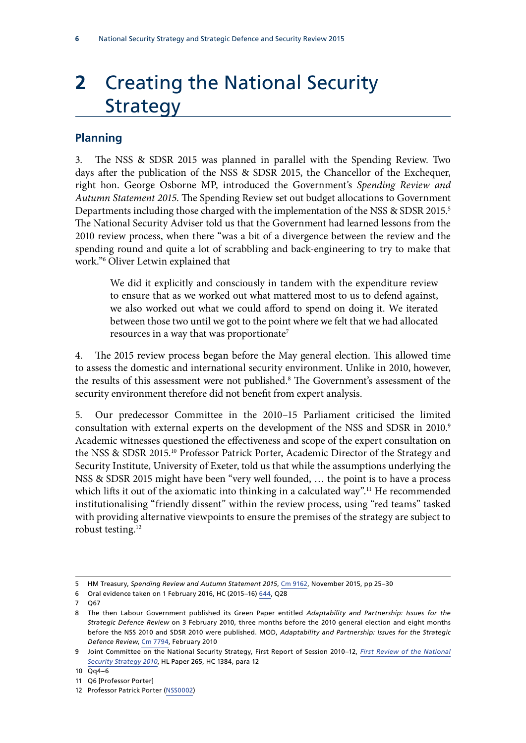# 2 Creating the National Security Strategy

## Planning

3. The NSS & SDSR 2015 was planned in parallel with the Spending Review. Two days after the publication of the NSS & SDSR 2015, the Chancellor of the Exchequer, right hon. George Osborne MP, introduced the Government's *Spending Review and Autumn Statement 2015*. The Spending Review set out budget allocations to Government Departments including those charged with the implementation of the NSS & SDSR 2015.[5] The National Security Adviser told us that the Government had learned lessons from the 2010 review process, when there "was a bit of a divergence between the review and the spending round and quite a lot of scrabbling and back-engineering to try to make that work."[6] Oliver Letwin explained that

> We did it explicitly and consciously in tandem with the expenditure review to ensure that as we worked out what mattered most to us to defend against, we also worked out what we could afford to spend on doing it. We iterated between those two until we got to the point where we felt that we had allocated resources in a way that was proportionate[7]

4. The 2015 review process began before the May general election. This allowed time to assess the domestic and international security environment. Unlike in 2010, however, the results of this assessment were not published.[8] The Government's assessment of the security environment therefore did not benefit from expert analysis.

5. Our predecessor Committee in the 2010–15 Parliament criticised the limited consultation with external experts on the development of the NSS and SDSR in 2010.[9] Academic witnesses questioned the effectiveness and scope of the expert consultation on the NSS & SDSR 2015.[10] Professor Patrick Porter, Academic Director of the Strategy and Security Institute, University of Exeter, told us that while the assumptions underlying the NSS & SDSR 2015 might have been "very well founded, … the point is to have a process which lifts it out of the axiomatic into thinking in a calculated way".[11] He recommended institutionalising "friendly dissent" within the review process, using "red teams" tasked with providing alternative viewpoints to ensure the premises of the strategy are subject to robust testing.[12]

---

5 HM Treasury, *Spending Review and Autumn Statement 2015*, Cm 9162, November 2015, pp 25–30

6 Oral evidence taken on 1 February 2016, HC (2015–16) 644, Q28

7 Q67

8 The then Labour Government published its Green Paper entitled *Adaptability and Partnership: Issues for the Strategic Defence Review* on 3 February 2010, three months before the 2010 general election and eight months before the NSS 2010 and SDSR 2010 were published. MOD, *Adaptability and Partnership: Issues for the Strategic Defence Review*, Cm 7794, February 2010

9 Joint Committee on the National Security Strategy, First Report of Session 2010–12, *First Review of the National Security Strategy 2010*, HL Paper 265, HC 1384, para 12

10 Qq4–6

11 Q6 [Professor Porter]

12 Professor Patrick Porter (NSS0002)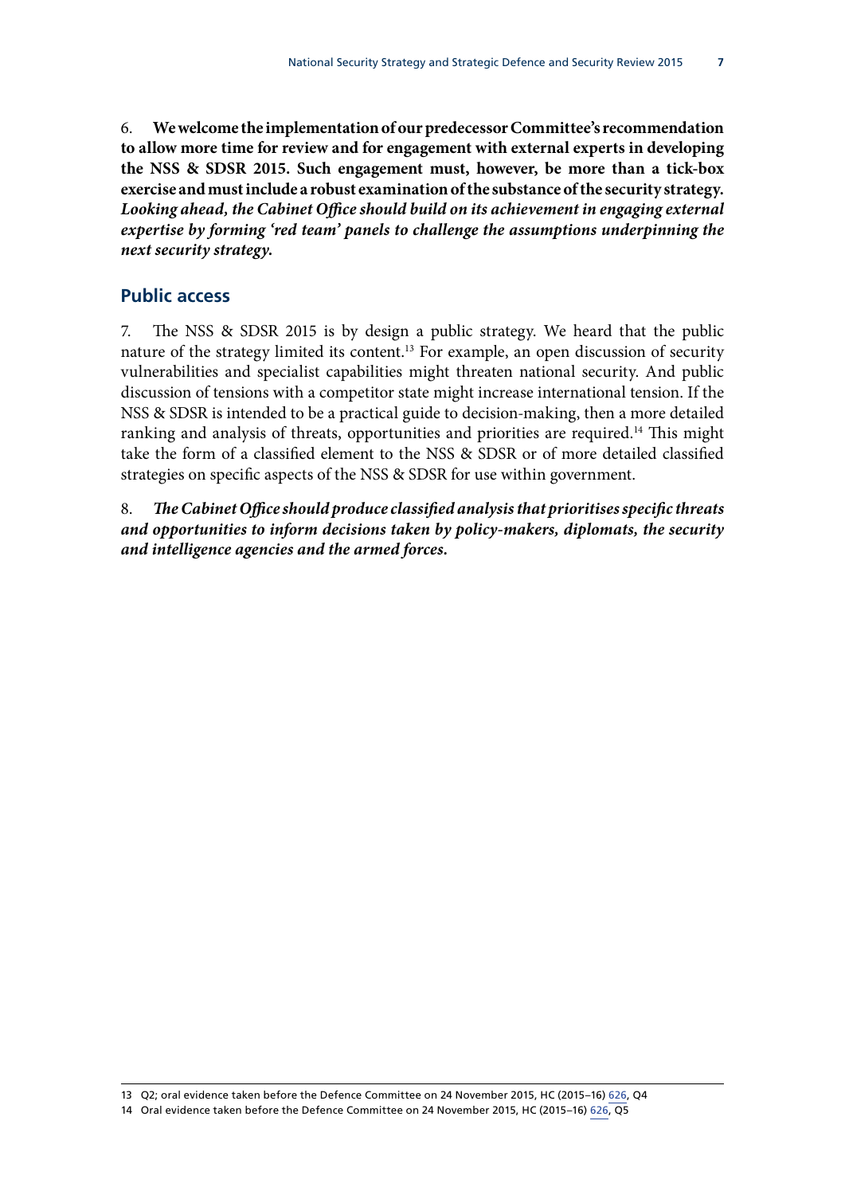6. **We welcome the implementation of our predecessor Committee's recommendation to allow more time for review and for engagement with external experts in developing the NSS & SDSR 2015. Such engagement must, however, be more than a tick-box exercise and must include a robust examination of the substance of the security strategy.** ***Looking ahead, the Cabinet Office should build on its achievement in engaging external expertise by forming 'red team' panels to challenge the assumptions underpinning the next security strategy.***

## Public access

7. The NSS & SDSR 2015 is by design a public strategy. We heard that the public nature of the strategy limited its content.[13] For example, an open discussion of security vulnerabilities and specialist capabilities might threaten national security. And public discussion of tensions with a competitor state might increase international tension. If the NSS & SDSR is intended to be a practical guide to decision-making, then a more detailed ranking and analysis of threats, opportunities and priorities are required.[14] This might take the form of a classified element to the NSS & SDSR or of more detailed classified strategies on specific aspects of the NSS & SDSR for use within government.

8. ***The Cabinet Office should produce classified analysis that prioritises specific threats and opportunities to inform decisions taken by policy-makers, diplomats, the security and intelligence agencies and the armed forces.***

---

13 Q2; oral evidence taken before the Defence Committee on 24 November 2015, HC (2015–16) 626, Q4

14 Oral evidence taken before the Defence Committee on 24 November 2015, HC (2015–16) 626, Q5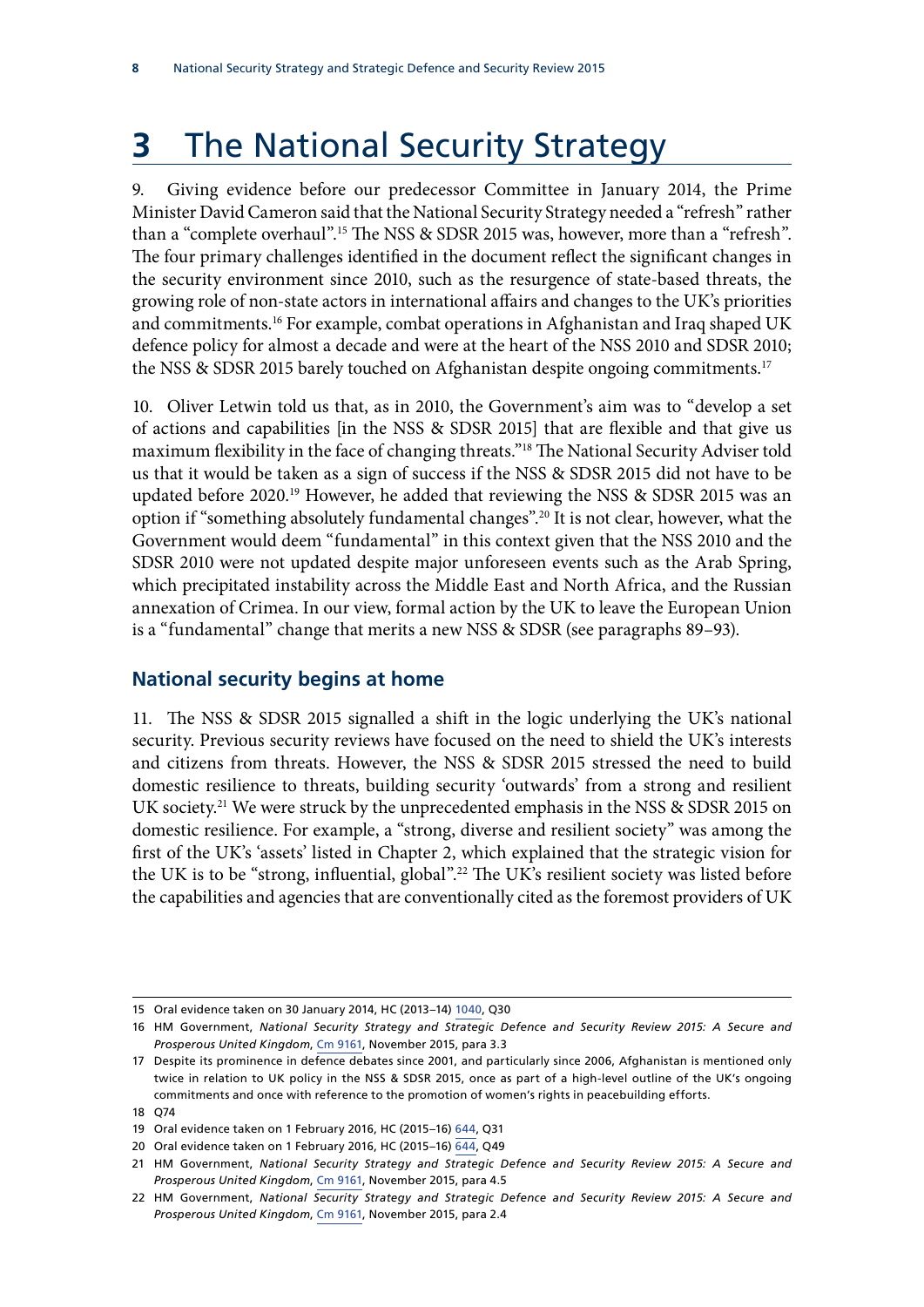# 3 The National Security Strategy

9. Giving evidence before our predecessor Committee in January 2014, the Prime Minister David Cameron said that the National Security Strategy needed a "refresh" rather than a "complete overhaul".[15] The NSS & SDSR 2015 was, however, more than a "refresh". The four primary challenges identified in the document reflect the significant changes in the security environment since 2010, such as the resurgence of state-based threats, the growing role of non-state actors in international affairs and changes to the UK's priorities and commitments.[16] For example, combat operations in Afghanistan and Iraq shaped UK defence policy for almost a decade and were at the heart of the NSS 2010 and SDSR 2010; the NSS & SDSR 2015 barely touched on Afghanistan despite ongoing commitments.[17]

10. Oliver Letwin told us that, as in 2010, the Government's aim was to "develop a set of actions and capabilities [in the NSS & SDSR 2015] that are flexible and that give us maximum flexibility in the face of changing threats."[18] The National Security Adviser told us that it would be taken as a sign of success if the NSS & SDSR 2015 did not have to be updated before 2020.[19] However, he added that reviewing the NSS & SDSR 2015 was an option if "something absolutely fundamental changes".[20] It is not clear, however, what the Government would deem "fundamental" in this context given that the NSS 2010 and the SDSR 2010 were not updated despite major unforeseen events such as the Arab Spring, which precipitated instability across the Middle East and North Africa, and the Russian annexation of Crimea. In our view, formal action by the UK to leave the European Union is a "fundamental" change that merits a new NSS & SDSR (see paragraphs 89–93).

## National security begins at home

11. The NSS & SDSR 2015 signalled a shift in the logic underlying the UK's national security. Previous security reviews have focused on the need to shield the UK's interests and citizens from threats. However, the NSS & SDSR 2015 stressed the need to build domestic resilience to threats, building security 'outwards' from a strong and resilient UK society.[21] We were struck by the unprecedented emphasis in the NSS & SDSR 2015 on domestic resilience. For example, a "strong, diverse and resilient society" was among the first of the UK's 'assets' listed in Chapter 2, which explained that the strategic vision for the UK is to be "strong, influential, global".[22] The UK's resilient society was listed before the capabilities and agencies that are conventionally cited as the foremost providers of UK

---

15 Oral evidence taken on 30 January 2014, HC (2013–14) 1040, Q30

16 HM Government, *National Security Strategy and Strategic Defence and Security Review 2015: A Secure and Prosperous United Kingdom*, Cm 9161, November 2015, para 3.3

17 Despite its prominence in defence debates since 2001, and particularly since 2006, Afghanistan is mentioned only twice in relation to UK policy in the NSS & SDSR 2015, once as part of a high-level outline of the UK's ongoing commitments and once with reference to the promotion of women's rights in peacebuilding efforts.

18 Q74

19 Oral evidence taken on 1 February 2016, HC (2015–16) 644, Q31

20 Oral evidence taken on 1 February 2016, HC (2015–16) 644, Q49

21 HM Government, *National Security Strategy and Strategic Defence and Security Review 2015: A Secure and Prosperous United Kingdom*, Cm 9161, November 2015, para 4.5

22 HM Government, *National Security Strategy and Strategic Defence and Security Review 2015: A Secure and Prosperous United Kingdom*, Cm 9161, November 2015, para 2.4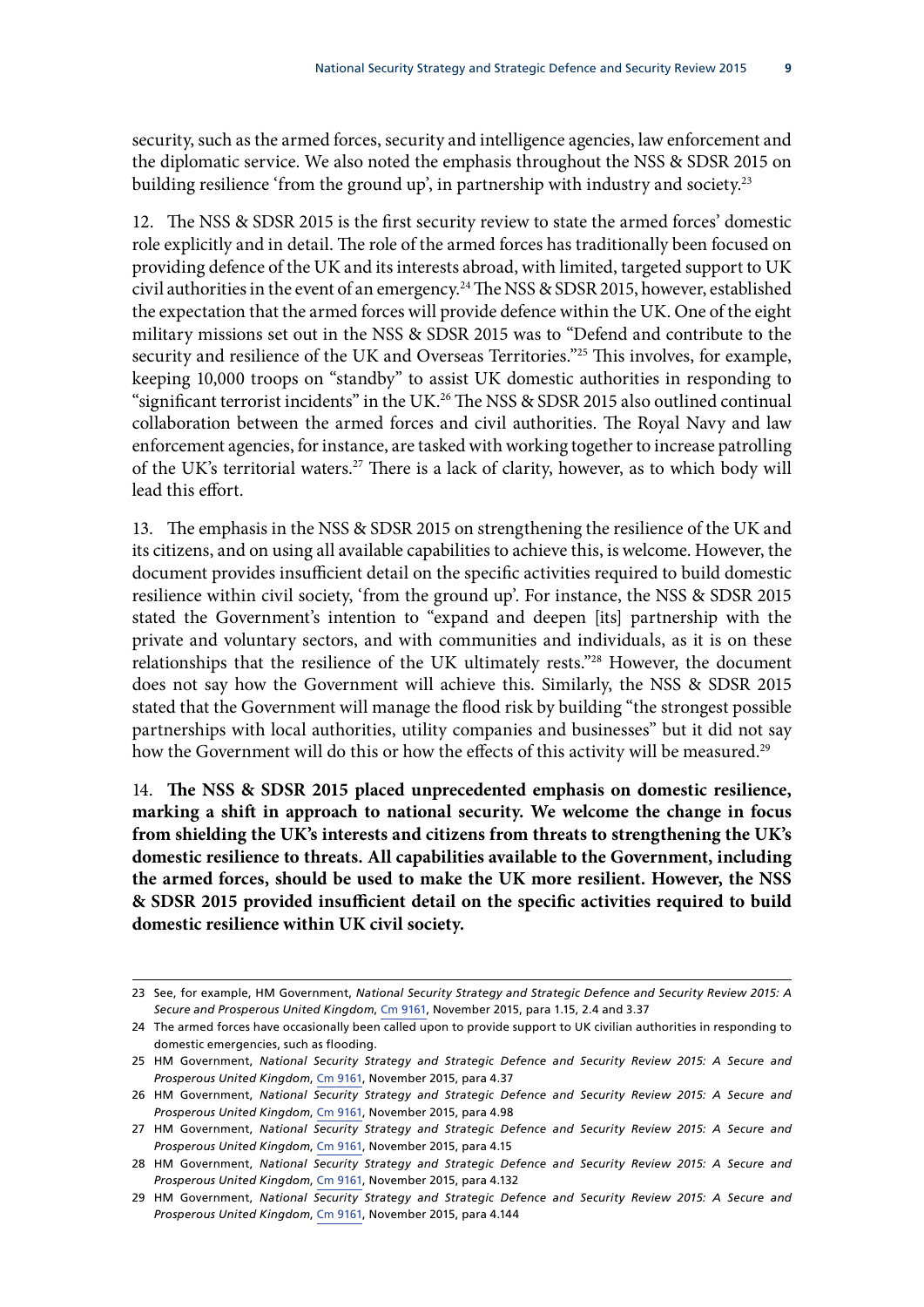security, such as the armed forces, security and intelligence agencies, law enforcement and the diplomatic service. We also noted the emphasis throughout the NSS & SDSR 2015 on building resilience 'from the ground up', in partnership with industry and society.[23]

12. The NSS & SDSR 2015 is the first security review to state the armed forces' domestic role explicitly and in detail. The role of the armed forces has traditionally been focused on providing defence of the UK and its interests abroad, with limited, targeted support to UK civil authorities in the event of an emergency.[24] The NSS & SDSR 2015, however, established the expectation that the armed forces will provide defence within the UK. One of the eight military missions set out in the NSS & SDSR 2015 was to "Defend and contribute to the security and resilience of the UK and Overseas Territories."[25] This involves, for example, keeping 10,000 troops on "standby" to assist UK domestic authorities in responding to "significant terrorist incidents" in the UK.[26] The NSS & SDSR 2015 also outlined continual collaboration between the armed forces and civil authorities. The Royal Navy and law enforcement agencies, for instance, are tasked with working together to increase patrolling of the UK's territorial waters.[27] There is a lack of clarity, however, as to which body will lead this effort.

13. The emphasis in the NSS & SDSR 2015 on strengthening the resilience of the UK and its citizens, and on using all available capabilities to achieve this, is welcome. However, the document provides insufficient detail on the specific activities required to build domestic resilience within civil society, 'from the ground up'. For instance, the NSS & SDSR 2015 stated the Government's intention to "expand and deepen [its] partnership with the private and voluntary sectors, and with communities and individuals, as it is on these relationships that the resilience of the UK ultimately rests."[28] However, the document does not say how the Government will achieve this. Similarly, the NSS & SDSR 2015 stated that the Government will manage the flood risk by building "the strongest possible partnerships with local authorities, utility companies and businesses" but it did not say how the Government will do this or how the effects of this activity will be measured.[29]

14. **The NSS & SDSR 2015 placed unprecedented emphasis on domestic resilience, marking a shift in approach to national security. We welcome the change in focus from shielding the UK's interests and citizens from threats to strengthening the UK's domestic resilience to threats. All capabilities available to the Government, including the armed forces, should be used to make the UK more resilient. However, the NSS & SDSR 2015 provided insufficient detail on the specific activities required to build domestic resilience within UK civil society.**

---

23 See, for example, HM Government, *National Security Strategy and Strategic Defence and Security Review 2015: A Secure and Prosperous United Kingdom*, Cm 9161, November 2015, para 1.15, 2.4 and 3.37

24 The armed forces have occasionally been called upon to provide support to UK civilian authorities in responding to domestic emergencies, such as flooding.

25 HM Government, *National Security Strategy and Strategic Defence and Security Review 2015: A Secure and Prosperous United Kingdom*, Cm 9161, November 2015, para 4.37

26 HM Government, *National Security Strategy and Strategic Defence and Security Review 2015: A Secure and Prosperous United Kingdom*, Cm 9161, November 2015, para 4.98

27 HM Government, *National Security Strategy and Strategic Defence and Security Review 2015: A Secure and Prosperous United Kingdom*, Cm 9161, November 2015, para 4.15

28 HM Government, *National Security Strategy and Strategic Defence and Security Review 2015: A Secure and Prosperous United Kingdom*, Cm 9161, November 2015, para 4.132

29 HM Government, *National Security Strategy and Strategic Defence and Security Review 2015: A Secure and Prosperous United Kingdom*, Cm 9161, November 2015, para 4.144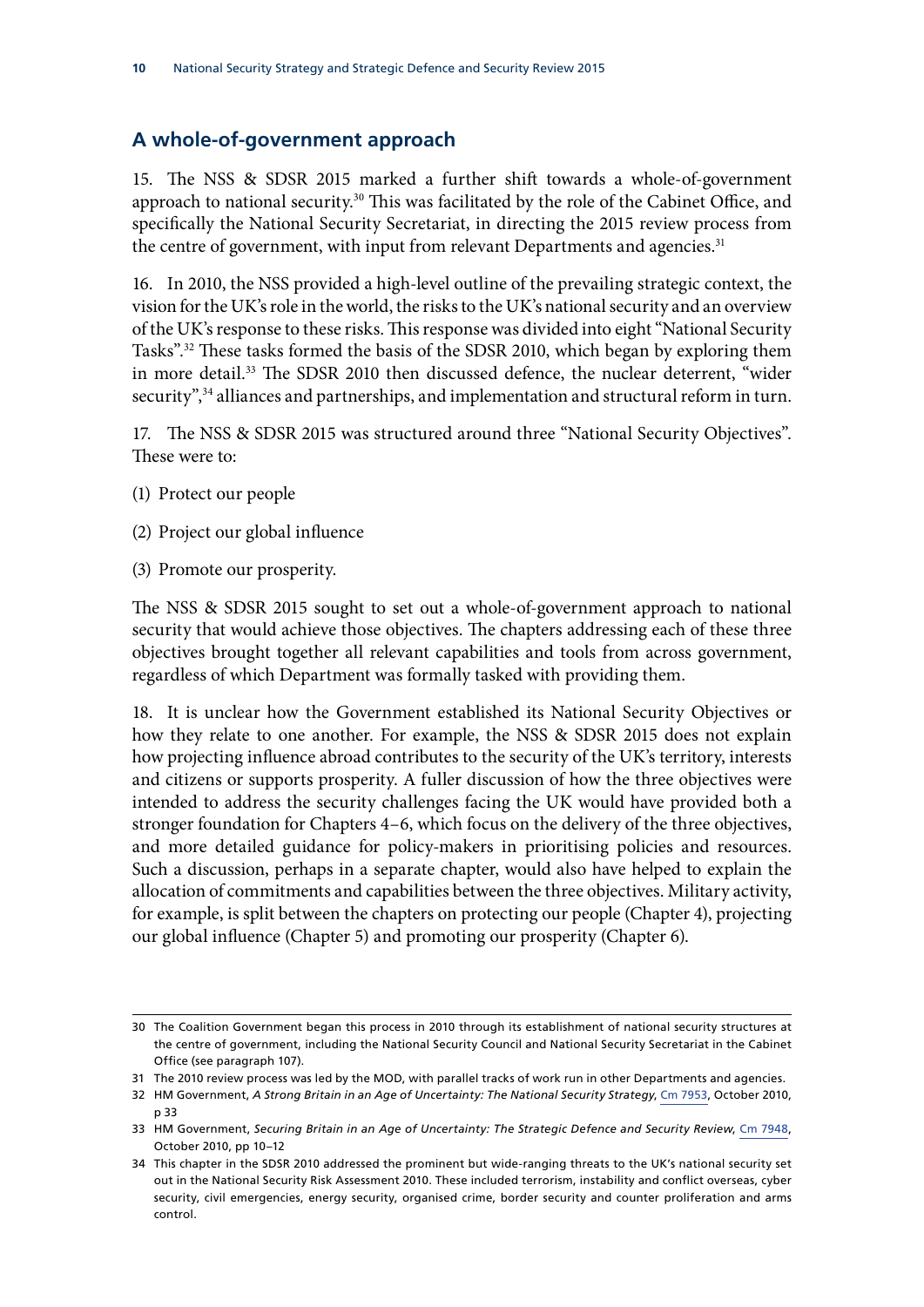## A whole-of-government approach

15. The NSS & SDSR 2015 marked a further shift towards a whole-of-government approach to national security.[30] This was facilitated by the role of the Cabinet Office, and specifically the National Security Secretariat, in directing the 2015 review process from the centre of government, with input from relevant Departments and agencies.[31]

16. In 2010, the NSS provided a high-level outline of the prevailing strategic context, the vision for the UK's role in the world, the risks to the UK's national security and an overview of the UK's response to these risks. This response was divided into eight "National Security Tasks".[32] These tasks formed the basis of the SDSR 2010, which began by exploring them in more detail.[33] The SDSR 2010 then discussed defence, the nuclear deterrent, "wider security",[34] alliances and partnerships, and implementation and structural reform in turn.

17. The NSS & SDSR 2015 was structured around three "National Security Objectives". These were to:

(1) Protect our people

(2) Project our global influence

(3) Promote our prosperity.

The NSS & SDSR 2015 sought to set out a whole-of-government approach to national security that would achieve those objectives. The chapters addressing each of these three objectives brought together all relevant capabilities and tools from across government, regardless of which Department was formally tasked with providing them.

18. It is unclear how the Government established its National Security Objectives or how they relate to one another. For example, the NSS & SDSR 2015 does not explain how projecting influence abroad contributes to the security of the UK's territory, interests and citizens or supports prosperity. A fuller discussion of how the three objectives were intended to address the security challenges facing the UK would have provided both a stronger foundation for Chapters 4–6, which focus on the delivery of the three objectives, and more detailed guidance for policy-makers in prioritising policies and resources. Such a discussion, perhaps in a separate chapter, would also have helped to explain the allocation of commitments and capabilities between the three objectives. Military activity, for example, is split between the chapters on protecting our people (Chapter 4), projecting our global influence (Chapter 5) and promoting our prosperity (Chapter 6).

---

30 The Coalition Government began this process in 2010 through its establishment of national security structures at the centre of government, including the National Security Council and National Security Secretariat in the Cabinet Office (see paragraph 107).

31 The 2010 review process was led by the MOD, with parallel tracks of work run in other Departments and agencies.

32 HM Government, *A Strong Britain in an Age of Uncertainty: The National Security Strategy*, Cm 7953, October 2010, p 33

33 HM Government, *Securing Britain in an Age of Uncertainty: The Strategic Defence and Security Review*, Cm 7948, October 2010, pp 10–12

34 This chapter in the SDSR 2010 addressed the prominent but wide-ranging threats to the UK's national security set out in the National Security Risk Assessment 2010. These included terrorism, instability and conflict overseas, cyber security, civil emergencies, energy security, organised crime, border security and counter proliferation and arms control.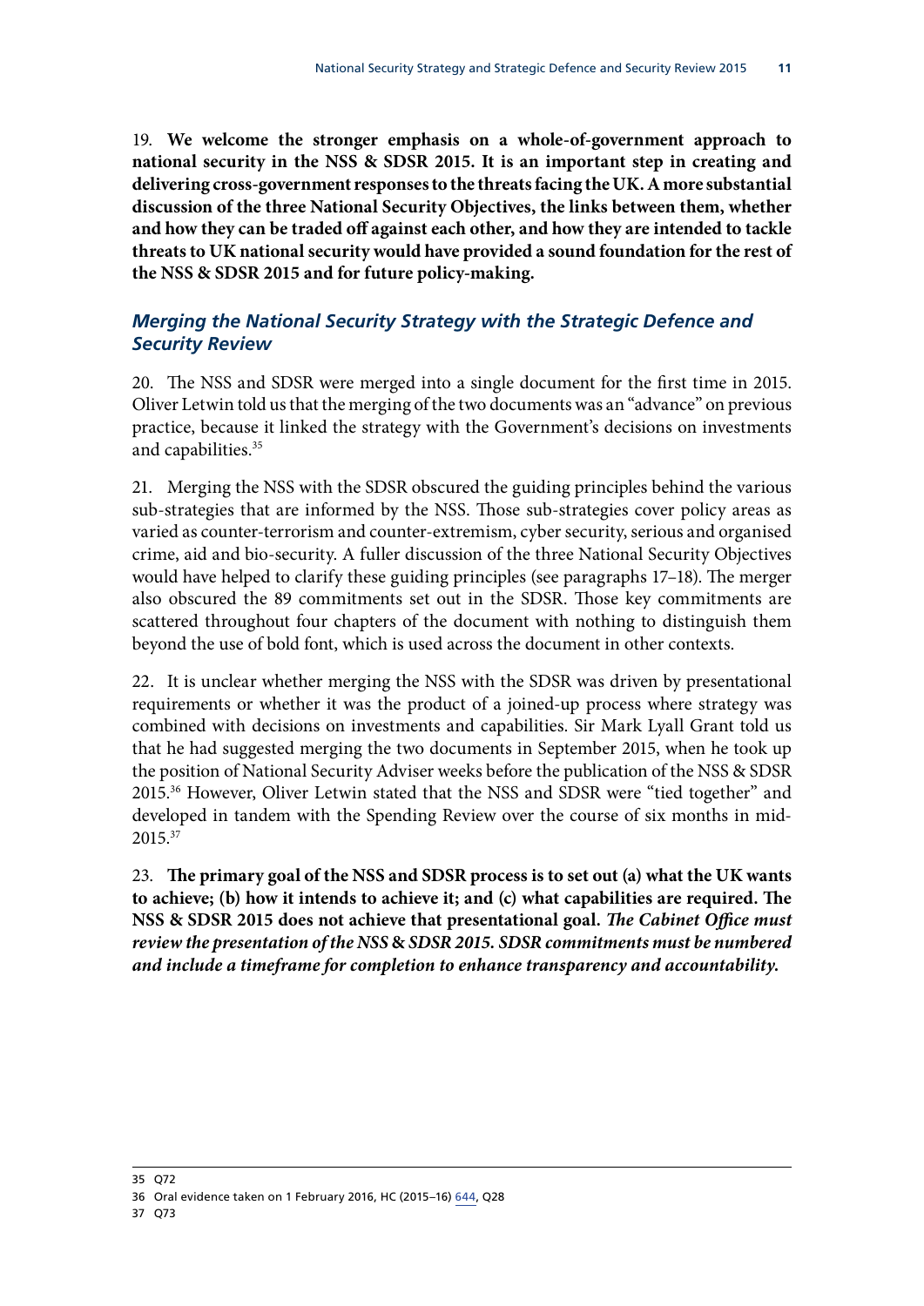19. **We welcome the stronger emphasis on a whole-of-government approach to national security in the NSS & SDSR 2015. It is an important step in creating and delivering cross-government responses to the threats facing the UK. A more substantial discussion of the three National Security Objectives, the links between them, whether and how they can be traded off against each other, and how they are intended to tackle threats to UK national security would have provided a sound foundation for the rest of the NSS & SDSR 2015 and for future policy-making.**

### *Merging the National Security Strategy with the Strategic Defence and Security Review*

20. The NSS and SDSR were merged into a single document for the first time in 2015. Oliver Letwin told us that the merging of the two documents was an "advance" on previous practice, because it linked the strategy with the Government's decisions on investments and capabilities.[35]

21. Merging the NSS with the SDSR obscured the guiding principles behind the various sub-strategies that are informed by the NSS. Those sub-strategies cover policy areas as varied as counter-terrorism and counter-extremism, cyber security, serious and organised crime, aid and bio-security. A fuller discussion of the three National Security Objectives would have helped to clarify these guiding principles (see paragraphs 17–18). The merger also obscured the 89 commitments set out in the SDSR. Those key commitments are scattered throughout four chapters of the document with nothing to distinguish them beyond the use of bold font, which is used across the document in other contexts.

22. It is unclear whether merging the NSS with the SDSR was driven by presentational requirements or whether it was the product of a joined-up process where strategy was combined with decisions on investments and capabilities. Sir Mark Lyall Grant told us that he had suggested merging the two documents in September 2015, when he took up the position of National Security Adviser weeks before the publication of the NSS & SDSR 2015.[36] However, Oliver Letwin stated that the NSS and SDSR were "tied together" and developed in tandem with the Spending Review over the course of six months in mid-2015.[37]

23. **The primary goal of the NSS and SDSR process is to set out (a) what the UK wants to achieve; (b) how it intends to achieve it; and (c) what capabilities are required. The NSS & SDSR 2015 does not achieve that presentational goal. *The Cabinet Office must review the presentation of the NSS & SDSR 2015. SDSR commitments must be numbered and include a timeframe for completion to enhance transparency and accountability.***

---

35 Q72

36 Oral evidence taken on 1 February 2016, HC (2015–16) 644, Q28

37 Q73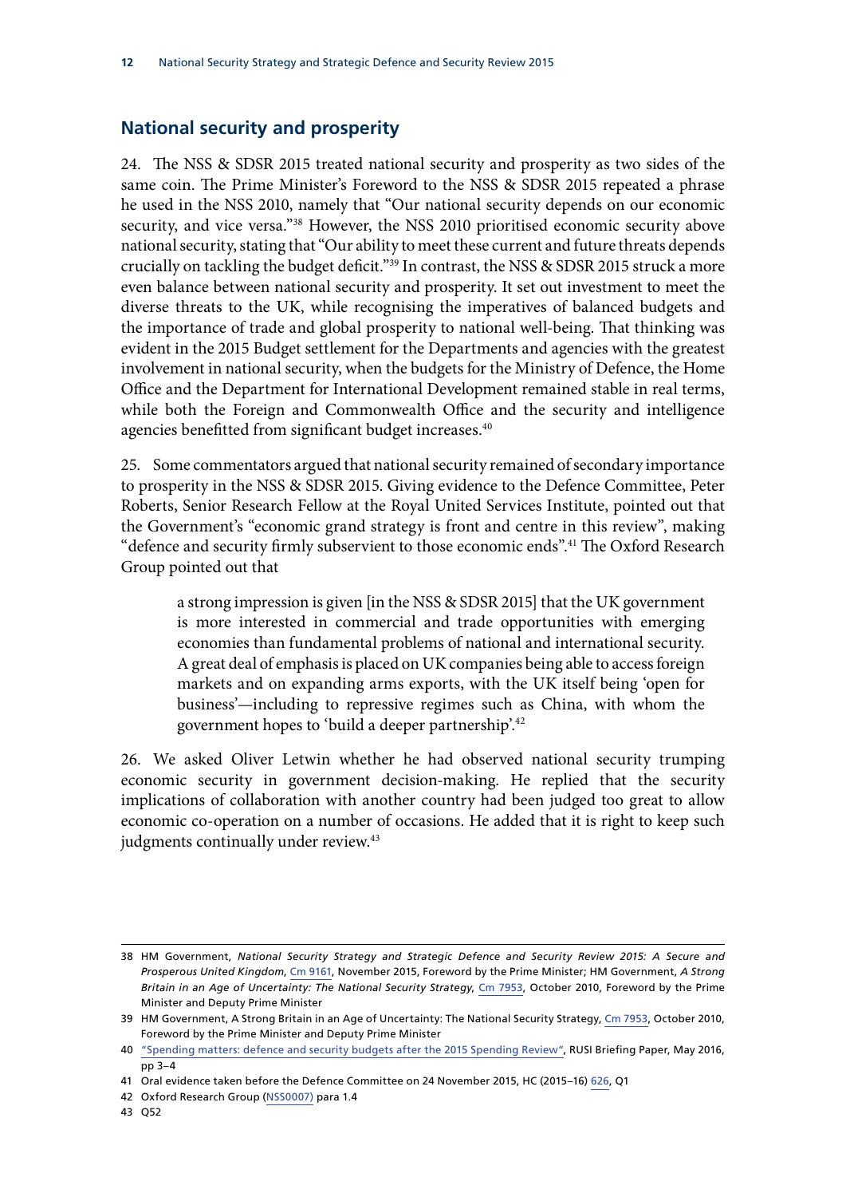## National security and prosperity

24. The NSS & SDSR 2015 treated national security and prosperity as two sides of the same coin. The Prime Minister's Foreword to the NSS & SDSR 2015 repeated a phrase he used in the NSS 2010, namely that "Our national security depends on our economic security, and vice versa."[38] However, the NSS 2010 prioritised economic security above national security, stating that "Our ability to meet these current and future threats depends crucially on tackling the budget deficit."[39] In contrast, the NSS & SDSR 2015 struck a more even balance between national security and prosperity. It set out investment to meet the diverse threats to the UK, while recognising the imperatives of balanced budgets and the importance of trade and global prosperity to national well-being. That thinking was evident in the 2015 Budget settlement for the Departments and agencies with the greatest involvement in national security, when the budgets for the Ministry of Defence, the Home Office and the Department for International Development remained stable in real terms, while both the Foreign and Commonwealth Office and the security and intelligence agencies benefitted from significant budget increases.[40]

25. Some commentators argued that national security remained of secondary importance to prosperity in the NSS & SDSR 2015. Giving evidence to the Defence Committee, Peter Roberts, Senior Research Fellow at the Royal United Services Institute, pointed out that the Government's "economic grand strategy is front and centre in this review", making "defence and security firmly subservient to those economic ends".[41] The Oxford Research Group pointed out that

> a strong impression is given [in the NSS & SDSR 2015] that the UK government is more interested in commercial and trade opportunities with emerging economies than fundamental problems of national and international security. A great deal of emphasis is placed on UK companies being able to access foreign markets and on expanding arms exports, with the UK itself being 'open for business'—including to repressive regimes such as China, with whom the government hopes to 'build a deeper partnership'.[42]

26. We asked Oliver Letwin whether he had observed national security trumping economic security in government decision-making. He replied that the security implications of collaboration with another country had been judged too great to allow economic co-operation on a number of occasions. He added that it is right to keep such judgments continually under review.[43]

---

38 HM Government, *National Security Strategy and Strategic Defence and Security Review 2015: A Secure and Prosperous United Kingdom*, Cm 9161, November 2015, Foreword by the Prime Minister; HM Government, *A Strong Britain in an Age of Uncertainty: The National Security Strategy*, Cm 7953, October 2010, Foreword by the Prime Minister and Deputy Prime Minister

39 HM Government, A Strong Britain in an Age of Uncertainty: The National Security Strategy, Cm 7953, October 2010, Foreword by the Prime Minister and Deputy Prime Minister

40 "Spending matters: defence and security budgets after the 2015 Spending Review", RUSI Briefing Paper, May 2016, pp 3–4

41 Oral evidence taken before the Defence Committee on 24 November 2015, HC (2015–16) 626, Q1

42 Oxford Research Group (NSS0007) para 1.4

43 Q52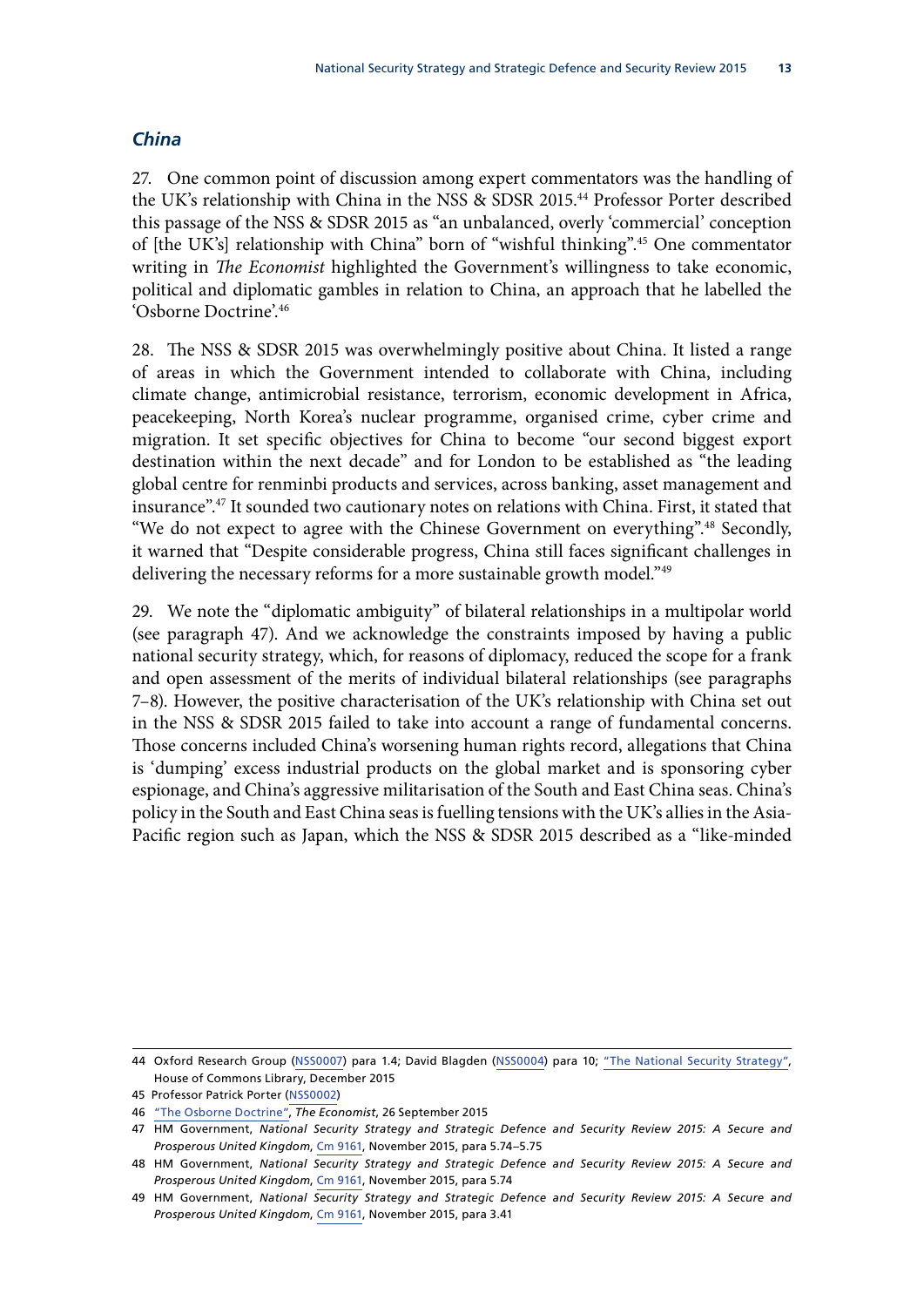### *China*

27. One common point of discussion among expert commentators was the handling of the UK's relationship with China in the NSS & SDSR 2015.[44] Professor Porter described this passage of the NSS & SDSR 2015 as "an unbalanced, overly 'commercial' conception of [the UK's] relationship with China" born of "wishful thinking".[45] One commentator writing in *The Economist* highlighted the Government's willingness to take economic, political and diplomatic gambles in relation to China, an approach that he labelled the 'Osborne Doctrine'.[46]

28. The NSS & SDSR 2015 was overwhelmingly positive about China. It listed a range of areas in which the Government intended to collaborate with China, including climate change, antimicrobial resistance, terrorism, economic development in Africa, peacekeeping, North Korea's nuclear programme, organised crime, cyber crime and migration. It set specific objectives for China to become "our second biggest export destination within the next decade" and for London to be established as "the leading global centre for renminbi products and services, across banking, asset management and insurance".[47] It sounded two cautionary notes on relations with China. First, it stated that "We do not expect to agree with the Chinese Government on everything".[48] Secondly, it warned that "Despite considerable progress, China still faces significant challenges in delivering the necessary reforms for a more sustainable growth model."[49]

29. We note the "diplomatic ambiguity" of bilateral relationships in a multipolar world (see paragraph 47). And we acknowledge the constraints imposed by having a public national security strategy, which, for reasons of diplomacy, reduced the scope for a frank and open assessment of the merits of individual bilateral relationships (see paragraphs 7–8). However, the positive characterisation of the UK's relationship with China set out in the NSS & SDSR 2015 failed to take into account a range of fundamental concerns. Those concerns included China's worsening human rights record, allegations that China is 'dumping' excess industrial products on the global market and is sponsoring cyber espionage, and China's aggressive militarisation of the South and East China seas. China's policy in the South and East China seas is fuelling tensions with the UK's allies in the Asia-Pacific region such as Japan, which the NSS & SDSR 2015 described as a "like-minded

---

44 Oxford Research Group (NSS0007) para 1.4; David Blagden (NSS0004) para 10; "The National Security Strategy", House of Commons Library, December 2015

45 Professor Patrick Porter (NSS0002)

46 "The Osborne Doctrine", *The Economist*, 26 September 2015

47 HM Government, *National Security Strategy and Strategic Defence and Security Review 2015: A Secure and Prosperous United Kingdom*, Cm 9161, November 2015, para 5.74–5.75

48 HM Government, *National Security Strategy and Strategic Defence and Security Review 2015: A Secure and Prosperous United Kingdom*, Cm 9161, November 2015, para 5.74

49 HM Government, *National Security Strategy and Strategic Defence and Security Review 2015: A Secure and Prosperous United Kingdom*, Cm 9161, November 2015, para 3.41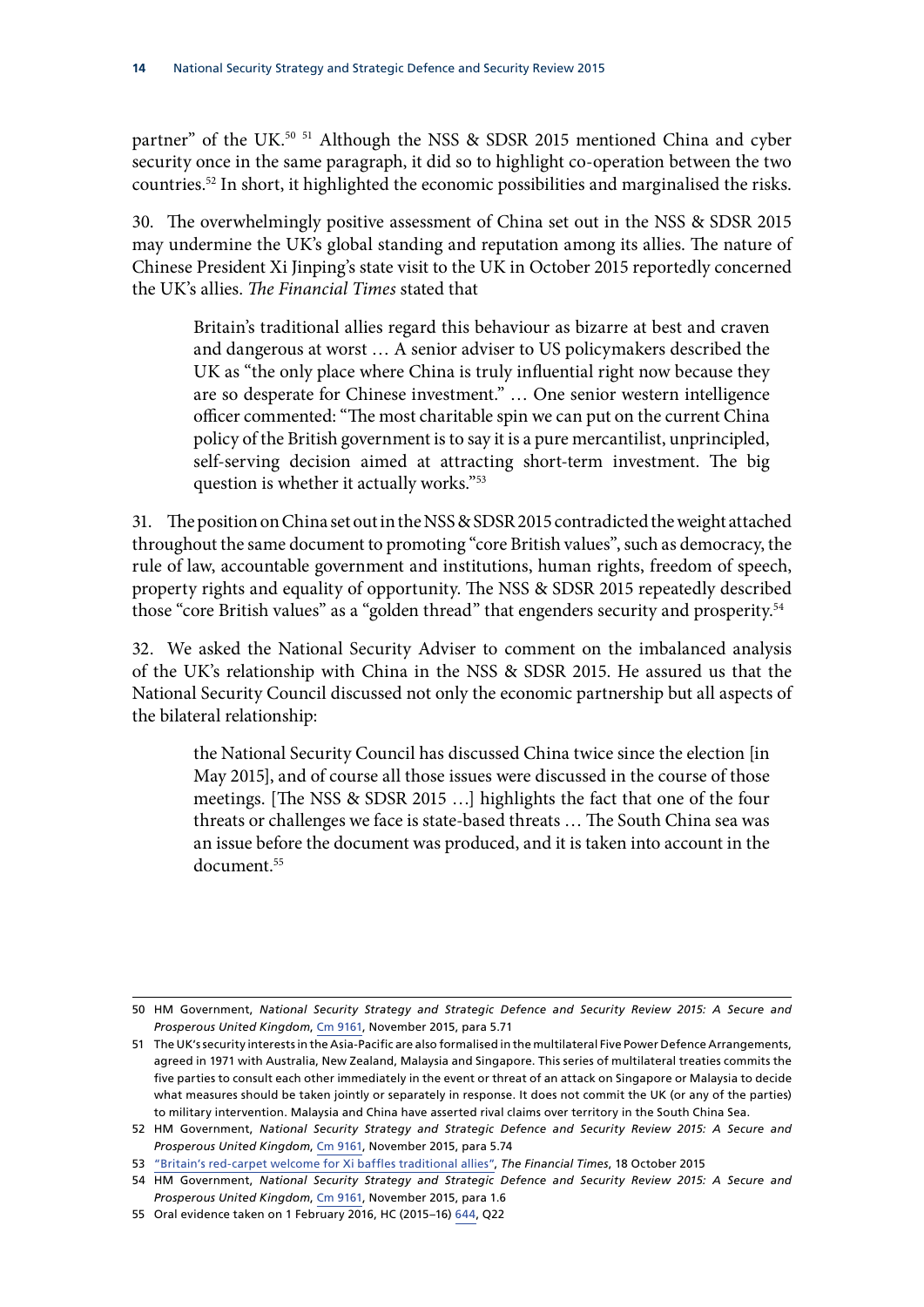partner" of the UK.[50] [51] Although the NSS & SDSR 2015 mentioned China and cyber security once in the same paragraph, it did so to highlight co-operation between the two countries.[52] In short, it highlighted the economic possibilities and marginalised the risks.

30. The overwhelmingly positive assessment of China set out in the NSS & SDSR 2015 may undermine the UK's global standing and reputation among its allies. The nature of Chinese President Xi Jinping's state visit to the UK in October 2015 reportedly concerned the UK's allies. *The Financial Times* stated that

> Britain's traditional allies regard this behaviour as bizarre at best and craven and dangerous at worst … A senior adviser to US policymakers described the UK as "the only place where China is truly influential right now because they are so desperate for Chinese investment." … One senior western intelligence officer commented: "The most charitable spin we can put on the current China policy of the British government is to say it is a pure mercantilist, unprincipled, self-serving decision aimed at attracting short-term investment. The big question is whether it actually works."[53]

31. The position on China set out in the NSS & SDSR 2015 contradicted the weight attached throughout the same document to promoting "core British values", such as democracy, the rule of law, accountable government and institutions, human rights, freedom of speech, property rights and equality of opportunity. The NSS & SDSR 2015 repeatedly described those "core British values" as a "golden thread" that engenders security and prosperity.[54]

32. We asked the National Security Adviser to comment on the imbalanced analysis of the UK's relationship with China in the NSS & SDSR 2015. He assured us that the National Security Council discussed not only the economic partnership but all aspects of the bilateral relationship:

> the National Security Council has discussed China twice since the election [in May 2015], and of course all those issues were discussed in the course of those meetings. [The NSS & SDSR 2015 …] highlights the fact that one of the four threats or challenges we face is state-based threats … The South China sea was an issue before the document was produced, and it is taken into account in the document.[55]

---

50 HM Government, *National Security Strategy and Strategic Defence and Security Review 2015: A Secure and Prosperous United Kingdom*, Cm 9161, November 2015, para 5.71

51 The UK's security interests in the Asia-Pacific are also formalised in the multilateral Five Power Defence Arrangements, agreed in 1971 with Australia, New Zealand, Malaysia and Singapore. This series of multilateral treaties commits the five parties to consult each other immediately in the event or threat of an attack on Singapore or Malaysia to decide what measures should be taken jointly or separately in response. It does not commit the UK (or any of the parties) to military intervention. Malaysia and China have asserted rival claims over territory in the South China Sea.

52 HM Government, *National Security Strategy and Strategic Defence and Security Review 2015: A Secure and Prosperous United Kingdom*, Cm 9161, November 2015, para 5.74

53 "Britain's red-carpet welcome for Xi baffles traditional allies", *The Financial Times*, 18 October 2015

54 HM Government, *National Security Strategy and Strategic Defence and Security Review 2015: A Secure and Prosperous United Kingdom*, Cm 9161, November 2015, para 1.6

55 Oral evidence taken on 1 February 2016, HC (2015–16) 644, Q22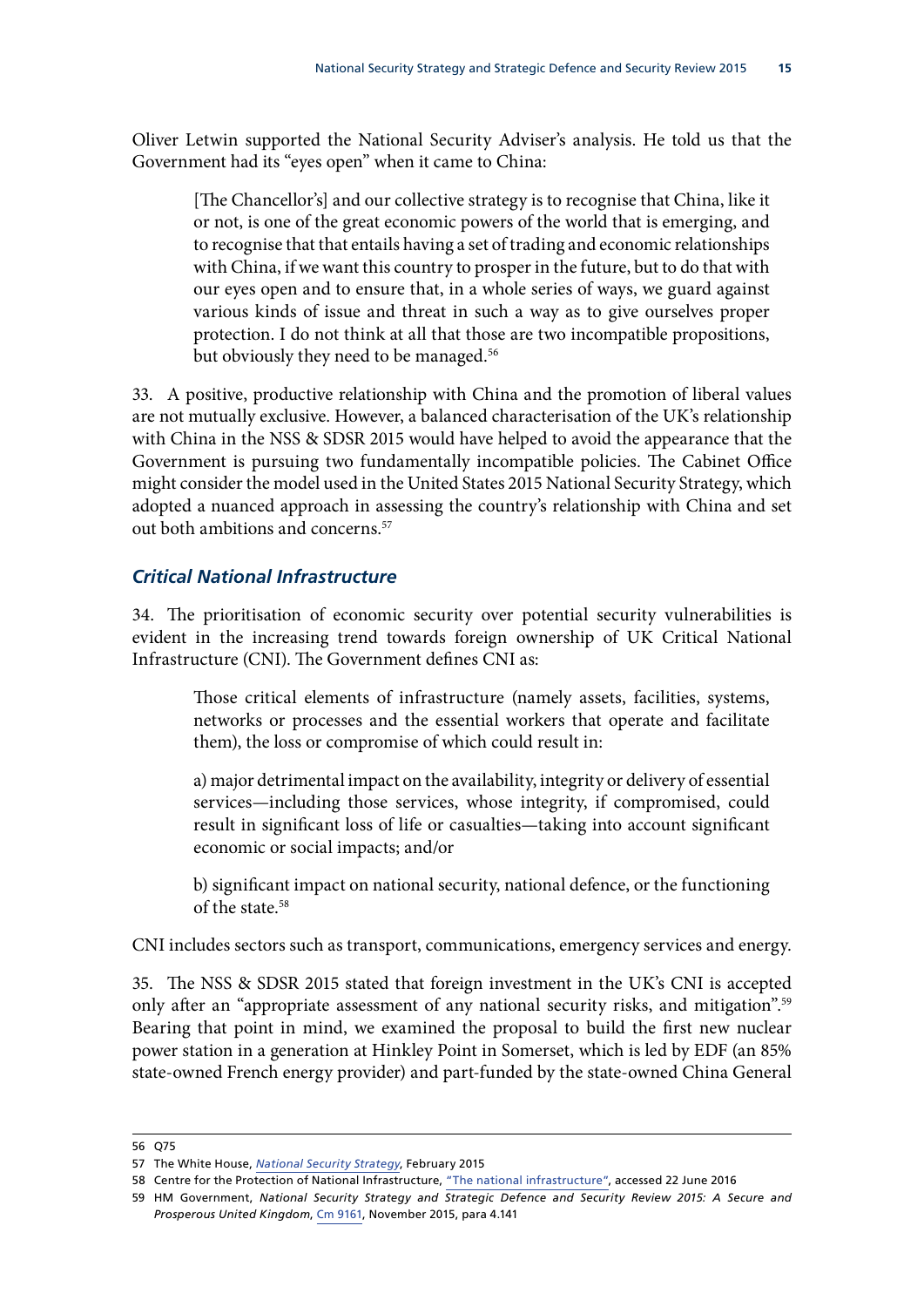Oliver Letwin supported the National Security Adviser's analysis. He told us that the Government had its "eyes open" when it came to China:

> [The Chancellor's] and our collective strategy is to recognise that China, like it or not, is one of the great economic powers of the world that is emerging, and to recognise that that entails having a set of trading and economic relationships with China, if we want this country to prosper in the future, but to do that with our eyes open and to ensure that, in a whole series of ways, we guard against various kinds of issue and threat in such a way as to give ourselves proper protection. I do not think at all that those are two incompatible propositions, but obviously they need to be managed.[56]

33. A positive, productive relationship with China and the promotion of liberal values are not mutually exclusive. However, a balanced characterisation of the UK's relationship with China in the NSS & SDSR 2015 would have helped to avoid the appearance that the Government is pursuing two fundamentally incompatible policies. The Cabinet Office might consider the model used in the United States 2015 National Security Strategy, which adopted a nuanced approach in assessing the country's relationship with China and set out both ambitions and concerns.[57]

### *Critical National Infrastructure*

34. The prioritisation of economic security over potential security vulnerabilities is evident in the increasing trend towards foreign ownership of UK Critical National Infrastructure (CNI). The Government defines CNI as:

> Those critical elements of infrastructure (namely assets, facilities, systems, networks or processes and the essential workers that operate and facilitate them), the loss or compromise of which could result in:
>
> a) major detrimental impact on the availability, integrity or delivery of essential services—including those services, whose integrity, if compromised, could result in significant loss of life or casualties—taking into account significant economic or social impacts; and/or
>
> b) significant impact on national security, national defence, or the functioning of the state.[58]

CNI includes sectors such as transport, communications, emergency services and energy.

35. The NSS & SDSR 2015 stated that foreign investment in the UK's CNI is accepted only after an "appropriate assessment of any national security risks, and mitigation".[59] Bearing that point in mind, we examined the proposal to build the first new nuclear power station in a generation at Hinkley Point in Somerset, which is led by EDF (an 85% state-owned French energy provider) and part-funded by the state-owned China General

---

56 Q75

57 The White House, *National Security Strategy*, February 2015

58 Centre for the Protection of National Infrastructure, "The national infrastructure", accessed 22 June 2016

59 HM Government, *National Security Strategy and Strategic Defence and Security Review 2015: A Secure and Prosperous United Kingdom*, Cm 9161, November 2015, para 4.141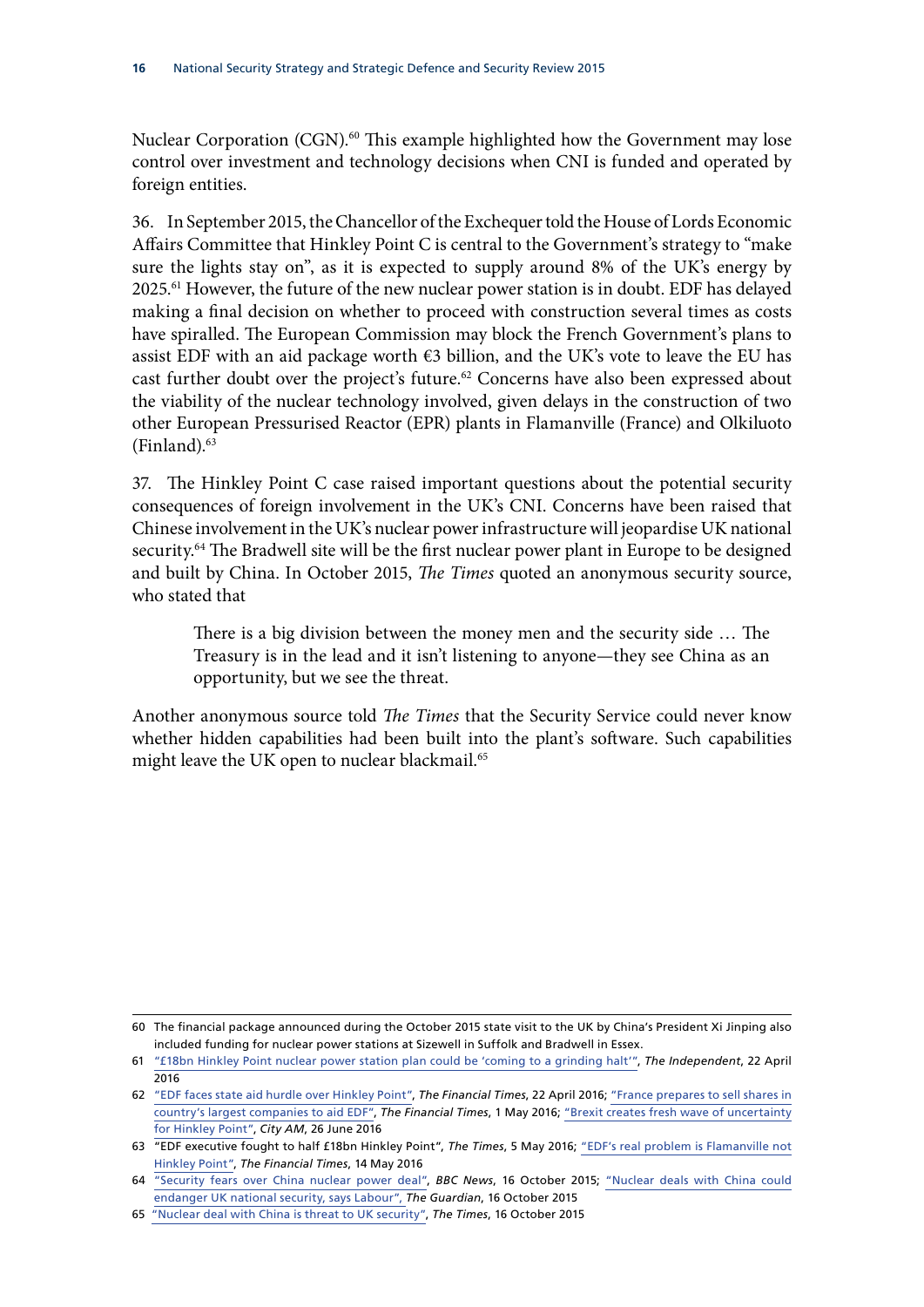Nuclear Corporation (CGN).[60] This example highlighted how the Government may lose control over investment and technology decisions when CNI is funded and operated by foreign entities.

36. In September 2015, the Chancellor of the Exchequer told the House of Lords Economic Affairs Committee that Hinkley Point C is central to the Government's strategy to "make sure the lights stay on", as it is expected to supply around 8% of the UK's energy by 2025.[61] However, the future of the new nuclear power station is in doubt. EDF has delayed making a final decision on whether to proceed with construction several times as costs have spiralled. The European Commission may block the French Government's plans to assist EDF with an aid package worth €3 billion, and the UK's vote to leave the EU has cast further doubt over the project's future.[62] Concerns have also been expressed about the viability of the nuclear technology involved, given delays in the construction of two other European Pressurised Reactor (EPR) plants in Flamanville (France) and Olkiluoto (Finland).[63]

37. The Hinkley Point C case raised important questions about the potential security consequences of foreign involvement in the UK's CNI. Concerns have been raised that Chinese involvement in the UK's nuclear power infrastructure will jeopardise UK national security.[64] The Bradwell site will be the first nuclear power plant in Europe to be designed and built by China. In October 2015, *The Times* quoted an anonymous security source, who stated that

> There is a big division between the money men and the security side … The Treasury is in the lead and it isn't listening to anyone—they see China as an opportunity, but we see the threat.

Another anonymous source told *The Times* that the Security Service could never know whether hidden capabilities had been built into the plant's software. Such capabilities might leave the UK open to nuclear blackmail.[65]

---

60 The financial package announced during the October 2015 state visit to the UK by China's President Xi Jinping also included funding for nuclear power stations at Sizewell in Suffolk and Bradwell in Essex.

61 "£18bn Hinkley Point nuclear power station plan could be 'coming to a grinding halt'", *The Independent*, 22 April 2016

62 "EDF faces state aid hurdle over Hinkley Point", *The Financial Times*, 22 April 2016; "France prepares to sell shares in country's largest companies to aid EDF", *The Financial Times*, 1 May 2016; "Brexit creates fresh wave of uncertainty for Hinkley Point", *City AM*, 26 June 2016

63 "EDF executive fought to half £18bn Hinkley Point", *The Times*, 5 May 2016; "EDF's real problem is Flamanville not Hinkley Point", *The Financial Times*, 14 May 2016

64 "Security fears over China nuclear power deal", *BBC News*, 16 October 2015; "Nuclear deals with China could endanger UK national security, says Labour", *The Guardian*, 16 October 2015

65 "Nuclear deal with China is threat to UK security", *The Times*, 16 October 2015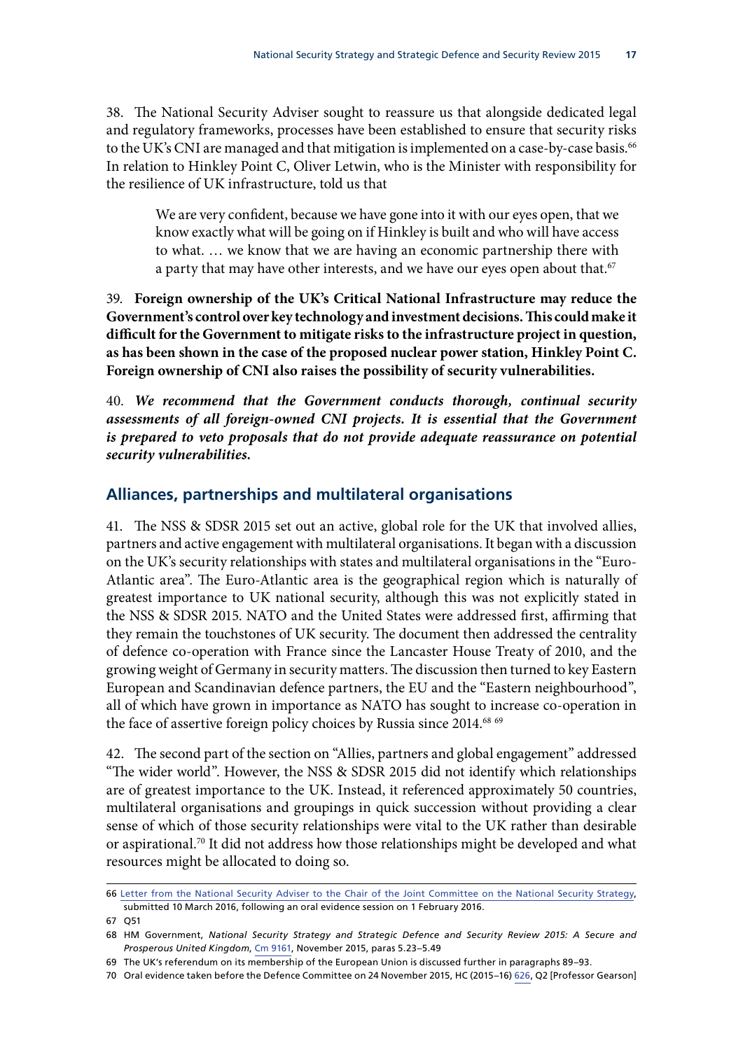38. The National Security Adviser sought to reassure us that alongside dedicated legal and regulatory frameworks, processes have been established to ensure that security risks to the UK's CNI are managed and that mitigation is implemented on a case-by-case basis.[66] In relation to Hinkley Point C, Oliver Letwin, who is the Minister with responsibility for the resilience of UK infrastructure, told us that

> We are very confident, because we have gone into it with our eyes open, that we know exactly what will be going on if Hinkley is built and who will have access to what. … we know that we are having an economic partnership there with a party that may have other interests, and we have our eyes open about that.[67]

39. **Foreign ownership of the UK's Critical National Infrastructure may reduce the Government's control over key technology and investment decisions. This could make it difficult for the Government to mitigate risks to the infrastructure project in question, as has been shown in the case of the proposed nuclear power station, Hinkley Point C. Foreign ownership of CNI also raises the possibility of security vulnerabilities.**

40. ***We recommend that the Government conducts thorough, continual security assessments of all foreign-owned CNI projects. It is essential that the Government is prepared to veto proposals that do not provide adequate reassurance on potential security vulnerabilities.***

## Alliances, partnerships and multilateral organisations

41. The NSS & SDSR 2015 set out an active, global role for the UK that involved allies, partners and active engagement with multilateral organisations. It began with a discussion on the UK's security relationships with states and multilateral organisations in the "Euro-Atlantic area". The Euro-Atlantic area is the geographical region which is naturally of greatest importance to UK national security, although this was not explicitly stated in the NSS & SDSR 2015. NATO and the United States were addressed first, affirming that they remain the touchstones of UK security. The document then addressed the centrality of defence co-operation with France since the Lancaster House Treaty of 2010, and the growing weight of Germany in security matters. The discussion then turned to key Eastern European and Scandinavian defence partners, the EU and the "Eastern neighbourhood", all of which have grown in importance as NATO has sought to increase co-operation in the face of assertive foreign policy choices by Russia since 2014.[68] [69]

42. The second part of the section on "Allies, partners and global engagement" addressed "The wider world". However, the NSS & SDSR 2015 did not identify which relationships are of greatest importance to the UK. Instead, it referenced approximately 50 countries, multilateral organisations and groupings in quick succession without providing a clear sense of which of those security relationships were vital to the UK rather than desirable or aspirational.[70] It did not address how those relationships might be developed and what resources might be allocated to doing so.

---

66 Letter from the National Security Adviser to the Chair of the Joint Committee on the National Security Strategy, submitted 10 March 2016, following an oral evidence session on 1 February 2016.

67 Q51

68 HM Government, *National Security Strategy and Strategic Defence and Security Review 2015: A Secure and Prosperous United Kingdom*, Cm 9161, November 2015, paras 5.23–5.49

69 The UK's referendum on its membership of the European Union is discussed further in paragraphs 89–93.

70 Oral evidence taken before the Defence Committee on 24 November 2015, HC (2015–16) 626, Q2 [Professor Gearson]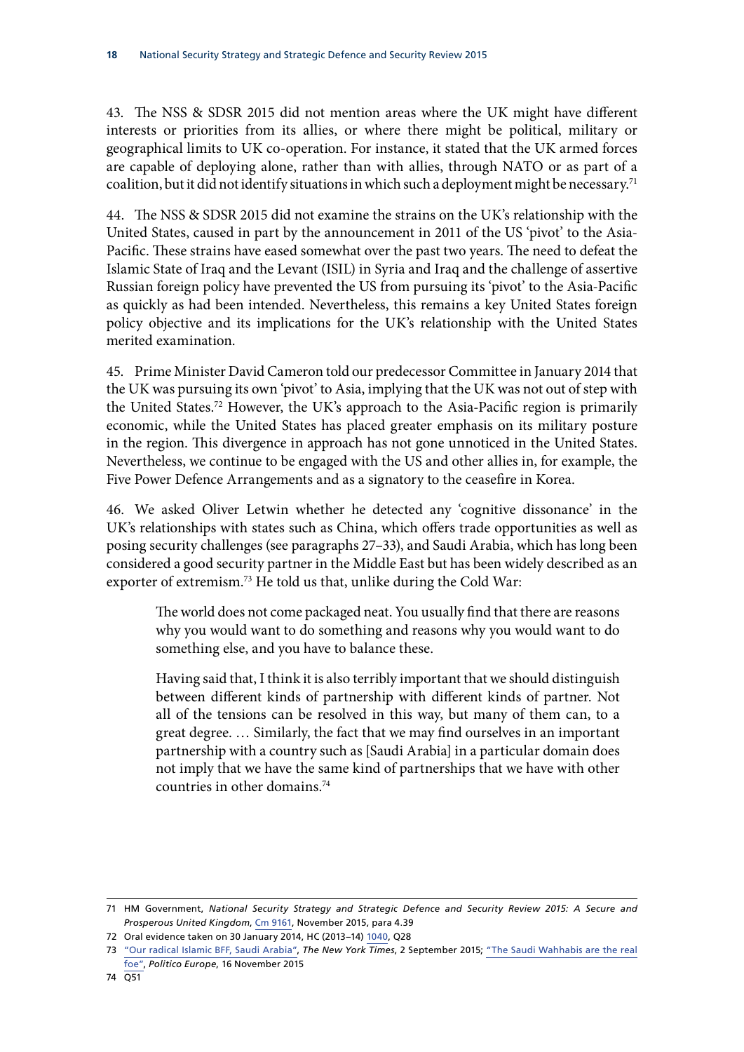43. The NSS & SDSR 2015 did not mention areas where the UK might have different interests or priorities from its allies, or where there might be political, military or geographical limits to UK co-operation. For instance, it stated that the UK armed forces are capable of deploying alone, rather than with allies, through NATO or as part of a coalition, but it did not identify situations in which such a deployment might be necessary.[71]

44. The NSS & SDSR 2015 did not examine the strains on the UK's relationship with the United States, caused in part by the announcement in 2011 of the US 'pivot' to the Asia-Pacific. These strains have eased somewhat over the past two years. The need to defeat the Islamic State of Iraq and the Levant (ISIL) in Syria and Iraq and the challenge of assertive Russian foreign policy have prevented the US from pursuing its 'pivot' to the Asia-Pacific as quickly as had been intended. Nevertheless, this remains a key United States foreign policy objective and its implications for the UK's relationship with the United States merited examination.

45. Prime Minister David Cameron told our predecessor Committee in January 2014 that the UK was pursuing its own 'pivot' to Asia, implying that the UK was not out of step with the United States.[72] However, the UK's approach to the Asia-Pacific region is primarily economic, while the United States has placed greater emphasis on its military posture in the region. This divergence in approach has not gone unnoticed in the United States. Nevertheless, we continue to be engaged with the US and other allies in, for example, the Five Power Defence Arrangements and as a signatory to the ceasefire in Korea.

46. We asked Oliver Letwin whether he detected any 'cognitive dissonance' in the UK's relationships with states such as China, which offers trade opportunities as well as posing security challenges (see paragraphs 27–33), and Saudi Arabia, which has long been considered a good security partner in the Middle East but has been widely described as an exporter of extremism.[73] He told us that, unlike during the Cold War:

> The world does not come packaged neat. You usually find that there are reasons why you would want to do something and reasons why you would want to do something else, and you have to balance these.
>
> Having said that, I think it is also terribly important that we should distinguish between different kinds of partnership with different kinds of partner. Not all of the tensions can be resolved in this way, but many of them can, to a great degree. … Similarly, the fact that we may find ourselves in an important partnership with a country such as [Saudi Arabia] in a particular domain does not imply that we have the same kind of partnerships that we have with other countries in other domains.[74]

---

71 HM Government, *National Security Strategy and Strategic Defence and Security Review 2015: A Secure and Prosperous United Kingdom*, Cm 9161, November 2015, para 4.39

72 Oral evidence taken on 30 January 2014, HC (2013–14) 1040, Q28

73 "Our radical Islamic BFF, Saudi Arabia", *The New York Times*, 2 September 2015; "The Saudi Wahhabis are the real foe", *Politico Europe*, 16 November 2015

74 Q51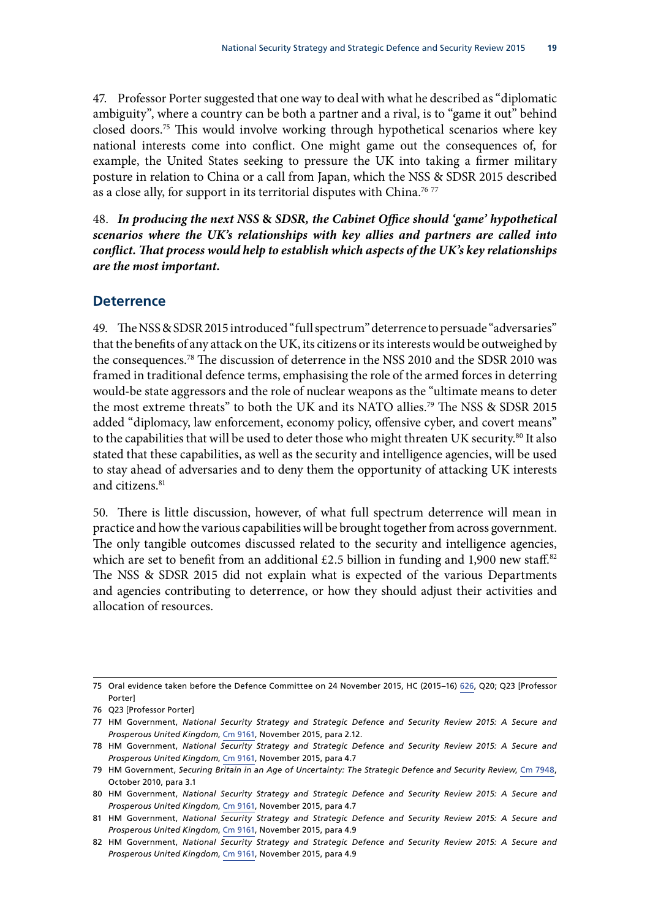47. Professor Porter suggested that one way to deal with what he described as "diplomatic ambiguity", where a country can be both a partner and a rival, is to "game it out" behind closed doors.[75] This would involve working through hypothetical scenarios where key national interests come into conflict. One might game out the consequences of, for example, the United States seeking to pressure the UK into taking a firmer military posture in relation to China or a call from Japan, which the NSS & SDSR 2015 described as a close ally, for support in its territorial disputes with China.[76] [77]

48. ***In producing the next NSS & SDSR, the Cabinet Office should 'game' hypothetical scenarios where the UK's relationships with key allies and partners are called into conflict. That process would help to establish which aspects of the UK's key relationships are the most important.***

## Deterrence

49. The NSS & SDSR 2015 introduced "full spectrum" deterrence to persuade "adversaries" that the benefits of any attack on the UK, its citizens or its interests would be outweighed by the consequences.[78] The discussion of deterrence in the NSS 2010 and the SDSR 2010 was framed in traditional defence terms, emphasising the role of the armed forces in deterring would-be state aggressors and the role of nuclear weapons as the "ultimate means to deter the most extreme threats" to both the UK and its NATO allies.[79] The NSS & SDSR 2015 added "diplomacy, law enforcement, economy policy, offensive cyber, and covert means" to the capabilities that will be used to deter those who might threaten UK security.[80] It also stated that these capabilities, as well as the security and intelligence agencies, will be used to stay ahead of adversaries and to deny them the opportunity of attacking UK interests and citizens.[81]

50. There is little discussion, however, of what full spectrum deterrence will mean in practice and how the various capabilities will be brought together from across government. The only tangible outcomes discussed related to the security and intelligence agencies, which are set to benefit from an additional £2.5 billion in funding and 1,900 new staff.[82] The NSS & SDSR 2015 did not explain what is expected of the various Departments and agencies contributing to deterrence, or how they should adjust their activities and allocation of resources.

---

75 Oral evidence taken before the Defence Committee on 24 November 2015, HC (2015–16) 626, Q20; Q23 [Professor Porter]

76 Q23 [Professor Porter]

77 HM Government, *National Security Strategy and Strategic Defence and Security Review 2015: A Secure and Prosperous United Kingdom*, Cm 9161, November 2015, para 2.12.

78 HM Government, *National Security Strategy and Strategic Defence and Security Review 2015: A Secure and Prosperous United Kingdom*, Cm 9161, November 2015, para 4.7

79 HM Government, *Securing Britain in an Age of Uncertainty: The Strategic Defence and Security Review*, Cm 7948, October 2010, para 3.1

80 HM Government, *National Security Strategy and Strategic Defence and Security Review 2015: A Secure and Prosperous United Kingdom*, Cm 9161, November 2015, para 4.7

81 HM Government, *National Security Strategy and Strategic Defence and Security Review 2015: A Secure and Prosperous United Kingdom*, Cm 9161, November 2015, para 4.9

82 HM Government, *National Security Strategy and Strategic Defence and Security Review 2015: A Secure and Prosperous United Kingdom*, Cm 9161, November 2015, para 4.9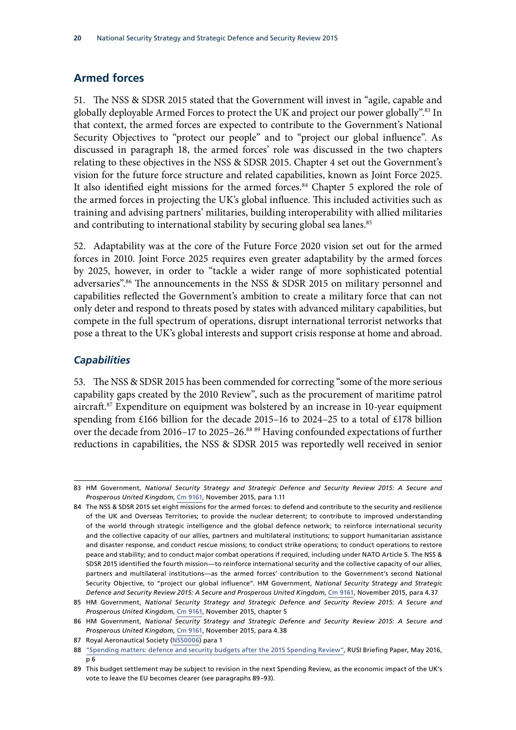## Armed forces

51. The NSS & SDSR 2015 stated that the Government will invest in "agile, capable and globally deployable Armed Forces to protect the UK and project our power globally".[83] In that context, the armed forces are expected to contribute to the Government's National Security Objectives to "protect our people" and to "project our global influence". As discussed in paragraph 18, the armed forces' role was discussed in the two chapters relating to these objectives in the NSS & SDSR 2015. Chapter 4 set out the Government's vision for the future force structure and related capabilities, known as Joint Force 2025. It also identified eight missions for the armed forces.[84] Chapter 5 explored the role of the armed forces in projecting the UK's global influence. This included activities such as training and advising partners' militaries, building interoperability with allied militaries and contributing to international stability by securing global sea lanes.[85]

52. Adaptability was at the core of the Future Force 2020 vision set out for the armed forces in 2010. Joint Force 2025 requires even greater adaptability by the armed forces by 2025, however, in order to "tackle a wider range of more sophisticated potential adversaries".[86] The announcements in the NSS & SDSR 2015 on military personnel and capabilities reflected the Government's ambition to create a military force that can not only deter and respond to threats posed by states with advanced military capabilities, but compete in the full spectrum of operations, disrupt international terrorist networks that pose a threat to the UK's global interests and support crisis response at home and abroad.

### *Capabilities*

53. The NSS & SDSR 2015 has been commended for correcting "some of the more serious capability gaps created by the 2010 Review", such as the procurement of maritime patrol aircraft.[87] Expenditure on equipment was bolstered by an increase in 10-year equipment spending from £166 billion for the decade 2015–16 to 2024–25 to a total of £178 billion over the decade from 2016–17 to 2025–26.[88] [89] Having confounded expectations of further reductions in capabilities, the NSS & SDSR 2015 was reportedly well received in senior

---

83 HM Government, *National Security Strategy and Strategic Defence and Security Review 2015: A Secure and Prosperous United Kingdom*, Cm 9161, November 2015, para 1.11

84 The NSS & SDSR 2015 set eight missions for the armed forces: to defend and contribute to the security and resilience of the UK and Overseas Territories; to provide the nuclear deterrent; to contribute to improved understanding of the world through strategic intelligence and the global defence network; to reinforce international security and the collective capacity of our allies, partners and multilateral institutions; to support humanitarian assistance and disaster response, and conduct rescue missions; to conduct strike operations; to conduct operations to restore peace and stability; and to conduct major combat operations if required, including under NATO Article 5. The NSS & SDSR 2015 identified the fourth mission—to reinforce international security and the collective capacity of our allies, partners and multilateral institutions—as the armed forces' contribution to the Government's second National Security Objective, to "project our global influence". HM Government, *National Security Strategy and Strategic Defence and Security Review 2015: A Secure and Prosperous United Kingdom*, Cm 9161, November 2015, para 4.37

85 HM Government, *National Security Strategy and Strategic Defence and Security Review 2015: A Secure and Prosperous United Kingdom*, Cm 9161, November 2015, chapter 5

86 HM Government, *National Security Strategy and Strategic Defence and Security Review 2015: A Secure and Prosperous United Kingdom*, Cm 9161, November 2015, para 4.38

87 Royal Aeronautical Society (NSS0006) para 1

88 "Spending matters: defence and security budgets after the 2015 Spending Review", RUSI Briefing Paper, May 2016, p 6

89 This budget settlement may be subject to revision in the next Spending Review, as the economic impact of the UK's vote to leave the EU becomes clearer (see paragraphs 89–93).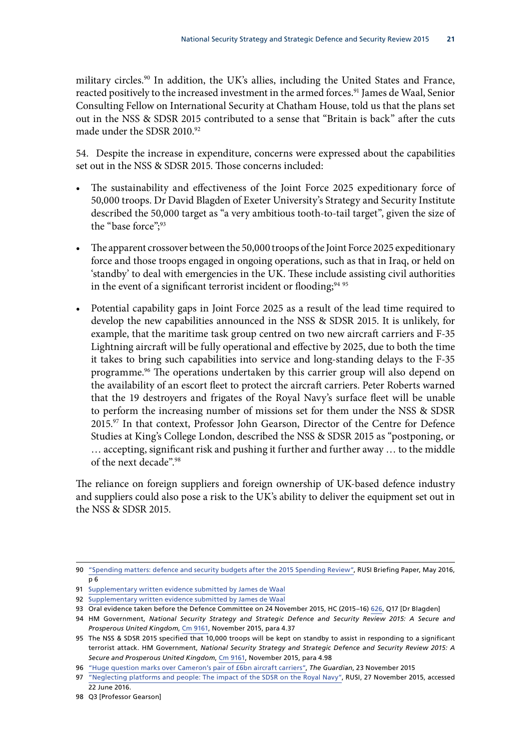military circles.[90] In addition, the UK's allies, including the United States and France, reacted positively to the increased investment in the armed forces.[91] James de Waal, Senior Consulting Fellow on International Security at Chatham House, told us that the plans set out in the NSS & SDSR 2015 contributed to a sense that "Britain is back" after the cuts made under the SDSR 2010.[92]

54. Despite the increase in expenditure, concerns were expressed about the capabilities set out in the NSS & SDSR 2015. Those concerns included:

- The sustainability and effectiveness of the Joint Force 2025 expeditionary force of 50,000 troops. Dr David Blagden of Exeter University's Strategy and Security Institute described the 50,000 target as "a very ambitious tooth-to-tail target", given the size of the "base force";[93]
- The apparent crossover between the 50,000 troops of the Joint Force 2025 expeditionary force and those troops engaged in ongoing operations, such as that in Iraq, or held on 'standby' to deal with emergencies in the UK. These include assisting civil authorities in the event of a significant terrorist incident or flooding;[94] [95]
- Potential capability gaps in Joint Force 2025 as a result of the lead time required to develop the new capabilities announced in the NSS & SDSR 2015. It is unlikely, for example, that the maritime task group centred on two new aircraft carriers and F-35 Lightning aircraft will be fully operational and effective by 2025, due to both the time it takes to bring such capabilities into service and long-standing delays to the F-35 programme.[96] The operations undertaken by this carrier group will also depend on the availability of an escort fleet to protect the aircraft carriers. Peter Roberts warned that the 19 destroyers and frigates of the Royal Navy's surface fleet will be unable to perform the increasing number of missions set for them under the NSS & SDSR 2015.[97] In that context, Professor John Gearson, Director of the Centre for Defence Studies at King's College London, described the NSS & SDSR 2015 as "postponing, or … accepting, significant risk and pushing it further and further away … to the middle of the next decade".[98]

The reliance on foreign suppliers and foreign ownership of UK-based defence industry and suppliers could also pose a risk to the UK's ability to deliver the equipment set out in the NSS & SDSR 2015.

---

90 "Spending matters: defence and security budgets after the 2015 Spending Review", RUSI Briefing Paper, May 2016, p 6

91 Supplementary written evidence submitted by James de Waal

92 Supplementary written evidence submitted by James de Waal

93 Oral evidence taken before the Defence Committee on 24 November 2015, HC (2015–16) 626, Q17 [Dr Blagden]

94 HM Government, *National Security Strategy and Strategic Defence and Security Review 2015: A Secure and Prosperous United Kingdom*, Cm 9161, November 2015, para 4.37

95 The NSS & SDSR 2015 specified that 10,000 troops will be kept on standby to assist in responding to a significant terrorist attack. HM Government, *National Security Strategy and Strategic Defence and Security Review 2015: A Secure and Prosperous United Kingdom*, Cm 9161, November 2015, para 4.98

96 "Huge question marks over Cameron's pair of £6bn aircraft carriers", *The Guardian*, 23 November 2015

97 "Neglecting platforms and people: The impact of the SDSR on the Royal Navy", RUSI, 27 November 2015, accessed 22 June 2016.

98 Q3 [Professor Gearson]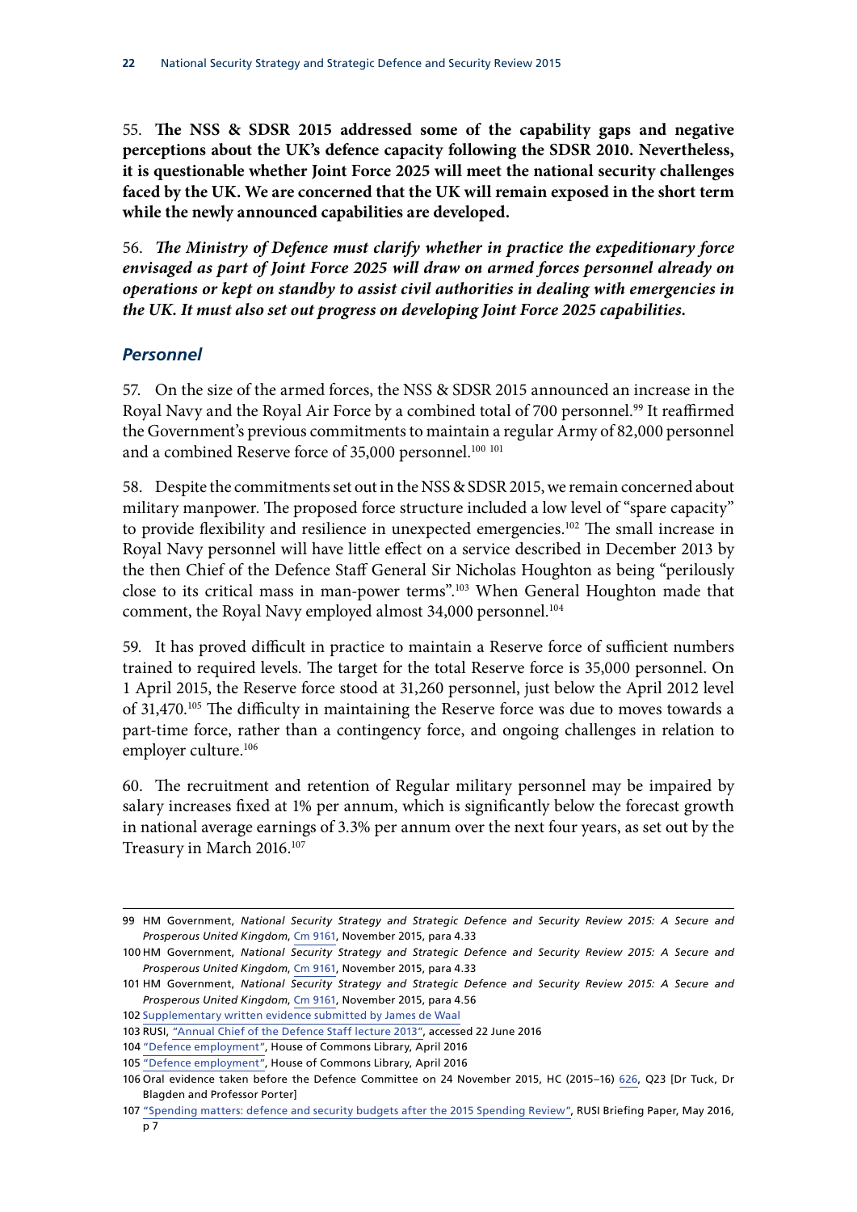55. **The NSS & SDSR 2015 addressed some of the capability gaps and negative perceptions about the UK's defence capacity following the SDSR 2010. Nevertheless, it is questionable whether Joint Force 2025 will meet the national security challenges faced by the UK. We are concerned that the UK will remain exposed in the short term while the newly announced capabilities are developed.**

56. ***The Ministry of Defence must clarify whether in practice the expeditionary force envisaged as part of Joint Force 2025 will draw on armed forces personnel already on operations or kept on standby to assist civil authorities in dealing with emergencies in the UK. It must also set out progress on developing Joint Force 2025 capabilities.***

### *Personnel*

57. On the size of the armed forces, the NSS & SDSR 2015 announced an increase in the Royal Navy and the Royal Air Force by a combined total of 700 personnel.[99] It reaffirmed the Government's previous commitments to maintain a regular Army of 82,000 personnel and a combined Reserve force of 35,000 personnel.[100] [101]

58. Despite the commitments set out in the NSS & SDSR 2015, we remain concerned about military manpower. The proposed force structure included a low level of "spare capacity" to provide flexibility and resilience in unexpected emergencies.[102] The small increase in Royal Navy personnel will have little effect on a service described in December 2013 by the then Chief of the Defence Staff General Sir Nicholas Houghton as being "perilously close to its critical mass in man-power terms".[103] When General Houghton made that comment, the Royal Navy employed almost 34,000 personnel.[104]

59. It has proved difficult in practice to maintain a Reserve force of sufficient numbers trained to required levels. The target for the total Reserve force is 35,000 personnel. On 1 April 2015, the Reserve force stood at 31,260 personnel, just below the April 2012 level of 31,470.[105] The difficulty in maintaining the Reserve force was due to moves towards a part-time force, rather than a contingency force, and ongoing challenges in relation to employer culture.[106]

60. The recruitment and retention of Regular military personnel may be impaired by salary increases fixed at 1% per annum, which is significantly below the forecast growth in national average earnings of 3.3% per annum over the next four years, as set out by the Treasury in March 2016.[107]

---

99 HM Government, *National Security Strategy and Strategic Defence and Security Review 2015: A Secure and Prosperous United Kingdom*, Cm 9161, November 2015, para 4.33

100 HM Government, *National Security Strategy and Strategic Defence and Security Review 2015: A Secure and Prosperous United Kingdom*, Cm 9161, November 2015, para 4.33

101 HM Government, *National Security Strategy and Strategic Defence and Security Review 2015: A Secure and Prosperous United Kingdom*, Cm 9161, November 2015, para 4.56

102 Supplementary written evidence submitted by James de Waal

103 RUSI, "Annual Chief of the Defence Staff lecture 2013", accessed 22 June 2016

104 "Defence employment", House of Commons Library, April 2016

105 "Defence employment", House of Commons Library, April 2016

106 Oral evidence taken before the Defence Committee on 24 November 2015, HC (2015–16) 626, Q23 [Dr Tuck, Dr Blagden and Professor Porter]

107 "Spending matters: defence and security budgets after the 2015 Spending Review", RUSI Briefing Paper, May 2016, p 7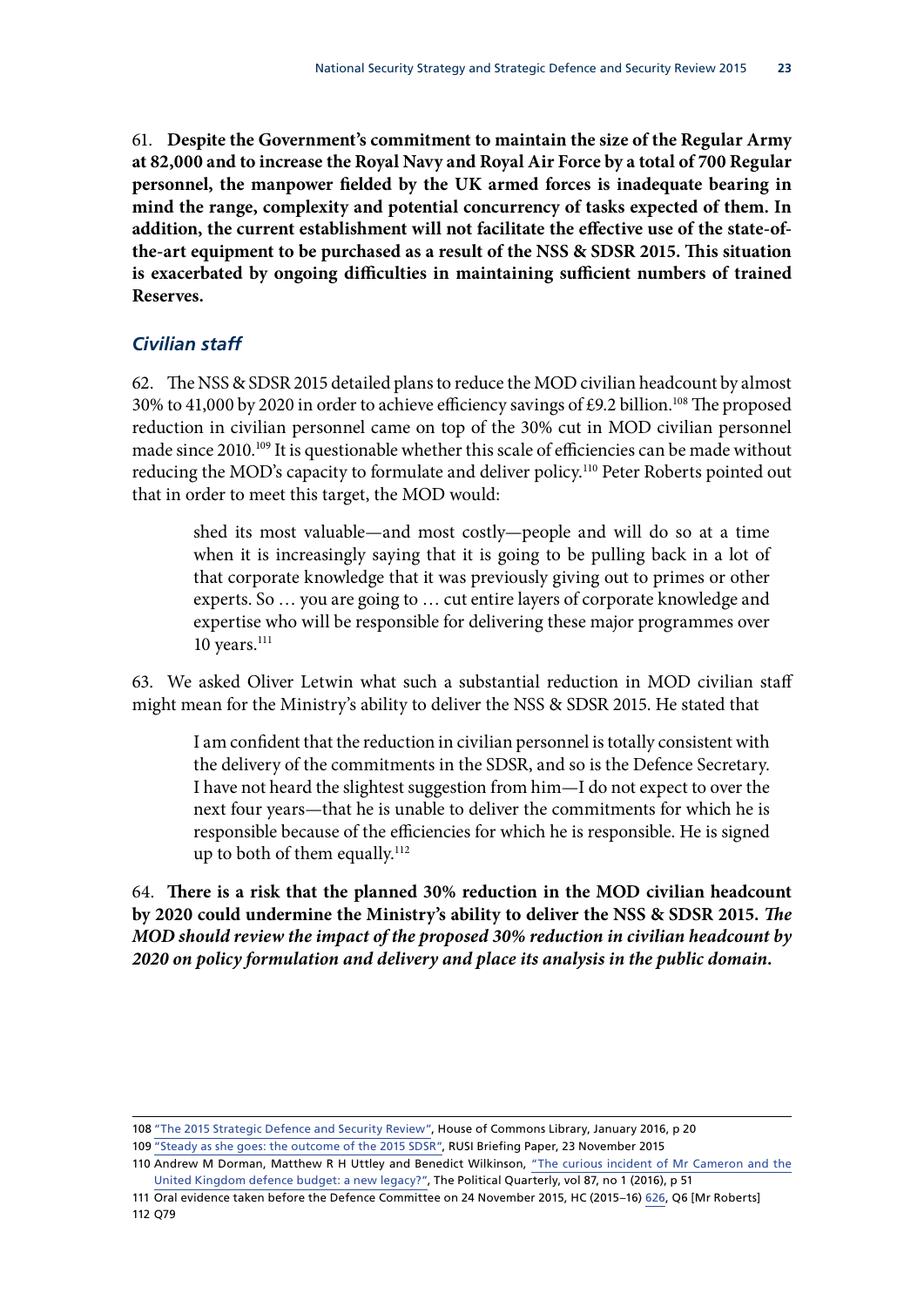61. **Despite the Government's commitment to maintain the size of the Regular Army at 82,000 and to increase the Royal Navy and Royal Air Force by a total of 700 Regular personnel, the manpower fielded by the UK armed forces is inadequate bearing in mind the range, complexity and potential concurrency of tasks expected of them. In addition, the current establishment will not facilitate the effective use of the state-of-the-art equipment to be purchased as a result of the NSS & SDSR 2015. This situation is exacerbated by ongoing difficulties in maintaining sufficient numbers of trained Reserves.**

### *Civilian staff*

62. The NSS & SDSR 2015 detailed plans to reduce the MOD civilian headcount by almost 30% to 41,000 by 2020 in order to achieve efficiency savings of £9.2 billion.[108] The proposed reduction in civilian personnel came on top of the 30% cut in MOD civilian personnel made since 2010.[109] It is questionable whether this scale of efficiencies can be made without reducing the MOD's capacity to formulate and deliver policy.[110] Peter Roberts pointed out that in order to meet this target, the MOD would:

> shed its most valuable—and most costly—people and will do so at a time when it is increasingly saying that it is going to be pulling back in a lot of that corporate knowledge that it was previously giving out to primes or other experts. So … you are going to … cut entire layers of corporate knowledge and expertise who will be responsible for delivering these major programmes over 10 years.[111]

63. We asked Oliver Letwin what such a substantial reduction in MOD civilian staff might mean for the Ministry's ability to deliver the NSS & SDSR 2015. He stated that

> I am confident that the reduction in civilian personnel is totally consistent with the delivery of the commitments in the SDSR, and so is the Defence Secretary. I have not heard the slightest suggestion from him—I do not expect to over the next four years—that he is unable to deliver the commitments for which he is responsible because of the efficiencies for which he is responsible. He is signed up to both of them equally.[112]

64. **There is a risk that the planned 30% reduction in the MOD civilian headcount by 2020 could undermine the Ministry's ability to deliver the NSS & SDSR 2015. *The MOD should review the impact of the proposed 30% reduction in civilian headcount by 2020 on policy formulation and delivery and place its analysis in the public domain.***

---

108 "The 2015 Strategic Defence and Security Review", House of Commons Library, January 2016, p 20

109 "Steady as she goes: the outcome of the 2015 SDSR", RUSI Briefing Paper, 23 November 2015

110 Andrew M Dorman, Matthew R H Uttley and Benedict Wilkinson, "The curious incident of Mr Cameron and the United Kingdom defence budget: a new legacy?", The Political Quarterly, vol 87, no 1 (2016), p 51

111 Oral evidence taken before the Defence Committee on 24 November 2015, HC (2015–16) 626, Q6 [Mr Roberts]

112 Q79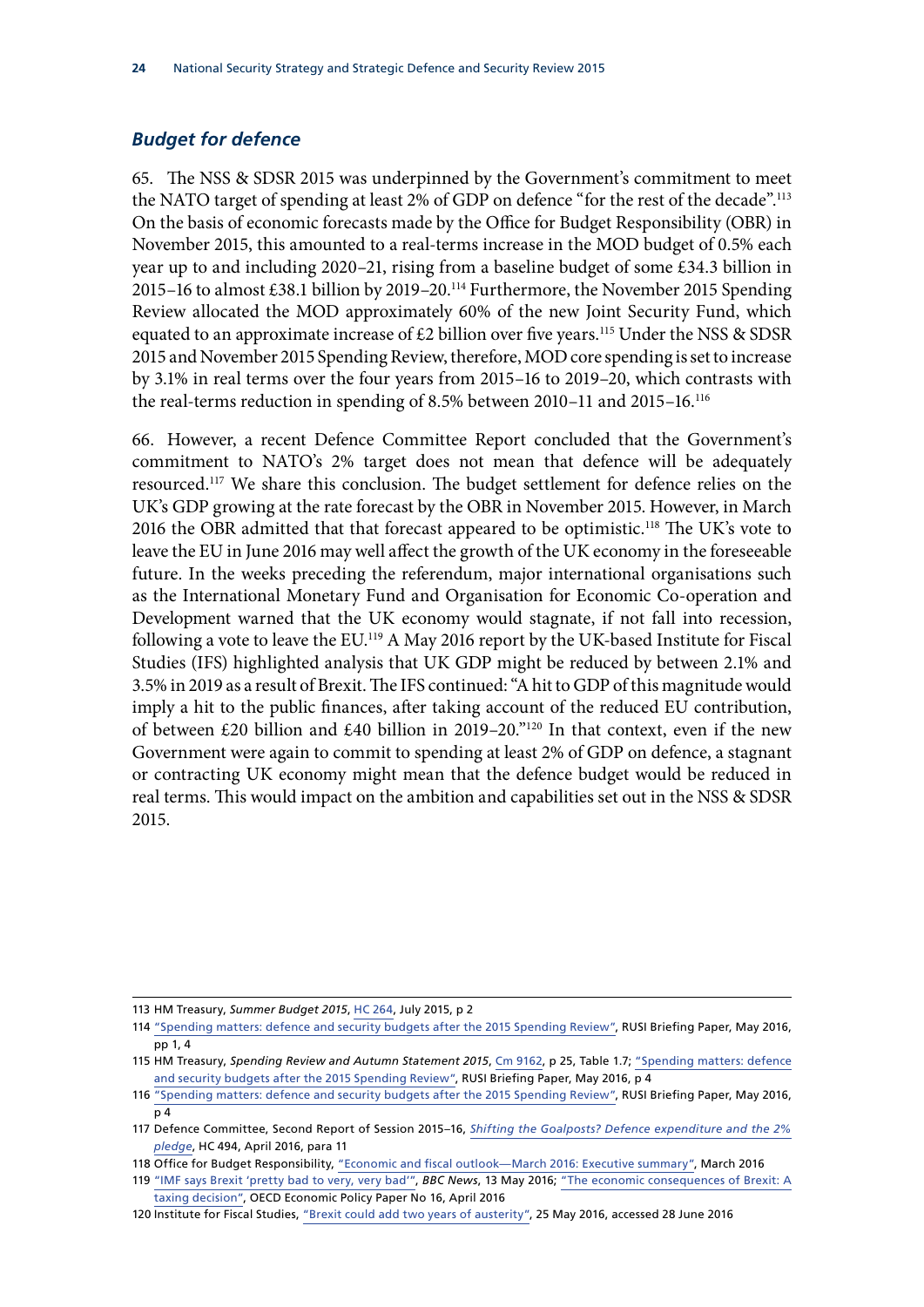### *Budget for defence*

65. The NSS & SDSR 2015 was underpinned by the Government's commitment to meet the NATO target of spending at least 2% of GDP on defence "for the rest of the decade".[113] On the basis of economic forecasts made by the Office for Budget Responsibility (OBR) in November 2015, this amounted to a real-terms increase in the MOD budget of 0.5% each year up to and including 2020–21, rising from a baseline budget of some £34.3 billion in 2015–16 to almost £38.1 billion by 2019–20.[114] Furthermore, the November 2015 Spending Review allocated the MOD approximately 60% of the new Joint Security Fund, which equated to an approximate increase of £2 billion over five years.[115] Under the NSS & SDSR 2015 and November 2015 Spending Review, therefore, MOD core spending is set to increase by 3.1% in real terms over the four years from 2015–16 to 2019–20, which contrasts with the real-terms reduction in spending of 8.5% between 2010–11 and 2015–16.[116]

66. However, a recent Defence Committee Report concluded that the Government's commitment to NATO's 2% target does not mean that defence will be adequately resourced.[117] We share this conclusion. The budget settlement for defence relies on the UK's GDP growing at the rate forecast by the OBR in November 2015. However, in March 2016 the OBR admitted that that forecast appeared to be optimistic.[118] The UK's vote to leave the EU in June 2016 may well affect the growth of the UK economy in the foreseeable future. In the weeks preceding the referendum, major international organisations such as the International Monetary Fund and Organisation for Economic Co-operation and Development warned that the UK economy would stagnate, if not fall into recession, following a vote to leave the EU.[119] A May 2016 report by the UK-based Institute for Fiscal Studies (IFS) highlighted analysis that UK GDP might be reduced by between 2.1% and 3.5% in 2019 as a result of Brexit. The IFS continued: "A hit to GDP of this magnitude would imply a hit to the public finances, after taking account of the reduced EU contribution, of between £20 billion and £40 billion in 2019–20."[120] In that context, even if the new Government were again to commit to spending at least 2% of GDP on defence, a stagnant or contracting UK economy might mean that the defence budget would be reduced in real terms. This would impact on the ambition and capabilities set out in the NSS & SDSR 2015.

---

113 HM Treasury, *Summer Budget 2015*, HC 264, July 2015, p 2

114 "Spending matters: defence and security budgets after the 2015 Spending Review", RUSI Briefing Paper, May 2016, pp 1, 4

115 HM Treasury, *Spending Review and Autumn Statement 2015*, Cm 9162, p 25, Table 1.7; "Spending matters: defence and security budgets after the 2015 Spending Review", RUSI Briefing Paper, May 2016, p 4

116 "Spending matters: defence and security budgets after the 2015 Spending Review", RUSI Briefing Paper, May 2016, p 4

117 Defence Committee, Second Report of Session 2015–16, *Shifting the Goalposts? Defence expenditure and the 2% pledge*, HC 494, April 2016, para 11

118 Office for Budget Responsibility, "Economic and fiscal outlook—March 2016: Executive summary", March 2016

119 "IMF says Brexit 'pretty bad to very, very bad'", *BBC News*, 13 May 2016; "The economic consequences of Brexit: A taxing decision", OECD Economic Policy Paper No 16, April 2016

120 Institute for Fiscal Studies, "Brexit could add two years of austerity", 25 May 2016, accessed 28 June 2016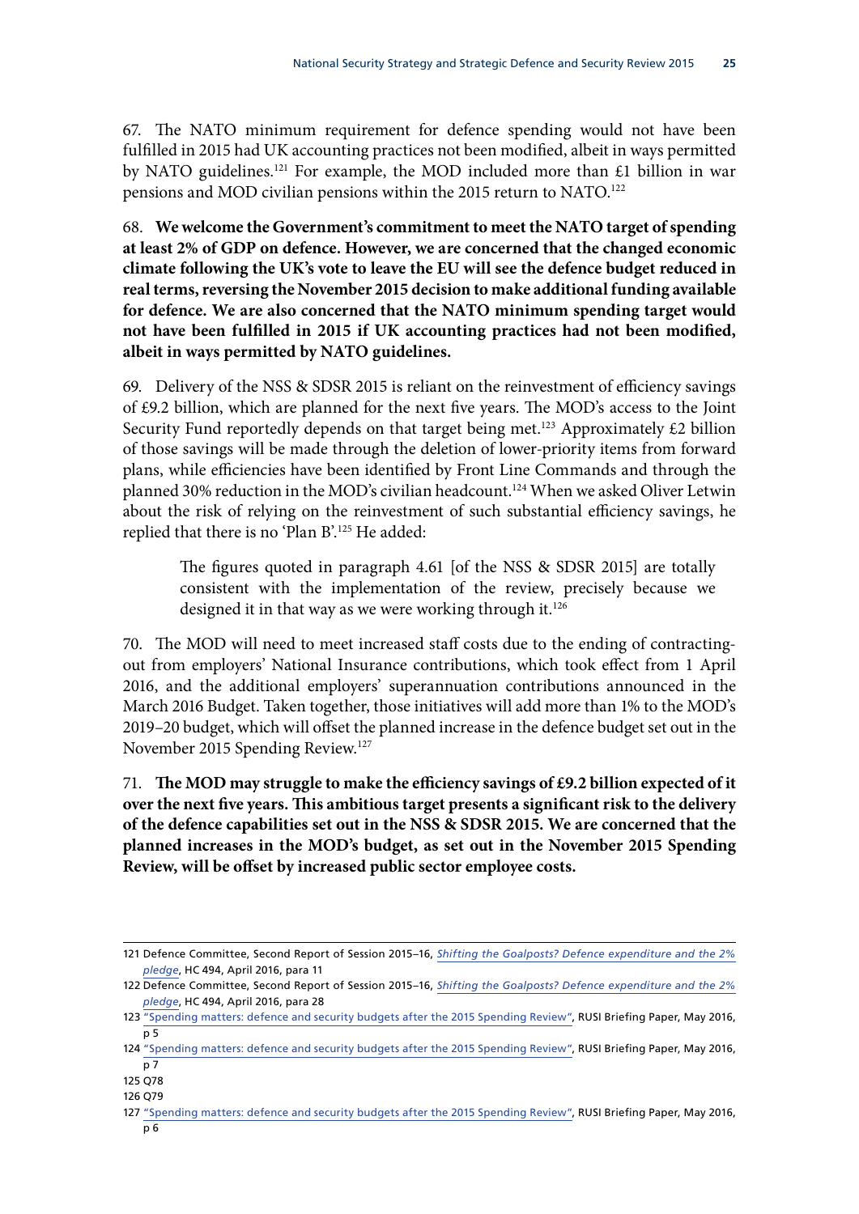67. The NATO minimum requirement for defence spending would not have been fulfilled in 2015 had UK accounting practices not been modified, albeit in ways permitted by NATO guidelines.[121] For example, the MOD included more than £1 billion in war pensions and MOD civilian pensions within the 2015 return to NATO.[122]

68. **We welcome the Government's commitment to meet the NATO target of spending at least 2% of GDP on defence. However, we are concerned that the changed economic climate following the UK's vote to leave the EU will see the defence budget reduced in real terms, reversing the November 2015 decision to make additional funding available for defence. We are also concerned that the NATO minimum spending target would not have been fulfilled in 2015 if UK accounting practices had not been modified, albeit in ways permitted by NATO guidelines.**

69. Delivery of the NSS & SDSR 2015 is reliant on the reinvestment of efficiency savings of £9.2 billion, which are planned for the next five years. The MOD's access to the Joint Security Fund reportedly depends on that target being met.[123] Approximately £2 billion of those savings will be made through the deletion of lower-priority items from forward plans, while efficiencies have been identified by Front Line Commands and through the planned 30% reduction in the MOD's civilian headcount.[124] When we asked Oliver Letwin about the risk of relying on the reinvestment of such substantial efficiency savings, he replied that there is no 'Plan B'.[125] He added:

> The figures quoted in paragraph 4.61 [of the NSS & SDSR 2015] are totally consistent with the implementation of the review, precisely because we designed it in that way as we were working through it.[126]

70. The MOD will need to meet increased staff costs due to the ending of contracting-out from employers' National Insurance contributions, which took effect from 1 April 2016, and the additional employers' superannuation contributions announced in the March 2016 Budget. Taken together, those initiatives will add more than 1% to the MOD's 2019–20 budget, which will offset the planned increase in the defence budget set out in the November 2015 Spending Review.[127]

71. **The MOD may struggle to make the efficiency savings of £9.2 billion expected of it over the next five years. This ambitious target presents a significant risk to the delivery of the defence capabilities set out in the NSS & SDSR 2015. We are concerned that the planned increases in the MOD's budget, as set out in the November 2015 Spending Review, will be offset by increased public sector employee costs.**

---

121 Defence Committee, Second Report of Session 2015–16, *Shifting the Goalposts? Defence expenditure and the 2% pledge*, HC 494, April 2016, para 11

122 Defence Committee, Second Report of Session 2015–16, *Shifting the Goalposts? Defence expenditure and the 2% pledge*, HC 494, April 2016, para 28

123 "Spending matters: defence and security budgets after the 2015 Spending Review", RUSI Briefing Paper, May 2016, p 5

124 "Spending matters: defence and security budgets after the 2015 Spending Review", RUSI Briefing Paper, May 2016, p 7

125 Q78

126 Q79

127 "Spending matters: defence and security budgets after the 2015 Spending Review", RUSI Briefing Paper, May 2016, p 6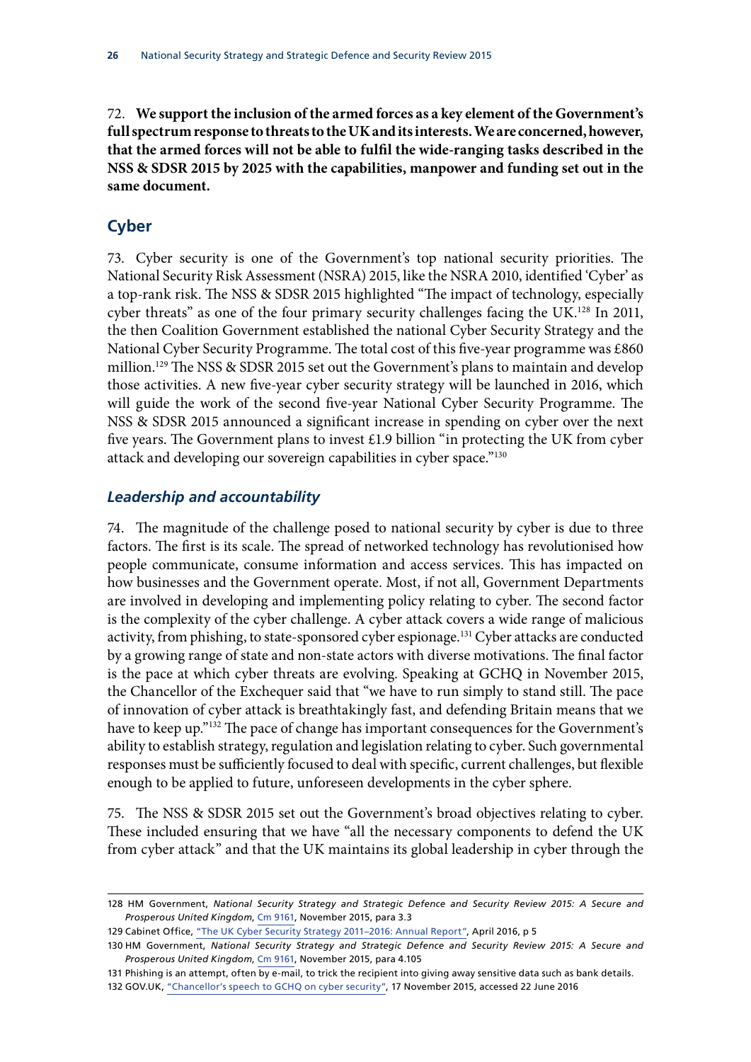72. **We support the inclusion of the armed forces as a key element of the Government's full spectrum response to threats to the UK and its interests. We are concerned, however, that the armed forces will not be able to fulfil the wide-ranging tasks described in the NSS & SDSR 2015 by 2025 with the capabilities, manpower and funding set out in the same document.**

## Cyber

73. Cyber security is one of the Government's top national security priorities. The National Security Risk Assessment (NSRA) 2015, like the NSRA 2010, identified 'Cyber' as a top-rank risk. The NSS & SDSR 2015 highlighted "The impact of technology, especially cyber threats" as one of the four primary security challenges facing the UK.[128] In 2011, the then Coalition Government established the national Cyber Security Strategy and the National Cyber Security Programme. The total cost of this five-year programme was £860 million.[129] The NSS & SDSR 2015 set out the Government's plans to maintain and develop those activities. A new five-year cyber security strategy will be launched in 2016, which will guide the work of the second five-year National Cyber Security Programme. The NSS & SDSR 2015 announced a significant increase in spending on cyber over the next five years. The Government plans to invest £1.9 billion "in protecting the UK from cyber attack and developing our sovereign capabilities in cyber space."[130]

### *Leadership and accountability*

74. The magnitude of the challenge posed to national security by cyber is due to three factors. The first is its scale. The spread of networked technology has revolutionised how people communicate, consume information and access services. This has impacted on how businesses and the Government operate. Most, if not all, Government Departments are involved in developing and implementing policy relating to cyber. The second factor is the complexity of the cyber challenge. A cyber attack covers a wide range of malicious activity, from phishing, to state-sponsored cyber espionage.[131] Cyber attacks are conducted by a growing range of state and non-state actors with diverse motivations. The final factor is the pace at which cyber threats are evolving. Speaking at GCHQ in November 2015, the Chancellor of the Exchequer said that "we have to run simply to stand still. The pace of innovation of cyber attack is breathtakingly fast, and defending Britain means that we have to keep up."[132] The pace of change has important consequences for the Government's ability to establish strategy, regulation and legislation relating to cyber. Such governmental responses must be sufficiently focused to deal with specific, current challenges, but flexible enough to be applied to future, unforeseen developments in the cyber sphere.

75. The NSS & SDSR 2015 set out the Government's broad objectives relating to cyber. These included ensuring that we have "all the necessary components to defend the UK from cyber attack" and that the UK maintains its global leadership in cyber through the

---

128 HM Government, *National Security Strategy and Strategic Defence and Security Review 2015: A Secure and Prosperous United Kingdom*, Cm 9161, November 2015, para 3.3

129 Cabinet Office, "The UK Cyber Security Strategy 2011–2016: Annual Report", April 2016, p 5

130 HM Government, *National Security Strategy and Strategic Defence and Security Review 2015: A Secure and Prosperous United Kingdom*, Cm 9161, November 2015, para 4.105

131 Phishing is an attempt, often by e-mail, to trick the recipient into giving away sensitive data such as bank details.

132 GOV.UK, "Chancellor's speech to GCHQ on cyber security", 17 November 2015, accessed 22 June 2016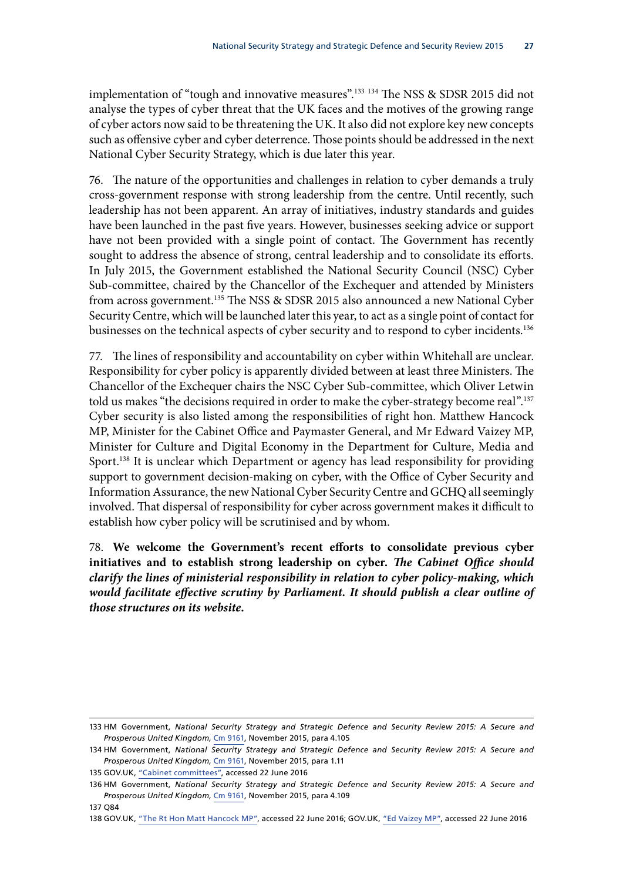implementation of "tough and innovative measures".[133] [134] The NSS & SDSR 2015 did not analyse the types of cyber threat that the UK faces and the motives of the growing range of cyber actors now said to be threatening the UK. It also did not explore key new concepts such as offensive cyber and cyber deterrence. Those points should be addressed in the next National Cyber Security Strategy, which is due later this year.

76. The nature of the opportunities and challenges in relation to cyber demands a truly cross-government response with strong leadership from the centre. Until recently, such leadership has not been apparent. An array of initiatives, industry standards and guides have been launched in the past five years. However, businesses seeking advice or support have not been provided with a single point of contact. The Government has recently sought to address the absence of strong, central leadership and to consolidate its efforts. In July 2015, the Government established the National Security Council (NSC) Cyber Sub-committee, chaired by the Chancellor of the Exchequer and attended by Ministers from across government.[135] The NSS & SDSR 2015 also announced a new National Cyber Security Centre, which will be launched later this year, to act as a single point of contact for businesses on the technical aspects of cyber security and to respond to cyber incidents.[136]

77. The lines of responsibility and accountability on cyber within Whitehall are unclear. Responsibility for cyber policy is apparently divided between at least three Ministers. The Chancellor of the Exchequer chairs the NSC Cyber Sub-committee, which Oliver Letwin told us makes "the decisions required in order to make the cyber-strategy become real".[137] Cyber security is also listed among the responsibilities of right hon. Matthew Hancock MP, Minister for the Cabinet Office and Paymaster General, and Mr Edward Vaizey MP, Minister for Culture and Digital Economy in the Department for Culture, Media and Sport.[138] It is unclear which Department or agency has lead responsibility for providing support to government decision-making on cyber, with the Office of Cyber Security and Information Assurance, the new National Cyber Security Centre and GCHQ all seemingly involved. That dispersal of responsibility for cyber across government makes it difficult to establish how cyber policy will be scrutinised and by whom.

78. **We welcome the Government's recent efforts to consolidate previous cyber initiatives and to establish strong leadership on cyber.** ***The Cabinet Office should clarify the lines of ministerial responsibility in relation to cyber policy-making, which would facilitate effective scrutiny by Parliament. It should publish a clear outline of those structures on its website.***

---

133 HM Government, *National Security Strategy and Strategic Defence and Security Review 2015: A Secure and Prosperous United Kingdom*, Cm 9161, November 2015, para 4.105

134 HM Government, *National Security Strategy and Strategic Defence and Security Review 2015: A Secure and Prosperous United Kingdom*, Cm 9161, November 2015, para 1.11

135 GOV.UK, "Cabinet committees", accessed 22 June 2016

136 HM Government, *National Security Strategy and Strategic Defence and Security Review 2015: A Secure and Prosperous United Kingdom*, Cm 9161, November 2015, para 4.109

137 Q84

138 GOV.UK, "The Rt Hon Matt Hancock MP", accessed 22 June 2016; GOV.UK, "Ed Vaizey MP", accessed 22 June 2016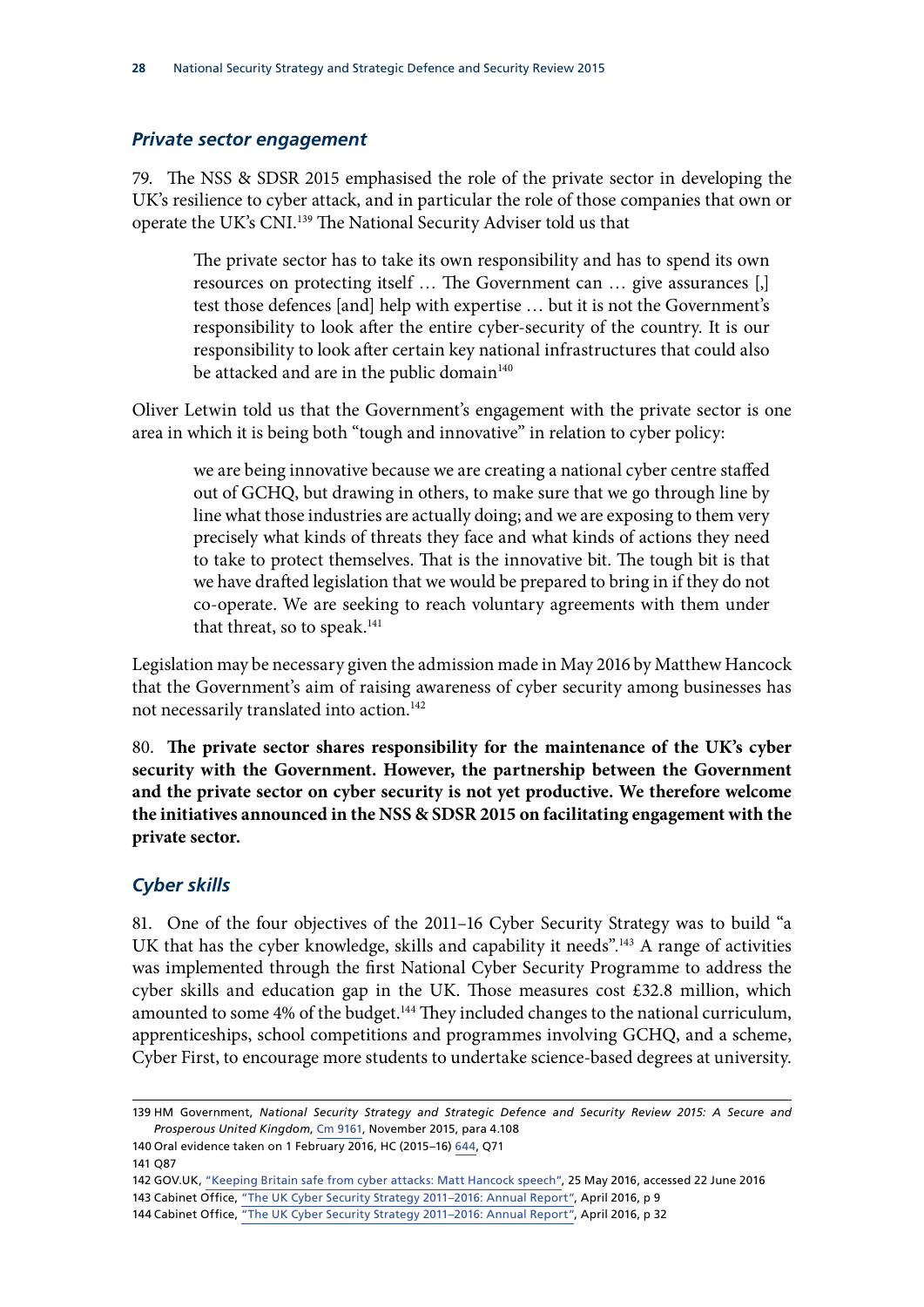### *Private sector engagement*

79. The NSS & SDSR 2015 emphasised the role of the private sector in developing the UK's resilience to cyber attack, and in particular the role of those companies that own or operate the UK's CNI.[139] The National Security Adviser told us that

> The private sector has to take its own responsibility and has to spend its own resources on protecting itself … The Government can … give assurances [,] test those defences [and] help with expertise … but it is not the Government's responsibility to look after the entire cyber-security of the country. It is our responsibility to look after certain key national infrastructures that could also be attacked and are in the public domain[140]

Oliver Letwin told us that the Government's engagement with the private sector is one area in which it is being both "tough and innovative" in relation to cyber policy:

> we are being innovative because we are creating a national cyber centre staffed out of GCHQ, but drawing in others, to make sure that we go through line by line what those industries are actually doing; and we are exposing to them very precisely what kinds of threats they face and what kinds of actions they need to take to protect themselves. That is the innovative bit. The tough bit is that we have drafted legislation that we would be prepared to bring in if they do not co-operate. We are seeking to reach voluntary agreements with them under that threat, so to speak.[141]

Legislation may be necessary given the admission made in May 2016 by Matthew Hancock that the Government's aim of raising awareness of cyber security among businesses has not necessarily translated into action.[142]

80. **The private sector shares responsibility for the maintenance of the UK's cyber security with the Government. However, the partnership between the Government and the private sector on cyber security is not yet productive. We therefore welcome the initiatives announced in the NSS & SDSR 2015 on facilitating engagement with the private sector.**

### *Cyber skills*

81. One of the four objectives of the 2011–16 Cyber Security Strategy was to build "a UK that has the cyber knowledge, skills and capability it needs".[143] A range of activities was implemented through the first National Cyber Security Programme to address the cyber skills and education gap in the UK. Those measures cost £32.8 million, which amounted to some 4% of the budget.[144] They included changes to the national curriculum, apprenticeships, school competitions and programmes involving GCHQ, and a scheme, Cyber First, to encourage more students to undertake science-based degrees at university.

---

139 HM Government, *National Security Strategy and Strategic Defence and Security Review 2015: A Secure and Prosperous United Kingdom*, Cm 9161, November 2015, para 4.108

140 Oral evidence taken on 1 February 2016, HC (2015–16) 644, Q71

141 Q87

142 GOV.UK, "Keeping Britain safe from cyber attacks: Matt Hancock speech", 25 May 2016, accessed 22 June 2016

143 Cabinet Office, "The UK Cyber Security Strategy 2011–2016: Annual Report", April 2016, p 9

144 Cabinet Office, "The UK Cyber Security Strategy 2011–2016: Annual Report", April 2016, p 32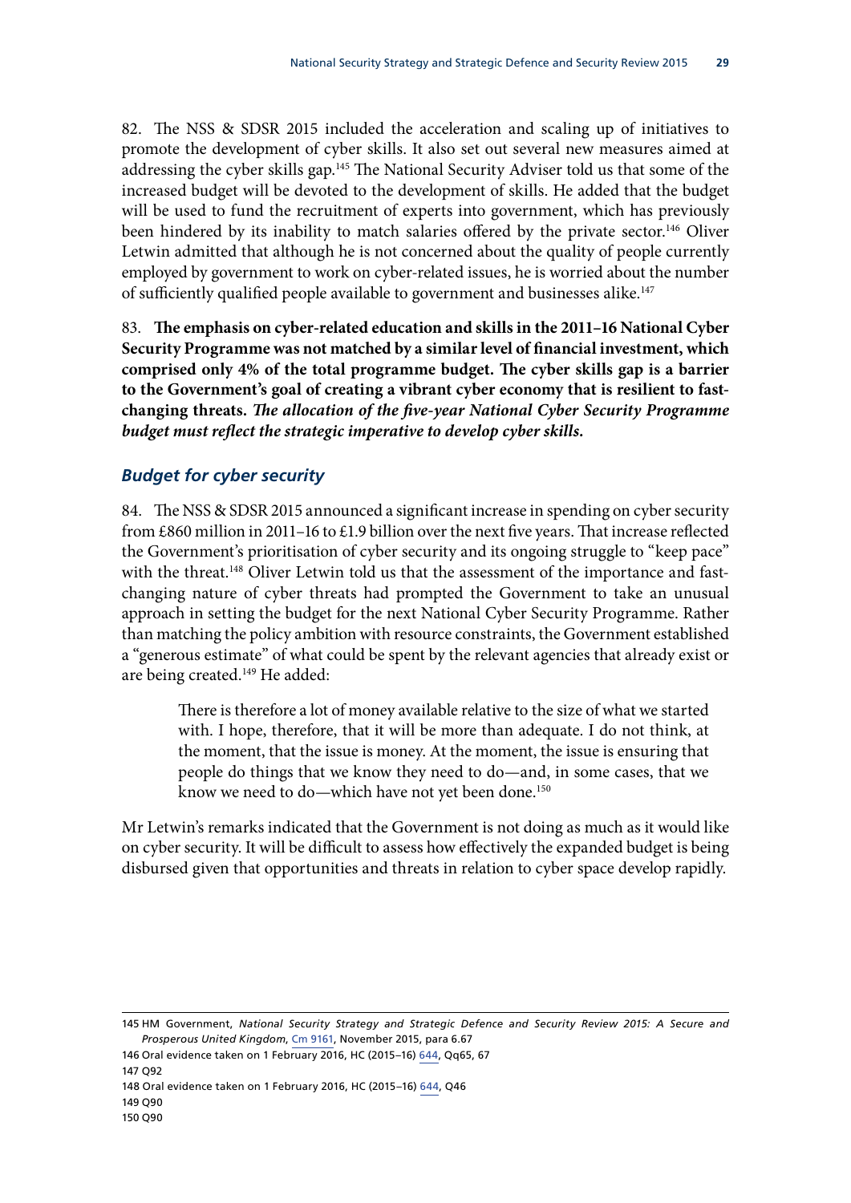82. The NSS & SDSR 2015 included the acceleration and scaling up of initiatives to promote the development of cyber skills. It also set out several new measures aimed at addressing the cyber skills gap.[145] The National Security Adviser told us that some of the increased budget will be devoted to the development of skills. He added that the budget will be used to fund the recruitment of experts into government, which has previously been hindered by its inability to match salaries offered by the private sector.[146] Oliver Letwin admitted that although he is not concerned about the quality of people currently employed by government to work on cyber-related issues, he is worried about the number of sufficiently qualified people available to government and businesses alike.[147]

83. **The emphasis on cyber-related education and skills in the 2011–16 National Cyber Security Programme was not matched by a similar level of financial investment, which comprised only 4% of the total programme budget. The cyber skills gap is a barrier to the Government's goal of creating a vibrant cyber economy that is resilient to fast-changing threats.** ***The allocation of the five-year National Cyber Security Programme budget must reflect the strategic imperative to develop cyber skills.***

### *Budget for cyber security*

84. The NSS & SDSR 2015 announced a significant increase in spending on cyber security from £860 million in 2011–16 to £1.9 billion over the next five years. That increase reflected the Government's prioritisation of cyber security and its ongoing struggle to "keep pace" with the threat.[148] Oliver Letwin told us that the assessment of the importance and fast-changing nature of cyber threats had prompted the Government to take an unusual approach in setting the budget for the next National Cyber Security Programme. Rather than matching the policy ambition with resource constraints, the Government established a "generous estimate" of what could be spent by the relevant agencies that already exist or are being created.[149] He added:

> There is therefore a lot of money available relative to the size of what we started with. I hope, therefore, that it will be more than adequate. I do not think, at the moment, that the issue is money. At the moment, the issue is ensuring that people do things that we know they need to do—and, in some cases, that we know we need to do—which have not yet been done.[150]

Mr Letwin's remarks indicated that the Government is not doing as much as it would like on cyber security. It will be difficult to assess how effectively the expanded budget is being disbursed given that opportunities and threats in relation to cyber space develop rapidly.

---

145 HM Government, *National Security Strategy and Strategic Defence and Security Review 2015: A Secure and Prosperous United Kingdom*, Cm 9161, November 2015, para 6.67

146 Oral evidence taken on 1 February 2016, HC (2015–16) 644, Qq65, 67

147 Q92

148 Oral evidence taken on 1 February 2016, HC (2015–16) 644, Q46

149 Q90

150 Q90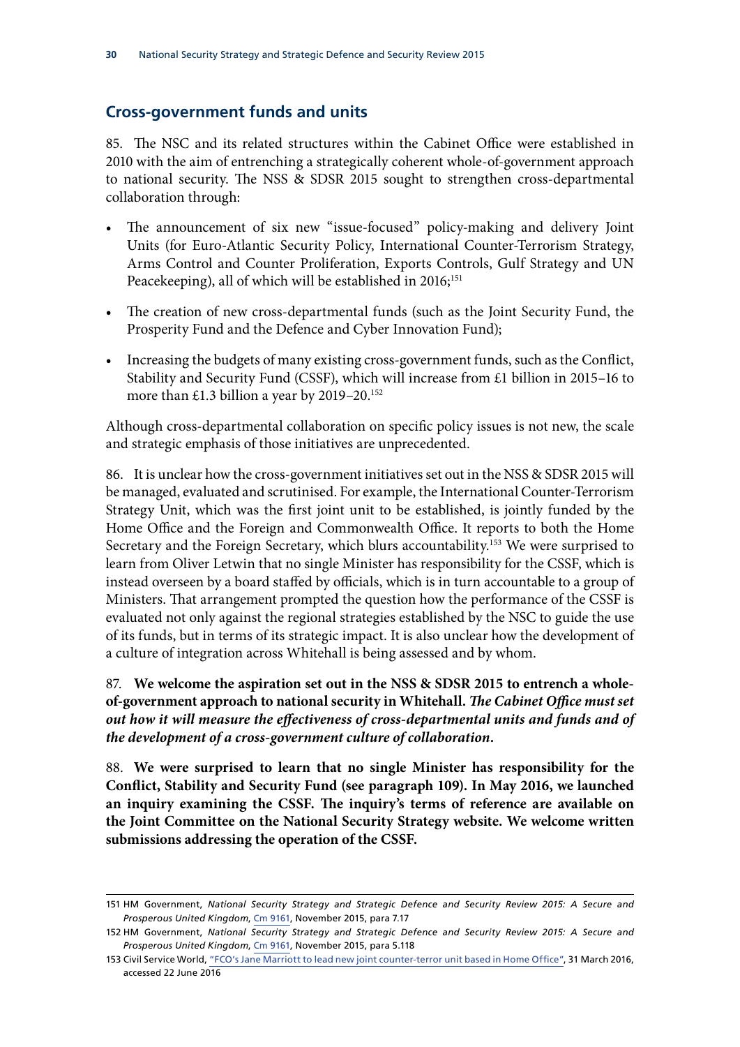## Cross-government funds and units

85. The NSC and its related structures within the Cabinet Office were established in 2010 with the aim of entrenching a strategically coherent whole-of-government approach to national security. The NSS & SDSR 2015 sought to strengthen cross-departmental collaboration through:

- The announcement of six new "issue-focused" policy-making and delivery Joint Units (for Euro-Atlantic Security Policy, International Counter-Terrorism Strategy, Arms Control and Counter Proliferation, Exports Controls, Gulf Strategy and UN Peacekeeping), all of which will be established in 2016;[151]
- The creation of new cross-departmental funds (such as the Joint Security Fund, the Prosperity Fund and the Defence and Cyber Innovation Fund);
- Increasing the budgets of many existing cross-government funds, such as the Conflict, Stability and Security Fund (CSSF), which will increase from £1 billion in 2015–16 to more than £1.3 billion a year by 2019–20.[152]

Although cross-departmental collaboration on specific policy issues is not new, the scale and strategic emphasis of those initiatives are unprecedented.

86. It is unclear how the cross-government initiatives set out in the NSS & SDSR 2015 will be managed, evaluated and scrutinised. For example, the International Counter-Terrorism Strategy Unit, which was the first joint unit to be established, is jointly funded by the Home Office and the Foreign and Commonwealth Office. It reports to both the Home Secretary and the Foreign Secretary, which blurs accountability.[153] We were surprised to learn from Oliver Letwin that no single Minister has responsibility for the CSSF, which is instead overseen by a board staffed by officials, which is in turn accountable to a group of Ministers. That arrangement prompted the question how the performance of the CSSF is evaluated not only against the regional strategies established by the NSC to guide the use of its funds, but in terms of its strategic impact. It is also unclear how the development of a culture of integration across Whitehall is being assessed and by whom.

87. **We welcome the aspiration set out in the NSS & SDSR 2015 to entrench a whole-of-government approach to national security in Whitehall.** ***The Cabinet Office must set out how it will measure the effectiveness of cross-departmental units and funds and of the development of a cross-government culture of collaboration.***

88. **We were surprised to learn that no single Minister has responsibility for the Conflict, Stability and Security Fund (see paragraph 109). In May 2016, we launched an inquiry examining the CSSF. The inquiry's terms of reference are available on the Joint Committee on the National Security Strategy website. We welcome written submissions addressing the operation of the CSSF.**

---

151 HM Government, *National Security Strategy and Strategic Defence and Security Review 2015: A Secure and Prosperous United Kingdom*, Cm 9161, November 2015, para 7.17

152 HM Government, *National Security Strategy and Strategic Defence and Security Review 2015: A Secure and Prosperous United Kingdom*, Cm 9161, November 2015, para 5.118

153 Civil Service World, "FCO's Jane Marriott to lead new joint counter-terror unit based in Home Office", 31 March 2016, accessed 22 June 2016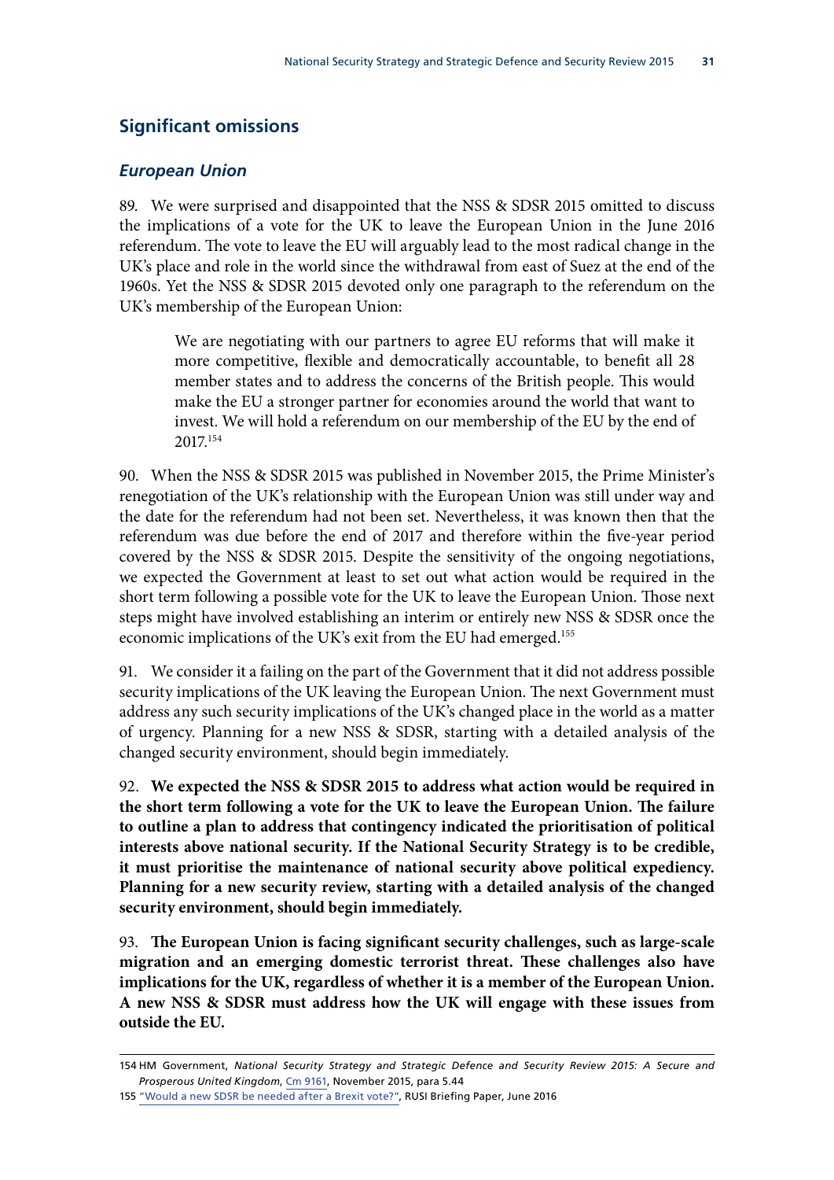## Significant omissions

### *European Union*

89. We were surprised and disappointed that the NSS & SDSR 2015 omitted to discuss the implications of a vote for the UK to leave the European Union in the June 2016 referendum. The vote to leave the EU will arguably lead to the most radical change in the UK's place and role in the world since the withdrawal from east of Suez at the end of the 1960s. Yet the NSS & SDSR 2015 devoted only one paragraph to the referendum on the UK's membership of the European Union:

> We are negotiating with our partners to agree EU reforms that will make it more competitive, flexible and democratically accountable, to benefit all 28 member states and to address the concerns of the British people. This would make the EU a stronger partner for economies around the world that want to invest. We will hold a referendum on our membership of the EU by the end of 2017.[154]

90. When the NSS & SDSR 2015 was published in November 2015, the Prime Minister's renegotiation of the UK's relationship with the European Union was still under way and the date for the referendum had not been set. Nevertheless, it was known then that the referendum was due before the end of 2017 and therefore within the five-year period covered by the NSS & SDSR 2015. Despite the sensitivity of the ongoing negotiations, we expected the Government at least to set out what action would be required in the short term following a possible vote for the UK to leave the European Union. Those next steps might have involved establishing an interim or entirely new NSS & SDSR once the economic implications of the UK's exit from the EU had emerged.[155]

91. We consider it a failing on the part of the Government that it did not address possible security implications of the UK leaving the European Union. The next Government must address any such security implications of the UK's changed place in the world as a matter of urgency. Planning for a new NSS & SDSR, starting with a detailed analysis of the changed security environment, should begin immediately.

92. **We expected the NSS & SDSR 2015 to address what action would be required in the short term following a vote for the UK to leave the European Union. The failure to outline a plan to address that contingency indicated the prioritisation of political interests above national security. If the National Security Strategy is to be credible, it must prioritise the maintenance of national security above political expediency. Planning for a new security review, starting with a detailed analysis of the changed security environment, should begin immediately.**

93. **The European Union is facing significant security challenges, such as large-scale migration and an emerging domestic terrorist threat. These challenges also have implications for the UK, regardless of whether it is a member of the European Union. A new NSS & SDSR must address how the UK will engage with these issues from outside the EU.**

---

154 HM Government, *National Security Strategy and Strategic Defence and Security Review 2015: A Secure and Prosperous United Kingdom*, Cm 9161, November 2015, para 5.44

155 "Would a new SDSR be needed after a Brexit vote?", RUSI Briefing Paper, June 2016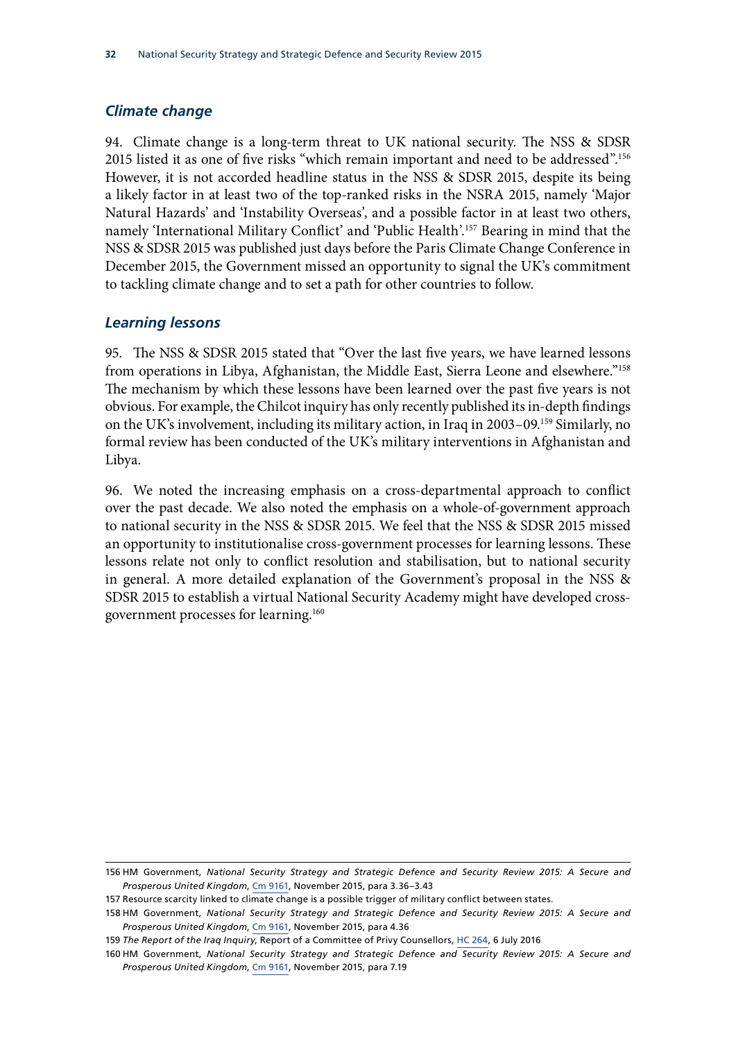### *Climate change*

94. Climate change is a long-term threat to UK national security. The NSS & SDSR 2015 listed it as one of five risks "which remain important and need to be addressed".[156] However, it is not accorded headline status in the NSS & SDSR 2015, despite its being a likely factor in at least two of the top-ranked risks in the NSRA 2015, namely 'Major Natural Hazards' and 'Instability Overseas', and a possible factor in at least two others, namely 'International Military Conflict' and 'Public Health'.[157] Bearing in mind that the NSS & SDSR 2015 was published just days before the Paris Climate Change Conference in December 2015, the Government missed an opportunity to signal the UK's commitment to tackling climate change and to set a path for other countries to follow.

### *Learning lessons*

95. The NSS & SDSR 2015 stated that "Over the last five years, we have learned lessons from operations in Libya, Afghanistan, the Middle East, Sierra Leone and elsewhere."[158] The mechanism by which these lessons have been learned over the past five years is not obvious. For example, the Chilcot inquiry has only recently published its in-depth findings on the UK's involvement, including its military action, in Iraq in 2003–09.[159] Similarly, no formal review has been conducted of the UK's military interventions in Afghanistan and Libya.

96. We noted the increasing emphasis on a cross-departmental approach to conflict over the past decade. We also noted the emphasis on a whole-of-government approach to national security in the NSS & SDSR 2015. We feel that the NSS & SDSR 2015 missed an opportunity to institutionalise cross-government processes for learning lessons. These lessons relate not only to conflict resolution and stabilisation, but to national security in general. A more detailed explanation of the Government's proposal in the NSS & SDSR 2015 to establish a virtual National Security Academy might have developed cross-government processes for learning.[160]

---

156 HM Government, *National Security Strategy and Strategic Defence and Security Review 2015: A Secure and Prosperous United Kingdom*, Cm 9161, November 2015, para 3.36–3.43

157 Resource scarcity linked to climate change is a possible trigger of military conflict between states.

158 HM Government, *National Security Strategy and Strategic Defence and Security Review 2015: A Secure and Prosperous United Kingdom*, Cm 9161, November 2015, para 4.36

159 *The Report of the Iraq Inquiry*, Report of a Committee of Privy Counsellors, HC 264, 6 July 2016

160 HM Government, *National Security Strategy and Strategic Defence and Security Review 2015: A Secure and Prosperous United Kingdom*, Cm 9161, November 2015, para 7.19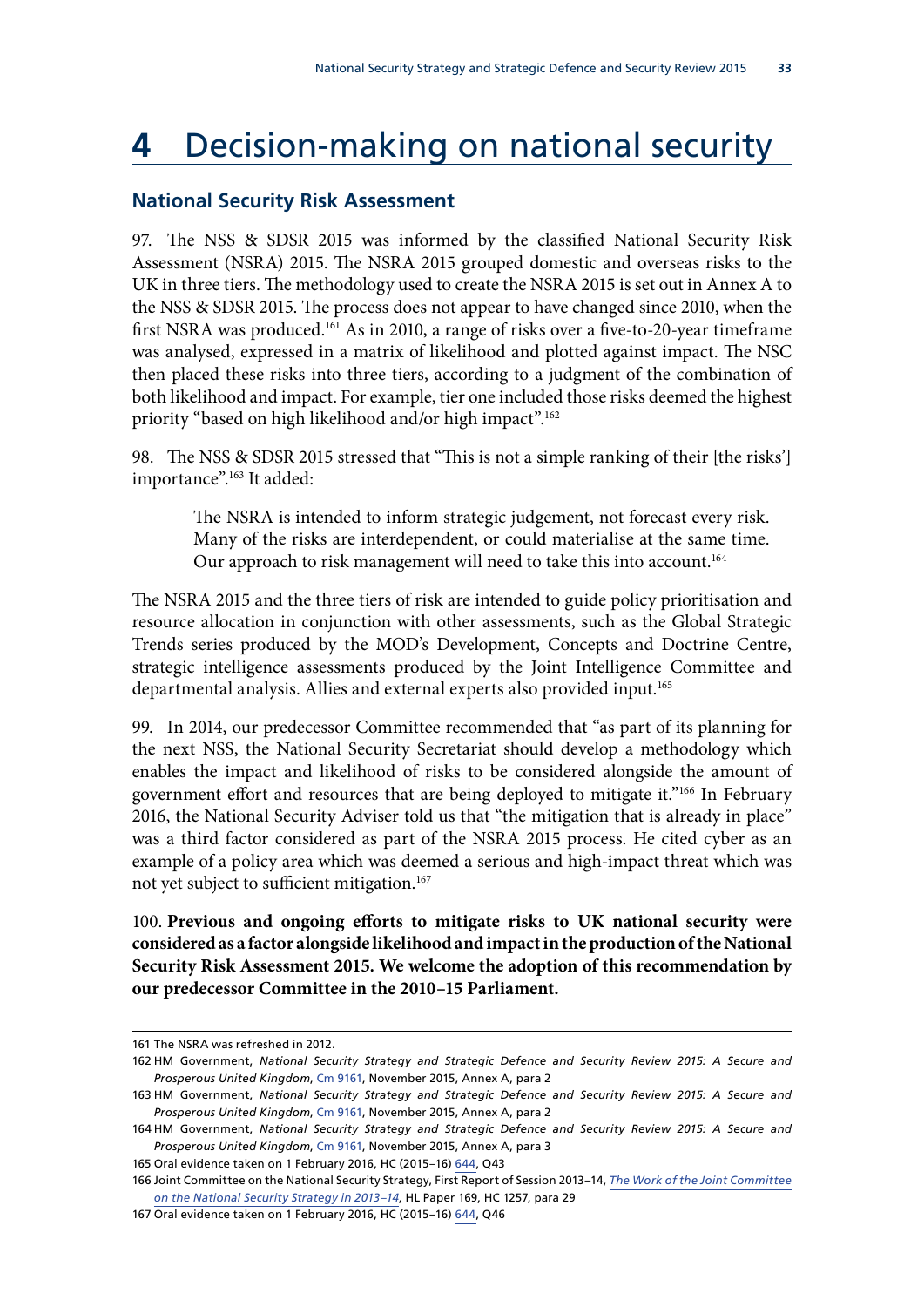# 4 Decision-making on national security

## National Security Risk Assessment

97. The NSS & SDSR 2015 was informed by the classified National Security Risk Assessment (NSRA) 2015. The NSRA 2015 grouped domestic and overseas risks to the UK in three tiers. The methodology used to create the NSRA 2015 is set out in Annex A to the NSS & SDSR 2015. The process does not appear to have changed since 2010, when the first NSRA was produced.[161] As in 2010, a range of risks over a five-to-20-year timeframe was analysed, expressed in a matrix of likelihood and plotted against impact. The NSC then placed these risks into three tiers, according to a judgment of the combination of both likelihood and impact. For example, tier one included those risks deemed the highest priority "based on high likelihood and/or high impact".[162]

98. The NSS & SDSR 2015 stressed that "This is not a simple ranking of their [the risks'] importance".[163] It added:

> The NSRA is intended to inform strategic judgement, not forecast every risk. Many of the risks are interdependent, or could materialise at the same time. Our approach to risk management will need to take this into account.[164]

The NSRA 2015 and the three tiers of risk are intended to guide policy prioritisation and resource allocation in conjunction with other assessments, such as the Global Strategic Trends series produced by the MOD's Development, Concepts and Doctrine Centre, strategic intelligence assessments produced by the Joint Intelligence Committee and departmental analysis. Allies and external experts also provided input.[165]

99. In 2014, our predecessor Committee recommended that "as part of its planning for the next NSS, the National Security Secretariat should develop a methodology which enables the impact and likelihood of risks to be considered alongside the amount of government effort and resources that are being deployed to mitigate it."[166] In February 2016, the National Security Adviser told us that "the mitigation that is already in place" was a third factor considered as part of the NSRA 2015 process. He cited cyber as an example of a policy area which was deemed a serious and high-impact threat which was not yet subject to sufficient mitigation.[167]

100. **Previous and ongoing efforts to mitigate risks to UK national security were considered as a factor alongside likelihood and impact in the production of the National Security Risk Assessment 2015. We welcome the adoption of this recommendation by our predecessor Committee in the 2010–15 Parliament.**

---

161 The NSRA was refreshed in 2012.

162 HM Government, *National Security Strategy and Strategic Defence and Security Review 2015: A Secure and Prosperous United Kingdom*, Cm 9161, November 2015, Annex A, para 2

163 HM Government, *National Security Strategy and Strategic Defence and Security Review 2015: A Secure and Prosperous United Kingdom*, Cm 9161, November 2015, Annex A, para 2

164 HM Government, *National Security Strategy and Strategic Defence and Security Review 2015: A Secure and Prosperous United Kingdom*, Cm 9161, November 2015, Annex A, para 3

165 Oral evidence taken on 1 February 2016, HC (2015–16) 644, Q43

166 Joint Committee on the National Security Strategy, First Report of Session 2013–14, *The Work of the Joint Committee on the National Security Strategy in 2013–14*, HL Paper 169, HC 1257, para 29

167 Oral evidence taken on 1 February 2016, HC (2015–16) 644, Q46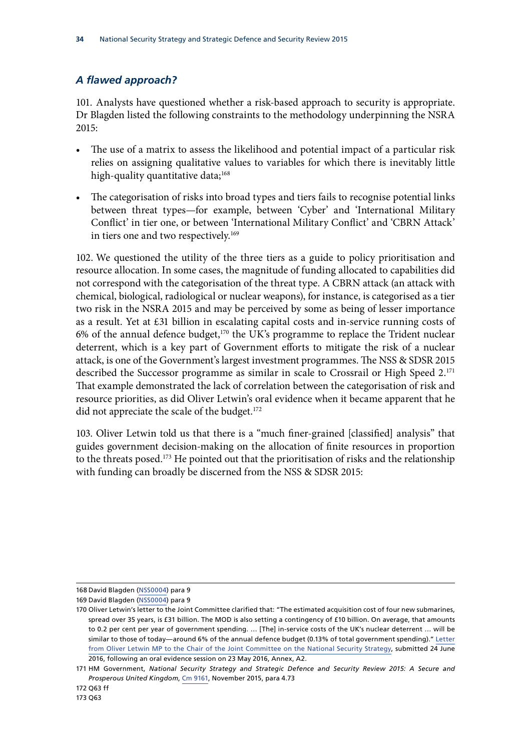### *A flawed approach?*

101. Analysts have questioned whether a risk-based approach to security is appropriate. Dr Blagden listed the following constraints to the methodology underpinning the NSRA 2015:

- The use of a matrix to assess the likelihood and potential impact of a particular risk relies on assigning qualitative values to variables for which there is inevitably little high-quality quantitative data;[168]
- The categorisation of risks into broad types and tiers fails to recognise potential links between threat types—for example, between 'Cyber' and 'International Military Conflict' in tier one, or between 'International Military Conflict' and 'CBRN Attack' in tiers one and two respectively.[169]

102. We questioned the utility of the three tiers as a guide to policy prioritisation and resource allocation. In some cases, the magnitude of funding allocated to capabilities did not correspond with the categorisation of the threat type. A CBRN attack (an attack with chemical, biological, radiological or nuclear weapons), for instance, is categorised as a tier two risk in the NSRA 2015 and may be perceived by some as being of lesser importance as a result. Yet at £31 billion in escalating capital costs and in-service running costs of 6% of the annual defence budget,[170] the UK's programme to replace the Trident nuclear deterrent, which is a key part of Government efforts to mitigate the risk of a nuclear attack, is one of the Government's largest investment programmes. The NSS & SDSR 2015 described the Successor programme as similar in scale to Crossrail or High Speed 2.[171] That example demonstrated the lack of correlation between the categorisation of risk and resource priorities, as did Oliver Letwin's oral evidence when it became apparent that he did not appreciate the scale of the budget.[172]

103. Oliver Letwin told us that there is a "much finer-grained [classified] analysis" that guides government decision-making on the allocation of finite resources in proportion to the threats posed.[173] He pointed out that the prioritisation of risks and the relationship with funding can broadly be discerned from the NSS & SDSR 2015:

---

168 David Blagden (NSS0004) para 9

169 David Blagden (NSS0004) para 9

170 Oliver Letwin's letter to the Joint Committee clarified that: "The estimated acquisition cost of four new submarines, spread over 35 years, is £31 billion. The MOD is also setting a contingency of £10 billion. On average, that amounts to 0.2 per cent per year of government spending. … [The] in-service costs of the UK's nuclear deterrent … will be similar to those of today—around 6% of the annual defence budget (0.13% of total government spending)." Letter from Oliver Letwin MP to the Chair of the Joint Committee on the National Security Strategy, submitted 24 June 2016, following an oral evidence session on 23 May 2016, Annex, A2.

171 HM Government, *National Security Strategy and Strategic Defence and Security Review 2015: A Secure and Prosperous United Kingdom*, Cm 9161, November 2015, para 4.73

172 Q63 ff

173 Q63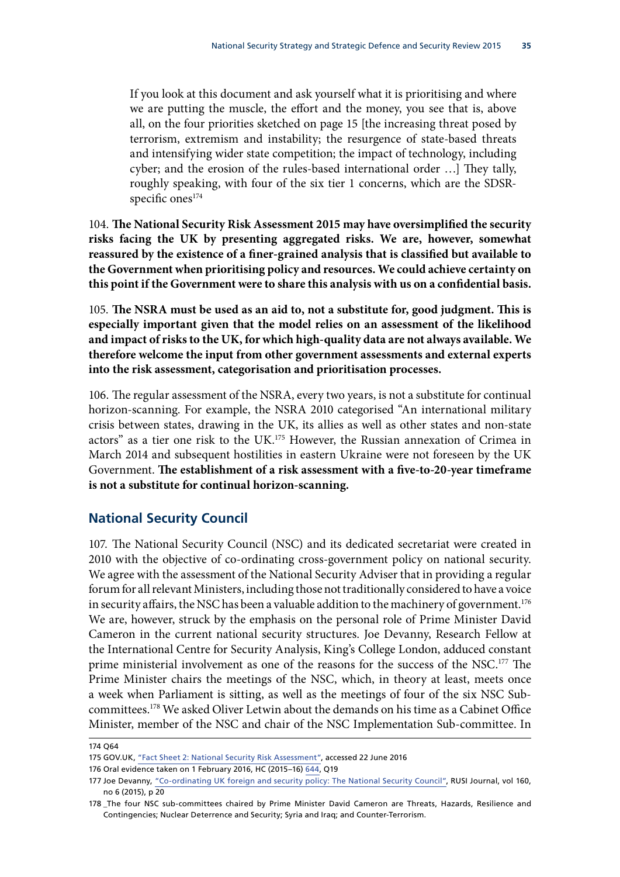> If you look at this document and ask yourself what it is prioritising and where we are putting the muscle, the effort and the money, you see that is, above all, on the four priorities sketched on page 15 [the increasing threat posed by terrorism, extremism and instability; the resurgence of state-based threats and intensifying wider state competition; the impact of technology, including cyber; and the erosion of the rules-based international order …] They tally, roughly speaking, with four of the six tier 1 concerns, which are the SDSR-specific ones[174]

104. **The National Security Risk Assessment 2015 may have oversimplified the security risks facing the UK by presenting aggregated risks. We are, however, somewhat reassured by the existence of a finer-grained analysis that is classified but available to the Government when prioritising policy and resources. We could achieve certainty on this point if the Government were to share this analysis with us on a confidential basis.**

105. **The NSRA must be used as an aid to, not a substitute for, good judgment. This is especially important given that the model relies on an assessment of the likelihood and impact of risks to the UK, for which high-quality data are not always available. We therefore welcome the input from other government assessments and external experts into the risk assessment, categorisation and prioritisation processes.**

106. The regular assessment of the NSRA, every two years, is not a substitute for continual horizon-scanning. For example, the NSRA 2010 categorised "An international military crisis between states, drawing in the UK, its allies as well as other states and non-state actors" as a tier one risk to the UK.[175] However, the Russian annexation of Crimea in March 2014 and subsequent hostilities in eastern Ukraine were not foreseen by the UK Government. **The establishment of a risk assessment with a five-to-20-year timeframe is not a substitute for continual horizon-scanning.**

## National Security Council

107. The National Security Council (NSC) and its dedicated secretariat were created in 2010 with the objective of co-ordinating cross-government policy on national security. We agree with the assessment of the National Security Adviser that in providing a regular forum for all relevant Ministers, including those not traditionally considered to have a voice in security affairs, the NSC has been a valuable addition to the machinery of government.[176] We are, however, struck by the emphasis on the personal role of Prime Minister David Cameron in the current national security structures. Joe Devanny, Research Fellow at the International Centre for Security Analysis, King's College London, adduced constant prime ministerial involvement as one of the reasons for the success of the NSC.[177] The Prime Minister chairs the meetings of the NSC, which, in theory at least, meets once a week when Parliament is sitting, as well as the meetings of four of the six NSC Sub-committees.[178] We asked Oliver Letwin about the demands on his time as a Cabinet Office Minister, member of the NSC and chair of the NSC Implementation Sub-committee. In

---

174 Q64

175 GOV.UK, "Fact Sheet 2: National Security Risk Assessment", accessed 22 June 2016

176 Oral evidence taken on 1 February 2016, HC (2015–16) 644, Q19

177 Joe Devanny, "Co-ordinating UK foreign and security policy: The National Security Council", RUSI Journal, vol 160, no 6 (2015), p 20

178 The four NSC sub-committees chaired by Prime Minister David Cameron are Threats, Hazards, Resilience and Contingencies; Nuclear Deterrence and Security; Syria and Iraq; and Counter-Terrorism.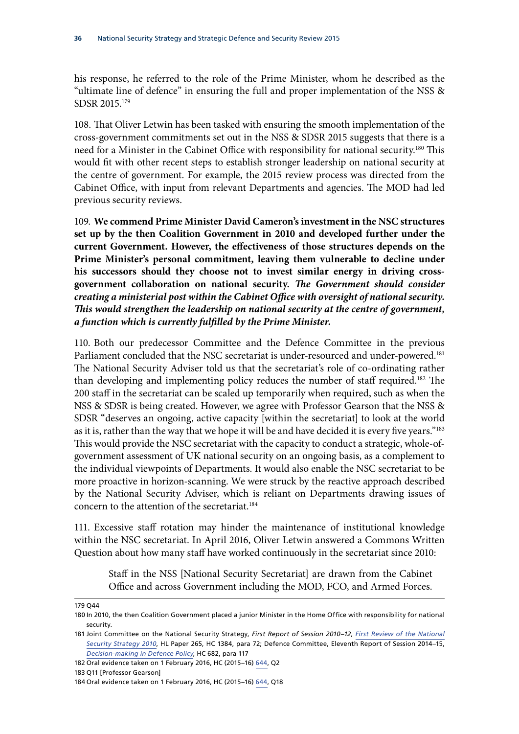his response, he referred to the role of the Prime Minister, whom he described as the "ultimate line of defence" in ensuring the full and proper implementation of the NSS & SDSR 2015.[179]

108. That Oliver Letwin has been tasked with ensuring the smooth implementation of the cross-government commitments set out in the NSS & SDSR 2015 suggests that there is a need for a Minister in the Cabinet Office with responsibility for national security.[180] This would fit with other recent steps to establish stronger leadership on national security at the centre of government. For example, the 2015 review process was directed from the Cabinet Office, with input from relevant Departments and agencies. The MOD had led previous security reviews.

109. **We commend Prime Minister David Cameron's investment in the NSC structures set up by the then Coalition Government in 2010 and developed further under the current Government. However, the effectiveness of those structures depends on the Prime Minister's personal commitment, leaving them vulnerable to decline under his successors should they choose not to invest similar energy in driving cross-government collaboration on national security.** ***The Government should consider creating a ministerial post within the Cabinet Office with oversight of national security. This would strengthen the leadership on national security at the centre of government, a function which is currently fulfilled by the Prime Minister.***

110. Both our predecessor Committee and the Defence Committee in the previous Parliament concluded that the NSC secretariat is under-resourced and under-powered.[181] The National Security Adviser told us that the secretariat's role of co-ordinating rather than developing and implementing policy reduces the number of staff required.[182] The 200 staff in the secretariat can be scaled up temporarily when required, such as when the NSS & SDSR is being created. However, we agree with Professor Gearson that the NSS & SDSR "deserves an ongoing, active capacity [within the secretariat] to look at the world as it is, rather than the way that we hope it will be and have decided it is every five years."[183] This would provide the NSC secretariat with the capacity to conduct a strategic, whole-of-government assessment of UK national security on an ongoing basis, as a complement to the individual viewpoints of Departments. It would also enable the NSC secretariat to be more proactive in horizon-scanning. We were struck by the reactive approach described by the National Security Adviser, which is reliant on Departments drawing issues of concern to the attention of the secretariat.[184]

111. Excessive staff rotation may hinder the maintenance of institutional knowledge within the NSC secretariat. In April 2016, Oliver Letwin answered a Commons Written Question about how many staff have worked continuously in the secretariat since 2010:

> Staff in the NSS [National Security Secretariat] are drawn from the Cabinet Office and across Government including the MOD, FCO, and Armed Forces.

---

179 Q44

180 In 2010, the then Coalition Government placed a junior Minister in the Home Office with responsibility for national security.

181 Joint Committee on the National Security Strategy, *First Report of Session 2010–12*, *First Review of the National Security Strategy 2010*, HL Paper 265, HC 1384, para 72; Defence Committee, Eleventh Report of Session 2014–15, *Decision-making in Defence Policy*, HC 682, para 117

182 Oral evidence taken on 1 February 2016, HC (2015–16) 644, Q2

183 Q11 [Professor Gearson]

184 Oral evidence taken on 1 February 2016, HC (2015–16) 644, Q18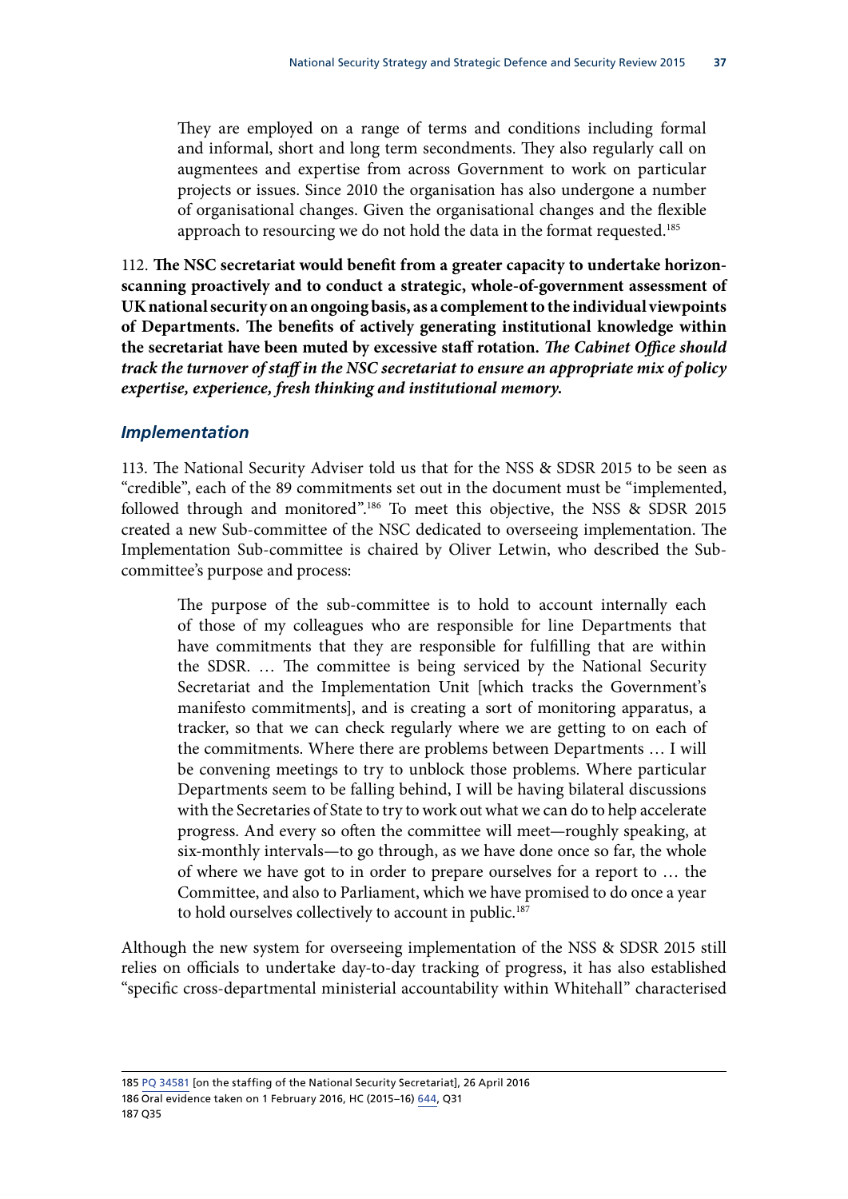> They are employed on a range of terms and conditions including formal and informal, short and long term secondments. They also regularly call on augmentees and expertise from across Government to work on particular projects or issues. Since 2010 the organisation has also undergone a number of organisational changes. Given the organisational changes and the flexible approach to resourcing we do not hold the data in the format requested.[185]

112. **The NSC secretariat would benefit from a greater capacity to undertake horizon-scanning proactively and to conduct a strategic, whole-of-government assessment of UK national security on an ongoing basis, as a complement to the individual viewpoints of Departments. The benefits of actively generating institutional knowledge within the secretariat have been muted by excessive staff rotation.** ***The Cabinet Office should track the turnover of staff in the NSC secretariat to ensure an appropriate mix of policy expertise, experience, fresh thinking and institutional memory.***

### *Implementation*

113. The National Security Adviser told us that for the NSS & SDSR 2015 to be seen as "credible", each of the 89 commitments set out in the document must be "implemented, followed through and monitored".[186] To meet this objective, the NSS & SDSR 2015 created a new Sub-committee of the NSC dedicated to overseeing implementation. The Implementation Sub-committee is chaired by Oliver Letwin, who described the Sub-committee's purpose and process:

> The purpose of the sub-committee is to hold to account internally each of those of my colleagues who are responsible for line Departments that have commitments that they are responsible for fulfilling that are within the SDSR. … The committee is being serviced by the National Security Secretariat and the Implementation Unit [which tracks the Government's manifesto commitments], and is creating a sort of monitoring apparatus, a tracker, so that we can check regularly where we are getting to on each of the commitments. Where there are problems between Departments … I will be convening meetings to try to unblock those problems. Where particular Departments seem to be falling behind, I will be having bilateral discussions with the Secretaries of State to try to work out what we can do to help accelerate progress. And every so often the committee will meet—roughly speaking, at six-monthly intervals—to go through, as we have done once so far, the whole of where we have got to in order to prepare ourselves for a report to … the Committee, and also to Parliament, which we have promised to do once a year to hold ourselves collectively to account in public.[187]

Although the new system for overseeing implementation of the NSS & SDSR 2015 still relies on officials to undertake day-to-day tracking of progress, it has also established "specific cross-departmental ministerial accountability within Whitehall" characterised

---

185 PQ 34581 [on the staffing of the National Security Secretariat], 26 April 2016

186 Oral evidence taken on 1 February 2016, HC (2015–16) 644, Q31

187 Q35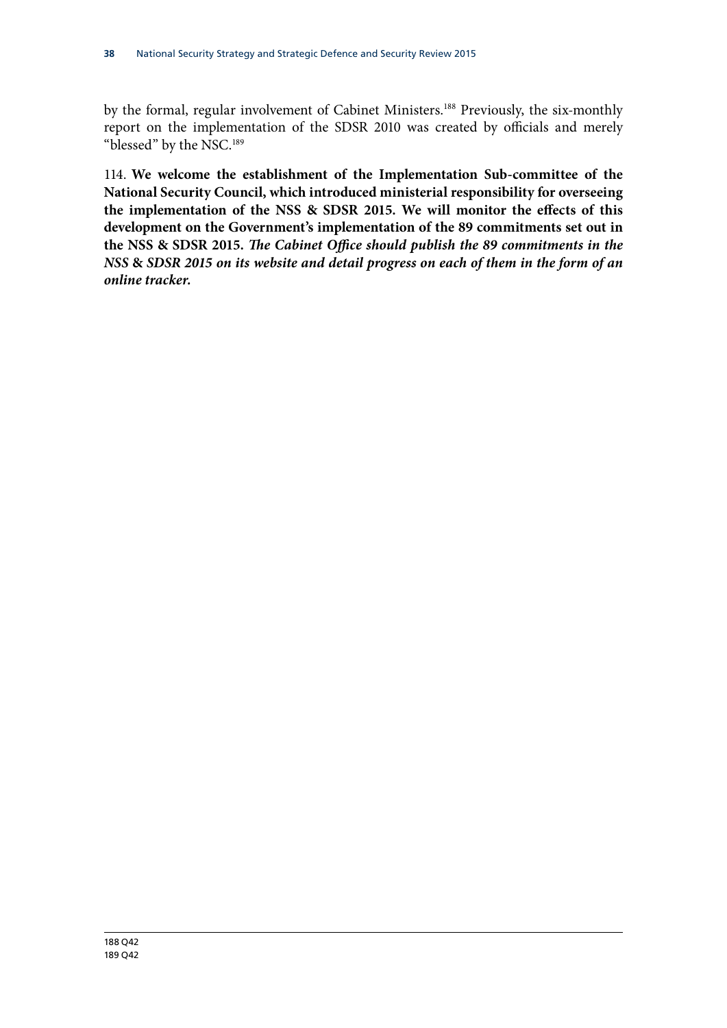by the formal, regular involvement of Cabinet Ministers.[188] Previously, the six-monthly report on the implementation of the SDSR 2010 was created by officials and merely "blessed" by the NSC.[189]

114. **We welcome the establishment of the Implementation Sub-committee of the National Security Council, which introduced ministerial responsibility for overseeing the implementation of the NSS & SDSR 2015. We will monitor the effects of this development on the Government's implementation of the 89 commitments set out in the NSS & SDSR 2015.** ***The Cabinet Office should publish the 89 commitments in the NSS & SDSR 2015 on its website and detail progress on each of them in the form of an online tracker.***

188 Q42
189 Q42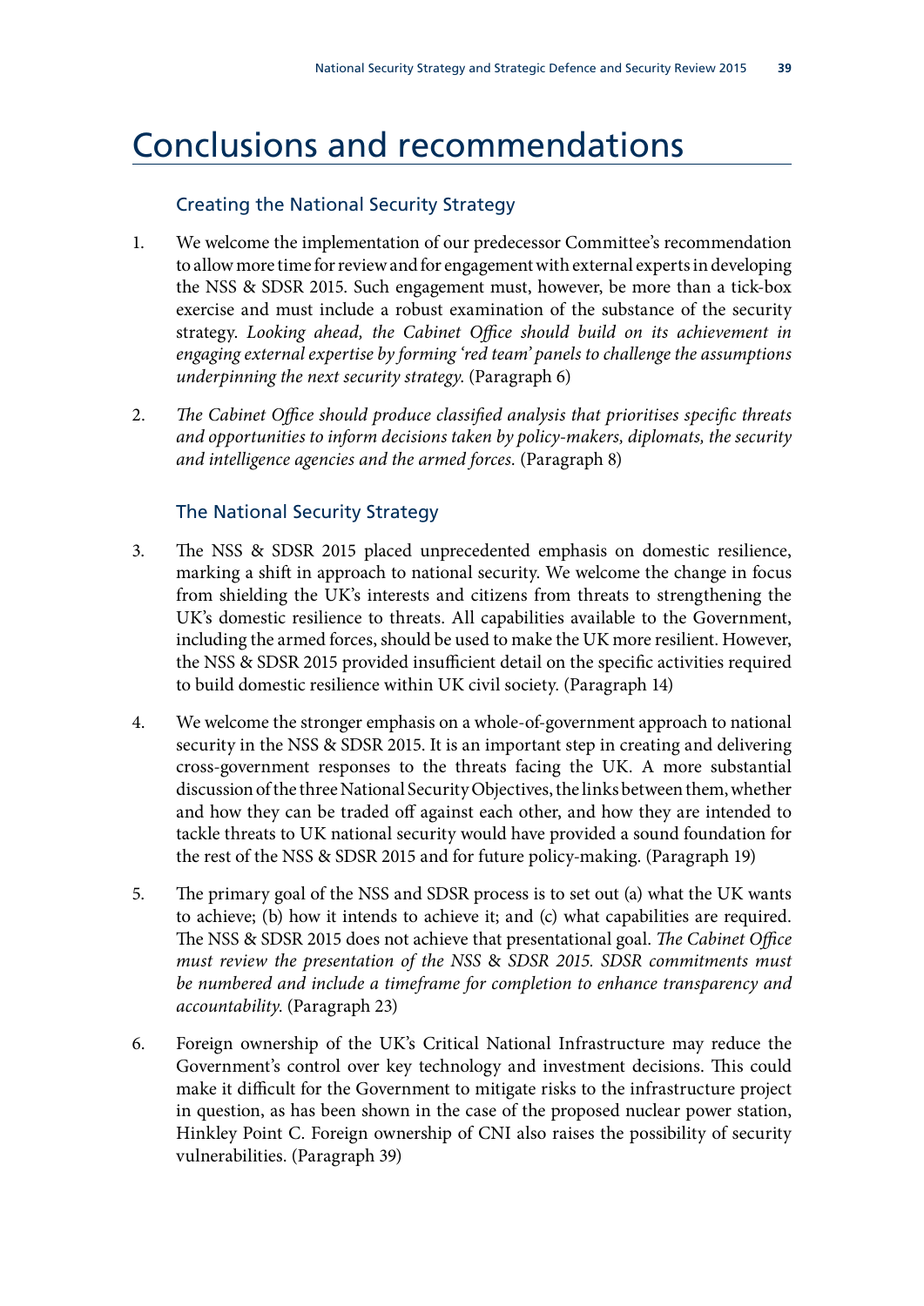# Conclusions and recommendations

## Creating the National Security Strategy

1. We welcome the implementation of our predecessor Committee's recommendation to allow more time for review and for engagement with external experts in developing the NSS & SDSR 2015. Such engagement must, however, be more than a tick-box exercise and must include a robust examination of the substance of the security strategy. *Looking ahead, the Cabinet Office should build on its achievement in engaging external expertise by forming 'red team' panels to challenge the assumptions underpinning the next security strategy.* (Paragraph 6)

2. *The Cabinet Office should produce classified analysis that prioritises specific threats and opportunities to inform decisions taken by policy-makers, diplomats, the security and intelligence agencies and the armed forces.* (Paragraph 8)

## The National Security Strategy

3. The NSS & SDSR 2015 placed unprecedented emphasis on domestic resilience, marking a shift in approach to national security. We welcome the change in focus from shielding the UK's interests and citizens from threats to strengthening the UK's domestic resilience to threats. All capabilities available to the Government, including the armed forces, should be used to make the UK more resilient. However, the NSS & SDSR 2015 provided insufficient detail on the specific activities required to build domestic resilience within UK civil society. (Paragraph 14)

4. We welcome the stronger emphasis on a whole-of-government approach to national security in the NSS & SDSR 2015. It is an important step in creating and delivering cross-government responses to the threats facing the UK. A more substantial discussion of the three National Security Objectives, the links between them, whether and how they can be traded off against each other, and how they are intended to tackle threats to UK national security would have provided a sound foundation for the rest of the NSS & SDSR 2015 and for future policy-making. (Paragraph 19)

5. The primary goal of the NSS and SDSR process is to set out (a) what the UK wants to achieve; (b) how it intends to achieve it; and (c) what capabilities are required. The NSS & SDSR 2015 does not achieve that presentational goal. *The Cabinet Office must review the presentation of the NSS & SDSR 2015. SDSR commitments must be numbered and include a timeframe for completion to enhance transparency and accountability.* (Paragraph 23)

6. Foreign ownership of the UK's Critical National Infrastructure may reduce the Government's control over key technology and investment decisions. This could make it difficult for the Government to mitigate risks to the infrastructure project in question, as has been shown in the case of the proposed nuclear power station, Hinkley Point C. Foreign ownership of CNI also raises the possibility of security vulnerabilities. (Paragraph 39)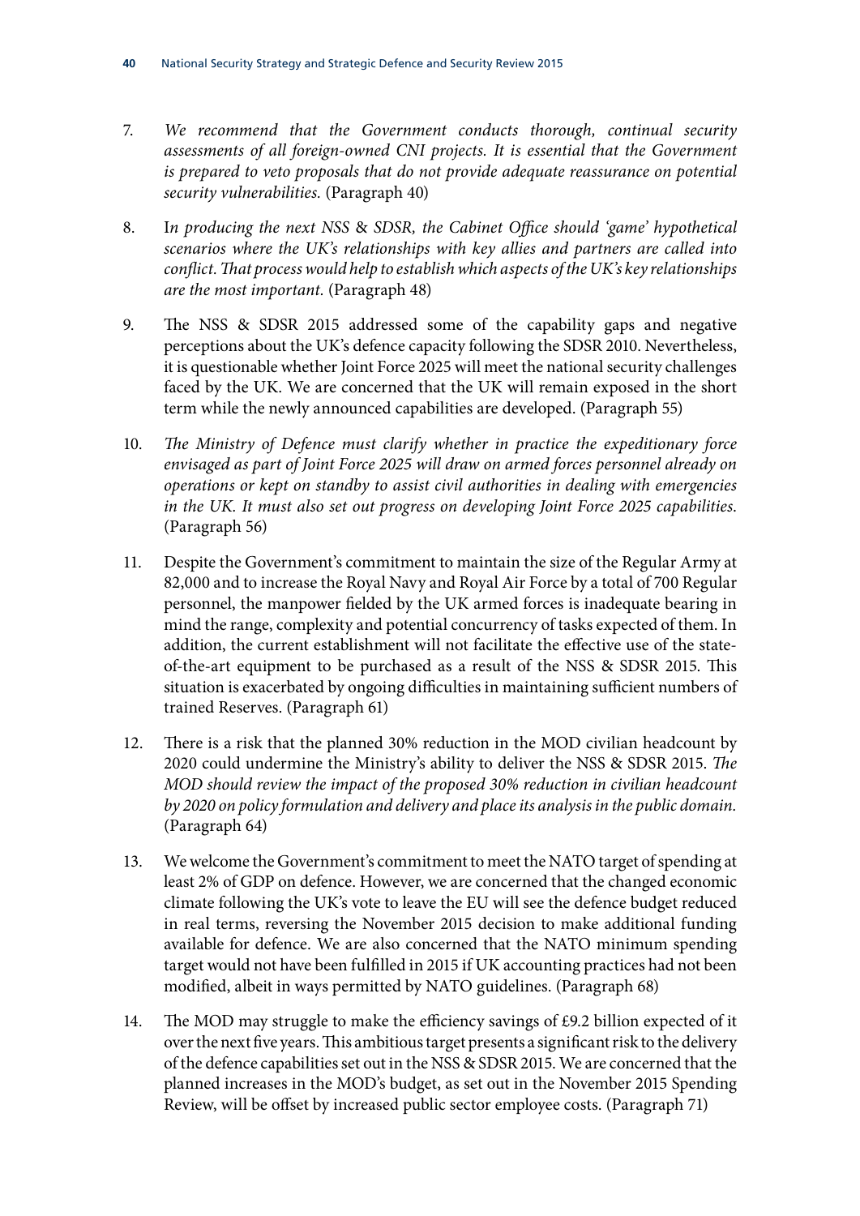7. *We recommend that the Government conducts thorough, continual security assessments of all foreign-owned CNI projects. It is essential that the Government is prepared to veto proposals that do not provide adequate reassurance on potential security vulnerabilities.* (Paragraph 40)

8. I*n producing the next NSS & SDSR, the Cabinet Office should 'game' hypothetical scenarios where the UK's relationships with key allies and partners are called into conflict. That process would help to establish which aspects of the UK's key relationships are the most important.* (Paragraph 48)

9. The NSS & SDSR 2015 addressed some of the capability gaps and negative perceptions about the UK's defence capacity following the SDSR 2010. Nevertheless, it is questionable whether Joint Force 2025 will meet the national security challenges faced by the UK. We are concerned that the UK will remain exposed in the short term while the newly announced capabilities are developed. (Paragraph 55)

10. *The Ministry of Defence must clarify whether in practice the expeditionary force envisaged as part of Joint Force 2025 will draw on armed forces personnel already on operations or kept on standby to assist civil authorities in dealing with emergencies in the UK. It must also set out progress on developing Joint Force 2025 capabilities.* (Paragraph 56)

11. Despite the Government's commitment to maintain the size of the Regular Army at 82,000 and to increase the Royal Navy and Royal Air Force by a total of 700 Regular personnel, the manpower fielded by the UK armed forces is inadequate bearing in mind the range, complexity and potential concurrency of tasks expected of them. In addition, the current establishment will not facilitate the effective use of the state-of-the-art equipment to be purchased as a result of the NSS & SDSR 2015. This situation is exacerbated by ongoing difficulties in maintaining sufficient numbers of trained Reserves. (Paragraph 61)

12. There is a risk that the planned 30% reduction in the MOD civilian headcount by 2020 could undermine the Ministry's ability to deliver the NSS & SDSR 2015. *The MOD should review the impact of the proposed 30% reduction in civilian headcount by 2020 on policy formulation and delivery and place its analysis in the public domain.* (Paragraph 64)

13. We welcome the Government's commitment to meet the NATO target of spending at least 2% of GDP on defence. However, we are concerned that the changed economic climate following the UK's vote to leave the EU will see the defence budget reduced in real terms, reversing the November 2015 decision to make additional funding available for defence. We are also concerned that the NATO minimum spending target would not have been fulfilled in 2015 if UK accounting practices had not been modified, albeit in ways permitted by NATO guidelines. (Paragraph 68)

14. The MOD may struggle to make the efficiency savings of £9.2 billion expected of it over the next five years. This ambitious target presents a significant risk to the delivery of the defence capabilities set out in the NSS & SDSR 2015. We are concerned that the planned increases in the MOD's budget, as set out in the November 2015 Spending Review, will be offset by increased public sector employee costs. (Paragraph 71)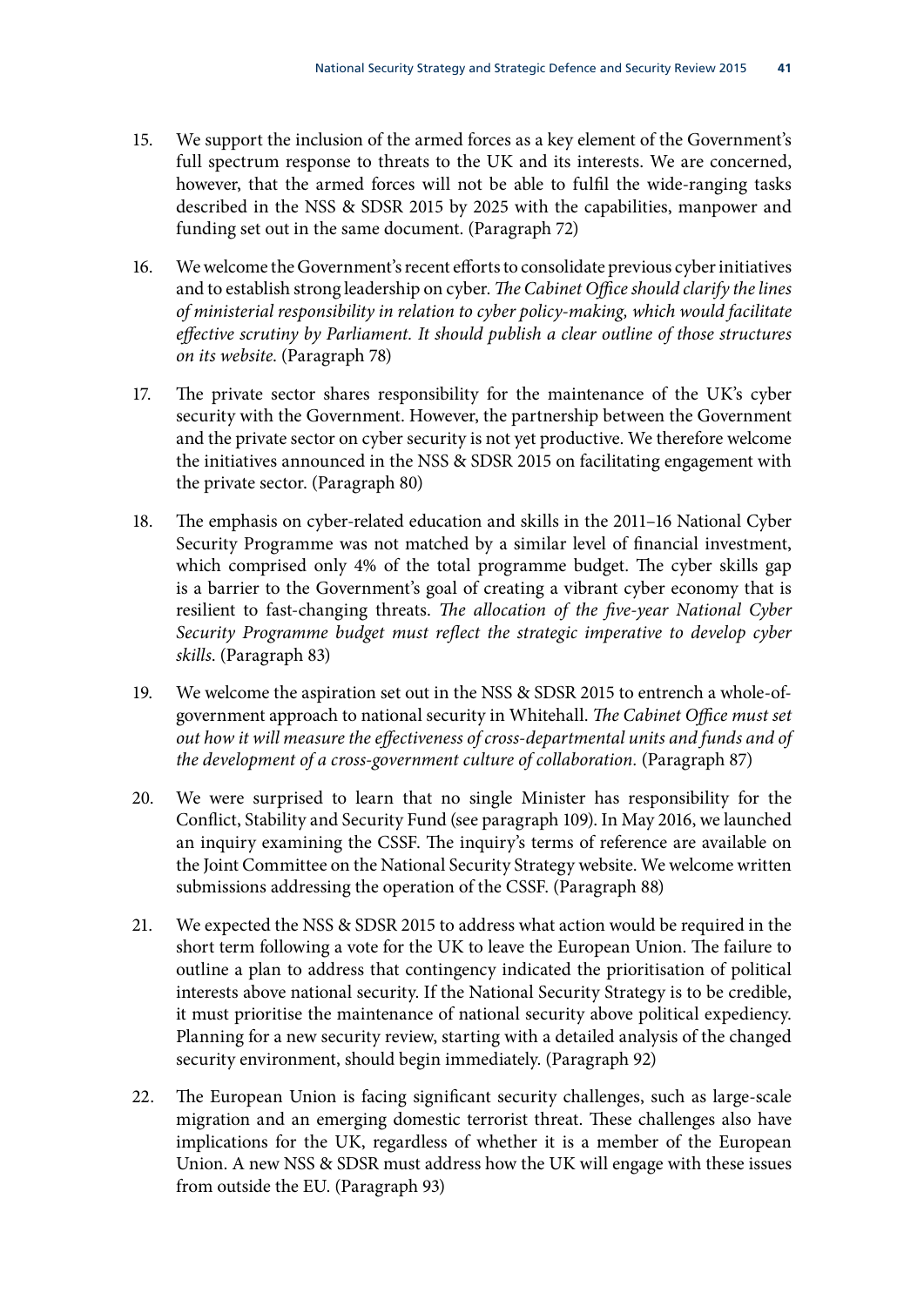15. We support the inclusion of the armed forces as a key element of the Government's full spectrum response to threats to the UK and its interests. We are concerned, however, that the armed forces will not be able to fulfil the wide-ranging tasks described in the NSS & SDSR 2015 by 2025 with the capabilities, manpower and funding set out in the same document. (Paragraph 72)

16. We welcome the Government's recent efforts to consolidate previous cyber initiatives and to establish strong leadership on cyber. *The Cabinet Office should clarify the lines of ministerial responsibility in relation to cyber policy-making, which would facilitate effective scrutiny by Parliament. It should publish a clear outline of those structures on its website.* (Paragraph 78)

17. The private sector shares responsibility for the maintenance of the UK's cyber security with the Government. However, the partnership between the Government and the private sector on cyber security is not yet productive. We therefore welcome the initiatives announced in the NSS & SDSR 2015 on facilitating engagement with the private sector. (Paragraph 80)

18. The emphasis on cyber-related education and skills in the 2011–16 National Cyber Security Programme was not matched by a similar level of financial investment, which comprised only 4% of the total programme budget. The cyber skills gap is a barrier to the Government's goal of creating a vibrant cyber economy that is resilient to fast-changing threats. *The allocation of the five-year National Cyber Security Programme budget must reflect the strategic imperative to develop cyber skills.* (Paragraph 83)

19. We welcome the aspiration set out in the NSS & SDSR 2015 to entrench a whole-of-government approach to national security in Whitehall. *The Cabinet Office must set out how it will measure the effectiveness of cross-departmental units and funds and of the development of a cross-government culture of collaboration.* (Paragraph 87)

20. We were surprised to learn that no single Minister has responsibility for the Conflict, Stability and Security Fund (see paragraph 109). In May 2016, we launched an inquiry examining the CSSF. The inquiry's terms of reference are available on the Joint Committee on the National Security Strategy website. We welcome written submissions addressing the operation of the CSSF. (Paragraph 88)

21. We expected the NSS & SDSR 2015 to address what action would be required in the short term following a vote for the UK to leave the European Union. The failure to outline a plan to address that contingency indicated the prioritisation of political interests above national security. If the National Security Strategy is to be credible, it must prioritise the maintenance of national security above political expediency. Planning for a new security review, starting with a detailed analysis of the changed security environment, should begin immediately. (Paragraph 92)

22. The European Union is facing significant security challenges, such as large-scale migration and an emerging domestic terrorist threat. These challenges also have implications for the UK, regardless of whether it is a member of the European Union. A new NSS & SDSR must address how the UK will engage with these issues from outside the EU. (Paragraph 93)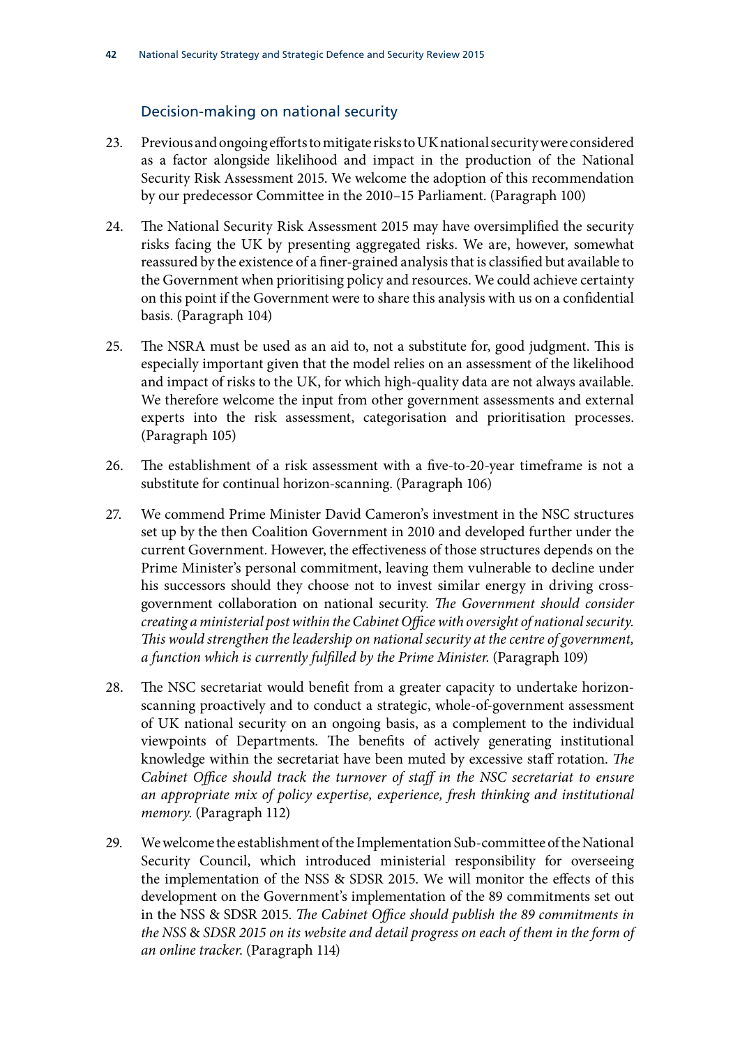### Decision-making on national security

23. Previous and ongoing efforts to mitigate risks to UK national security were considered as a factor alongside likelihood and impact in the production of the National Security Risk Assessment 2015. We welcome the adoption of this recommendation by our predecessor Committee in the 2010–15 Parliament. (Paragraph 100)

24. The National Security Risk Assessment 2015 may have oversimplified the security risks facing the UK by presenting aggregated risks. We are, however, somewhat reassured by the existence of a finer-grained analysis that is classified but available to the Government when prioritising policy and resources. We could achieve certainty on this point if the Government were to share this analysis with us on a confidential basis. (Paragraph 104)

25. The NSRA must be used as an aid to, not a substitute for, good judgment. This is especially important given that the model relies on an assessment of the likelihood and impact of risks to the UK, for which high-quality data are not always available. We therefore welcome the input from other government assessments and external experts into the risk assessment, categorisation and prioritisation processes. (Paragraph 105)

26. The establishment of a risk assessment with a five-to-20-year timeframe is not a substitute for continual horizon-scanning. (Paragraph 106)

27. We commend Prime Minister David Cameron's investment in the NSC structures set up by the then Coalition Government in 2010 and developed further under the current Government. However, the effectiveness of those structures depends on the Prime Minister's personal commitment, leaving them vulnerable to decline under his successors should they choose not to invest similar energy in driving cross-government collaboration on national security. *The Government should consider creating a ministerial post within the Cabinet Office with oversight of national security. This would strengthen the leadership on national security at the centre of government, a function which is currently fulfilled by the Prime Minister.* (Paragraph 109)

28. The NSC secretariat would benefit from a greater capacity to undertake horizon-scanning proactively and to conduct a strategic, whole-of-government assessment of UK national security on an ongoing basis, as a complement to the individual viewpoints of Departments. The benefits of actively generating institutional knowledge within the secretariat have been muted by excessive staff rotation. *The Cabinet Office should track the turnover of staff in the NSC secretariat to ensure an appropriate mix of policy expertise, experience, fresh thinking and institutional memory.* (Paragraph 112)

29. We welcome the establishment of the Implementation Sub-committee of the National Security Council, which introduced ministerial responsibility for overseeing the implementation of the NSS & SDSR 2015. We will monitor the effects of this development on the Government's implementation of the 89 commitments set out in the NSS & SDSR 2015. *The Cabinet Office should publish the 89 commitments in the NSS & SDSR 2015 on its website and detail progress on each of them in the form of an online tracker.* (Paragraph 114)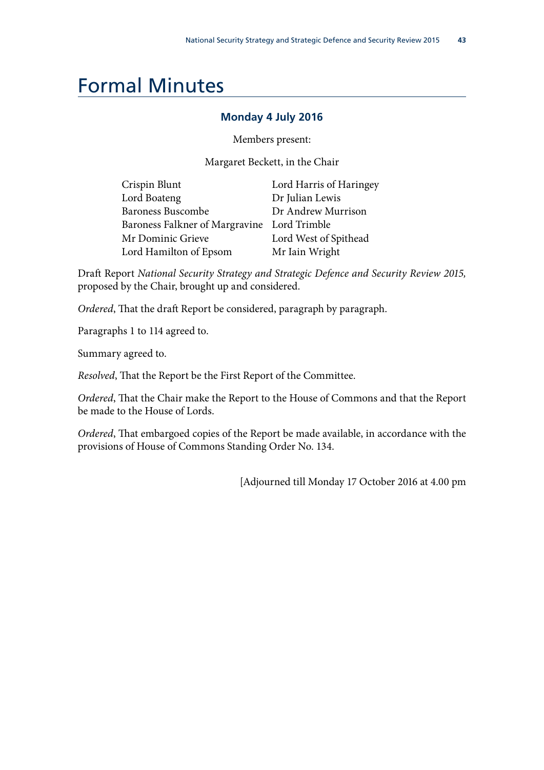# Formal Minutes

### Monday 4 July 2016

Members present:

Margaret Beckett, in the Chair

| | |
|---|---|
| Crispin Blunt | Lord Harris of Haringey |
| Lord Boateng | Dr Julian Lewis |
| Baroness Buscombe | Dr Andrew Murrison |
| Baroness Falkner of Margravine | Lord Trimble |
| Mr Dominic Grieve | Lord West of Spithead |
| Lord Hamilton of Epsom | Mr Iain Wright |

Draft Report *National Security Strategy and Strategic Defence and Security Review 2015,* proposed by the Chair, brought up and considered.

*Ordered*, That the draft Report be considered, paragraph by paragraph.

Paragraphs 1 to 114 agreed to.

Summary agreed to.

*Resolved*, That the Report be the First Report of the Committee.

*Ordered*, That the Chair make the Report to the House of Commons and that the Report be made to the House of Lords.

*Ordered*, That embargoed copies of the Report be made available, in accordance with the provisions of House of Commons Standing Order No. 134.

[Adjourned till Monday 17 October 2016 at 4.00 pm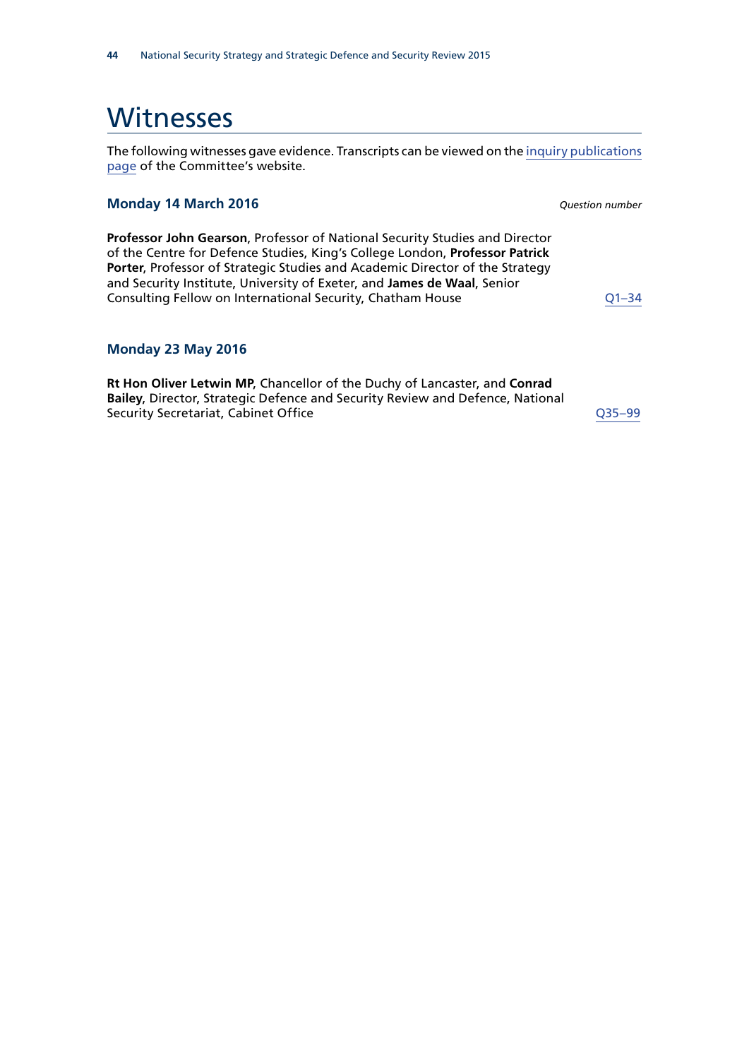# Witnesses

The following witnesses gave evidence. Transcripts can be viewed on the inquiry publications page of the Committee's website.

### Monday 14 March 2016

*Question number*

**Professor John Gearson**, Professor of National Security Studies and Director of the Centre for Defence Studies, King's College London, **Professor Patrick Porter**, Professor of Strategic Studies and Academic Director of the Strategy and Security Institute, University of Exeter, and **James de Waal**, Senior Consulting Fellow on International Security, Chatham House — Q1–34

### Monday 23 May 2016

**Rt Hon Oliver Letwin MP**, Chancellor of the Duchy of Lancaster, and **Conrad Bailey**, Director, Strategic Defence and Security Review and Defence, National Security Secretariat, Cabinet Office — Q35–99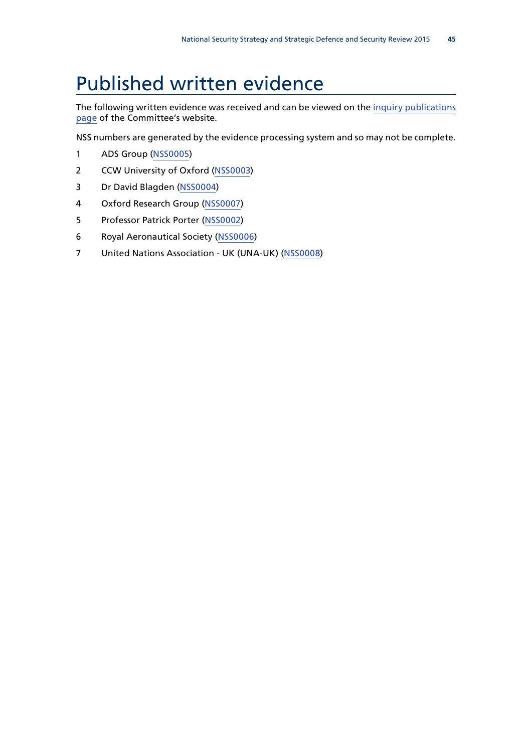# Published written evidence

The following written evidence was received and can be viewed on the inquiry publications page of the Committee's website.

NSS numbers are generated by the evidence processing system and so may not be complete.

1. ADS Group (NSS0005)
2. CCW University of Oxford (NSS0003)
3. Dr David Blagden (NSS0004)
4. Oxford Research Group (NSS0007)
5. Professor Patrick Porter (NSS0002)
6. Royal Aeronautical Society (NSS0006)
7. United Nations Association - UK (UNA-UK) (NSS0008)